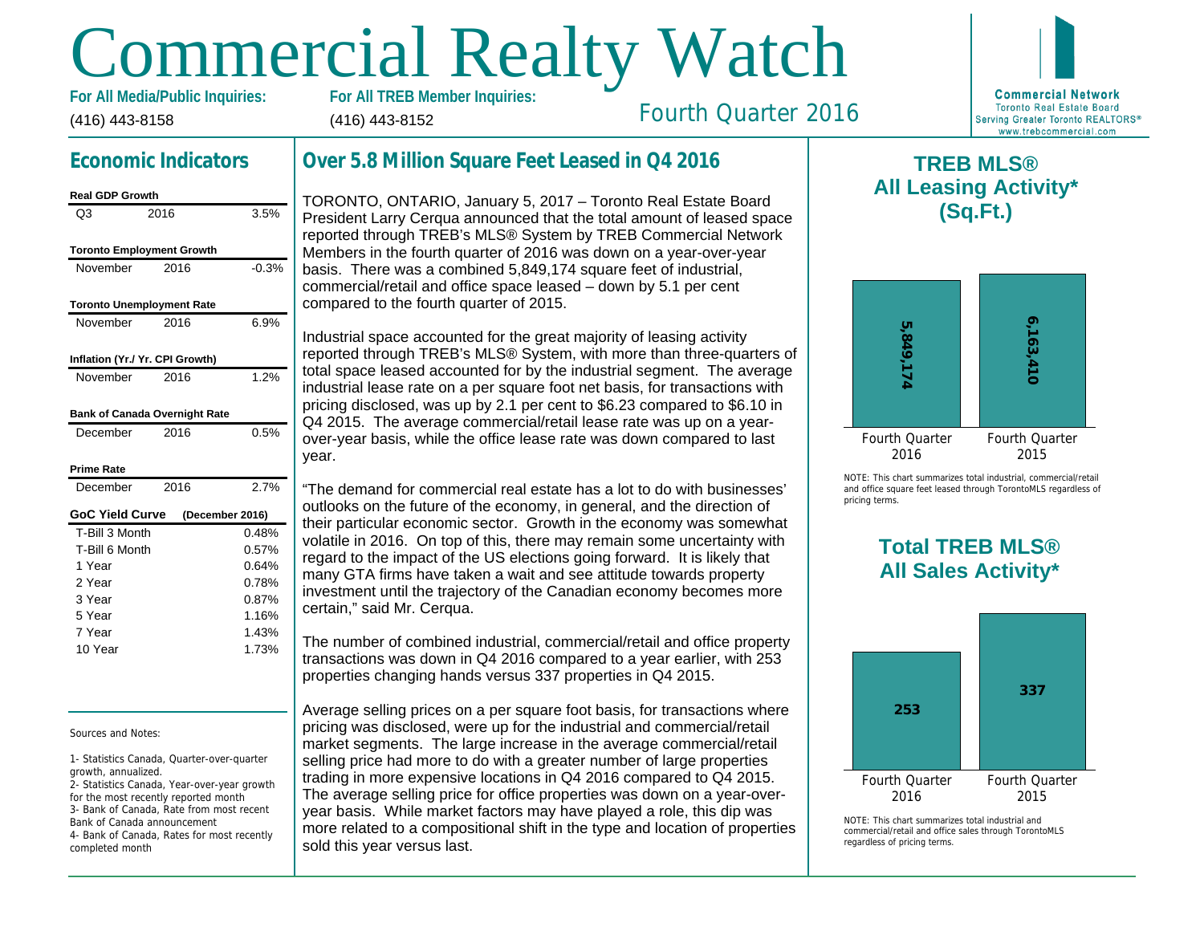# Commercial Realty Watch

**For All Media/Public Inquiries:**
(416) 443-8158

**For All TREB Member Inquiries:**
(416) 443-8152

Fourth Quarter 2016

Commercial Network
Toronto Real Estate Board
Serving Greater Toronto REALTORS®
www.trebcommercial.com

## Economic Indicators

**Real GDP Growth**

| Q3 | 2016 | 3.5% |
|---|---|---|

**Toronto Employment Growth**

| November | 2016 | -0.3% |
|---|---|---|

**Toronto Unemployment Rate**

| November | 2016 | 6.9% |
|---|---|---|

**Inflation (Yr./ Yr. CPI Growth)**

| November | 2016 | 1.2% |
|---|---|---|

**Bank of Canada Overnight Rate**

| December | 2016 | 0.5% |
|---|---|---|

**Prime Rate**

| December | 2016 | 2.7% |
|---|---|---|

**GoC Yield Curve** (December 2016)

| Term | Rate |
|---|---|
| T-Bill 3 Month | 0.48% |
| T-Bill 6 Month | 0.57% |
| 1 Year | 0.64% |
| 2 Year | 0.78% |
| 3 Year | 0.87% |
| 5 Year | 1.16% |
| 7 Year | 1.43% |
| 10 Year | 1.73% |

Sources and Notes:

1- Statistics Canada, Quarter-over-quarter growth, annualized.
2- Statistics Canada, Year-over-year growth for the most recently reported month
3- Bank of Canada, Rate from most recent Bank of Canada announcement
4- Bank of Canada, Rates for most recently completed month

## Over 5.8 Million Square Feet Leased in Q4 2016

TORONTO, ONTARIO, January 5, 2017 – Toronto Real Estate Board President Larry Cerqua announced that the total amount of leased space reported through TREB's MLS® System by TREB Commercial Network Members in the fourth quarter of 2016 was down on a year-over-year basis. There was a combined 5,849,174 square feet of industrial, commercial/retail and office space leased – down by 5.1 per cent compared to the fourth quarter of 2015.

Industrial space accounted for the great majority of leasing activity reported through TREB's MLS® System, with more than three-quarters of total space leased accounted for by the industrial segment. The average industrial lease rate on a per square foot net basis, for transactions with pricing disclosed, was up by 2.1 per cent to $6.23 compared to $6.10 in Q4 2015. The average commercial/retail lease rate was up on a year-over-year basis, while the office lease rate was down compared to last year.

"The demand for commercial real estate has a lot to do with businesses' outlooks on the future of the economy, in general, and the direction of their particular economic sector. Growth in the economy was somewhat volatile in 2016. On top of this, there may remain some uncertainty with regard to the impact of the US elections going forward. It is likely that many GTA firms have taken a wait and see attitude towards property investment until the trajectory of the Canadian economy becomes more certain," said Mr. Cerqua.

The number of combined industrial, commercial/retail and office property transactions was down in Q4 2016 compared to a year earlier, with 253 properties changing hands versus 337 properties in Q4 2015.

Average selling prices on a per square foot basis, for transactions where pricing was disclosed, were up for the industrial and commercial/retail market segments. The large increase in the average commercial/retail selling price had more to do with a greater number of large properties trading in more expensive locations in Q4 2016 compared to Q4 2015. The average selling price for office properties was down on a year-over-year basis. While market factors may have played a role, this dip was more related to a compositional shift in the type and location of properties sold this year versus last.

## TREB MLS® All Leasing Activity* (Sq.Ft.)

| Fourth Quarter 2016 | Fourth Quarter 2015 |
|---|---|
| 5,849,174 | 6,163,410 |

NOTE: This chart summarizes total industrial, commercial/retail and office square feet leased through TorontoMLS regardless of pricing terms.

## Total TREB MLS® All Sales Activity*

| Fourth Quarter 2016 | Fourth Quarter 2015 |
|---|---|
| 253 | 337 |

NOTE: This chart summarizes total industrial and commercial/retail and office sales through TorontoMLS regardless of pricing terms.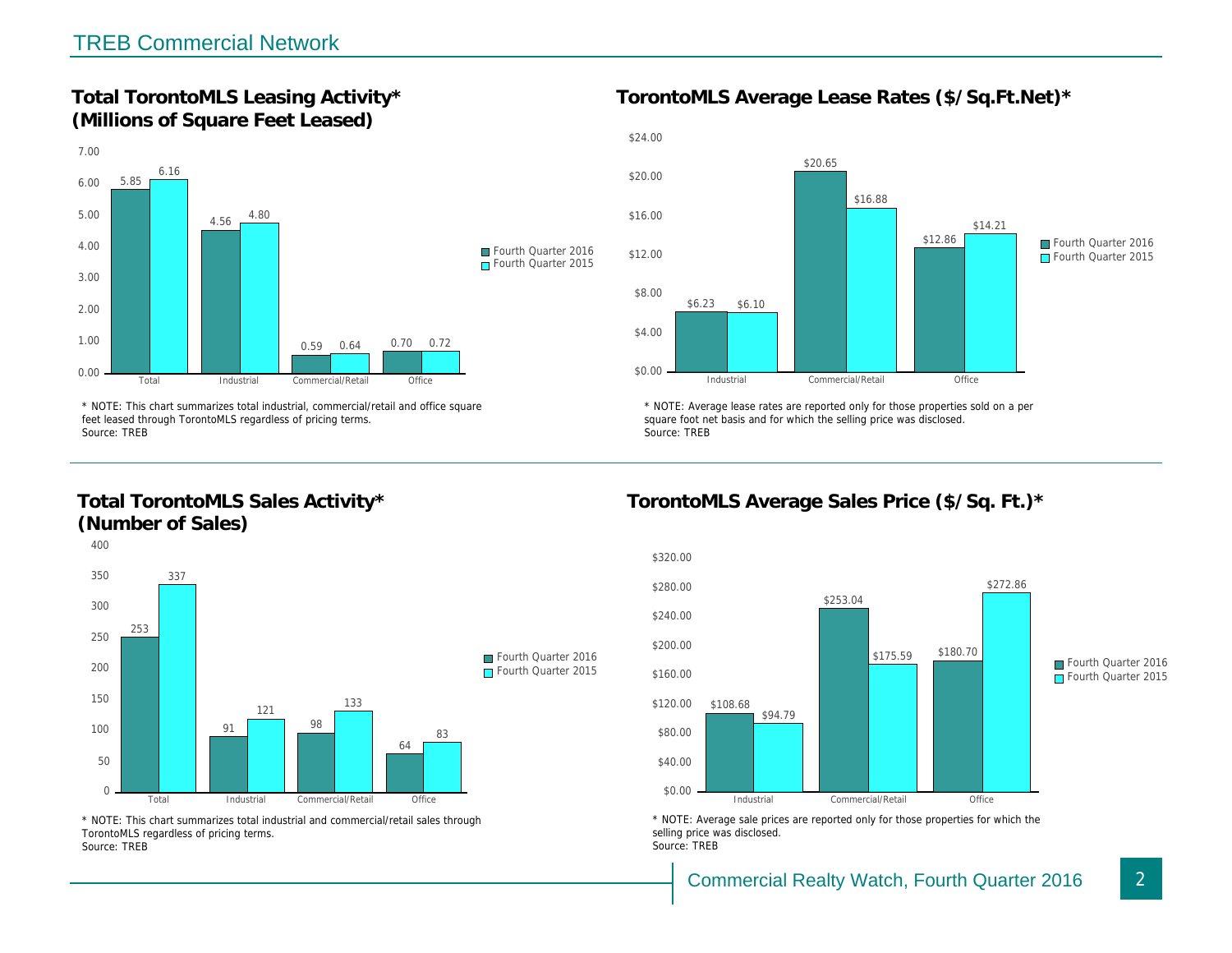## TREB Commercial Network

### Total TorontoMLS Leasing Activity* (Millions of Square Feet Leased)

| | Fourth Quarter 2016 | Fourth Quarter 2015 |
|---|---|---|
| Total | 5.85 | 6.16 |
| Industrial | 4.56 | 4.80 |
| Commercial/Retail | 0.59 | 0.64 |
| Office | 0.70 | 0.72 |

* NOTE: This chart summarizes total industrial, commercial/retail and office square feet leased through TorontoMLS regardless of pricing terms.
Source: TREB

### TorontoMLS Average Lease Rates ($/Sq.Ft.Net)*

| | Fourth Quarter 2016 | Fourth Quarter 2015 |
|---|---|---|
| Industrial | $6.23 | $6.10 |
| Commercial/Retail | $20.65 | $16.88 |
| Office | $12.86 | $14.21 |

* NOTE: Average lease rates are reported only for those properties sold on a per square foot net basis and for which the selling price was disclosed.
Source: TREB

### Total TorontoMLS Sales Activity* (Number of Sales)

| | Fourth Quarter 2016 | Fourth Quarter 2015 |
|---|---|---|
| Total | 253 | 337 |
| Industrial | 91 | 121 |
| Commercial/Retail | 98 | 133 |
| Office | 64 | 83 |

* NOTE: This chart summarizes total industrial and commercial/retail sales through TorontoMLS regardless of pricing terms.
Source: TREB

### TorontoMLS Average Sales Price ($/Sq. Ft.)*

| | Fourth Quarter 2016 | Fourth Quarter 2015 |
|---|---|---|
| Industrial | $108.68 | $94.79 |
| Commercial/Retail | $253.04 | $175.59 |
| Office | $180.70 | $272.86 |

* NOTE: Average sale prices are reported only for those properties for which the selling price was disclosed.
Source: TREB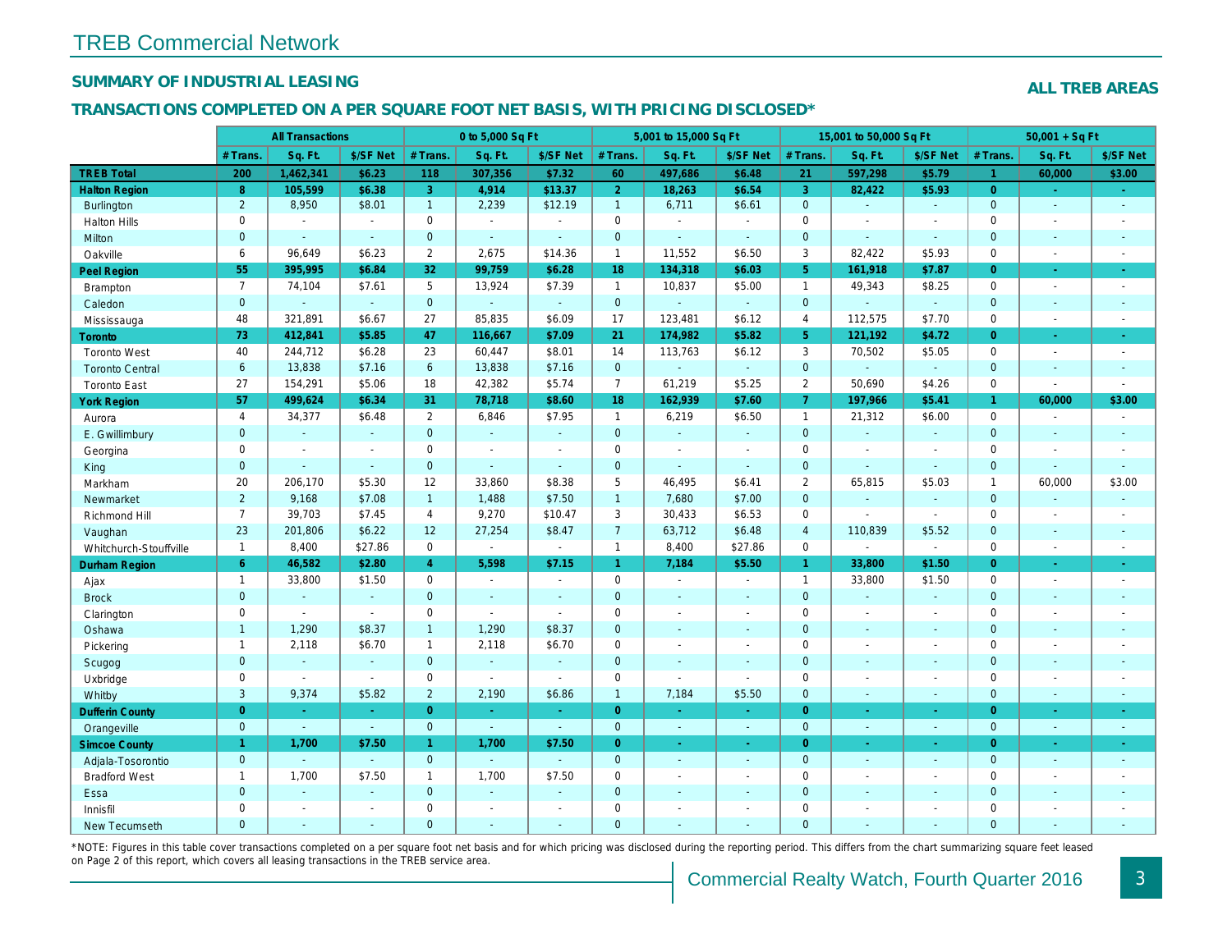# TREB Commercial Network

## SUMMARY OF INDUSTRIAL LEASING

**ALL TREB AREAS**

### TRANSACTIONS COMPLETED ON A PER SQUARE FOOT NET BASIS, WITH PRICING DISCLOSED*

| | All Transactions | | | 0 to 5,000 Sq Ft | | | 5,001 to 15,000 Sq Ft | | | 15,001 to 50,000 Sq Ft | | | 50,001 + Sq Ft | | |
|---|---|---|---|---|---|---|---|---|---|---|---|---|---|---|---|
| | # Trans. | Sq. Ft. | $/SF Net | # Trans. | Sq. Ft. | $/SF Net | # Trans. | Sq. Ft. | $/SF Net | # Trans. | Sq. Ft. | $/SF Net | # Trans. | Sq. Ft. | $/SF Net |
| **TREB Total** | **200** | **1,462,341** | **$6.23** | **118** | **307,356** | **$7.32** | **60** | **497,686** | **$6.48** | **21** | **597,298** | **$5.79** | **1** | **60,000** | **$3.00** |
| **Halton Region** | **8** | **105,599** | **$6.38** | **3** | **4,914** | **$13.37** | **2** | **18,263** | **$6.54** | **3** | **82,422** | **$5.93** | **0** | **-** | **-** |
| Burlington | 2 | 8,950 | $8.01 | 1 | 2,239 | $12.19 | 1 | 6,711 | $6.61 | 0 | - | - | 0 | - | - |
| Halton Hills | 0 | - | - | 0 | - | - | 0 | - | - | 0 | - | - | 0 | - | - |
| Milton | 0 | - | - | 0 | - | - | 0 | - | - | 0 | - | - | 0 | - | - |
| Oakville | 6 | 96,649 | $6.23 | 2 | 2,675 | $14.36 | 1 | 11,552 | $6.50 | 3 | 82,422 | $5.93 | 0 | - | - |
| **Peel Region** | **55** | **395,995** | **$6.84** | **32** | **99,759** | **$6.28** | **18** | **134,318** | **$6.03** | **5** | **161,918** | **$7.87** | **0** | **-** | **-** |
| Brampton | 7 | 74,104 | $7.61 | 5 | 13,924 | $7.39 | 1 | 10,837 | $5.00 | 1 | 49,343 | $8.25 | 0 | - | - |
| Caledon | 0 | - | - | 0 | - | - | 0 | - | - | 0 | - | - | 0 | - | - |
| Mississauga | 48 | 321,891 | $6.67 | 27 | 85,835 | $6.09 | 17 | 123,481 | $6.12 | 4 | 112,575 | $7.70 | 0 | - | - |
| **Toronto** | **73** | **412,841** | **$5.85** | **47** | **116,667** | **$7.09** | **21** | **174,982** | **$5.82** | **5** | **121,192** | **$4.72** | **0** | **-** | **-** |
| Toronto West | 40 | 244,712 | $6.28 | 23 | 60,447 | $8.01 | 14 | 113,763 | $6.12 | 3 | 70,502 | $5.05 | 0 | - | - |
| Toronto Central | 6 | 13,838 | $7.16 | 6 | 13,838 | $7.16 | 0 | - | - | 0 | - | - | 0 | - | - |
| Toronto East | 27 | 154,291 | $5.06 | 18 | 42,382 | $5.74 | 7 | 61,219 | $5.25 | 2 | 50,690 | $4.26 | 0 | - | - |
| **York Region** | **57** | **499,624** | **$6.34** | **31** | **78,718** | **$8.60** | **18** | **162,939** | **$7.60** | **7** | **197,966** | **$5.41** | **1** | **60,000** | **$3.00** |
| Aurora | 4 | 34,377 | $6.48 | 2 | 6,846 | $7.95 | 1 | 6,219 | $6.50 | 1 | 21,312 | $6.00 | 0 | - | - |
| E. Gwillimbury | 0 | - | - | 0 | - | - | 0 | - | - | 0 | - | - | 0 | - | - |
| Georgina | 0 | - | - | 0 | - | - | 0 | - | - | 0 | - | - | 0 | - | - |
| King | 0 | - | - | 0 | - | - | 0 | - | - | 0 | - | - | 0 | - | - |
| Markham | 20 | 206,170 | $5.30 | 12 | 33,860 | $8.38 | 5 | 46,495 | $6.41 | 2 | 65,815 | $5.03 | 1 | 60,000 | $3.00 |
| Newmarket | 2 | 9,168 | $7.08 | 1 | 1,488 | $7.50 | 1 | 7,680 | $7.00 | 0 | - | - | 0 | - | - |
| Richmond Hill | 7 | 39,703 | $7.45 | 4 | 9,270 | $10.47 | 3 | 30,433 | $6.53 | 0 | - | - | 0 | - | - |
| Vaughan | 23 | 201,806 | $6.22 | 12 | 27,254 | $8.47 | 7 | 63,712 | $6.48 | 4 | 110,839 | $5.52 | 0 | - | - |
| Whitchurch-Stouffville | 1 | 8,400 | $27.86 | 0 | - | - | 1 | 8,400 | $27.86 | 0 | - | - | 0 | - | - |
| **Durham Region** | **6** | **46,582** | **$2.80** | **4** | **5,598** | **$7.15** | **1** | **7,184** | **$5.50** | **1** | **33,800** | **$1.50** | **0** | **-** | **-** |
| Ajax | 1 | 33,800 | $1.50 | 0 | - | - | 0 | - | - | 1 | 33,800 | $1.50 | 0 | - | - |
| Brock | 0 | - | - | 0 | - | - | 0 | - | - | 0 | - | - | 0 | - | - |
| Clarington | 0 | - | - | 0 | - | - | 0 | - | - | 0 | - | - | 0 | - | - |
| Oshawa | 1 | 1,290 | $8.37 | 1 | 1,290 | $8.37 | 0 | - | - | 0 | - | - | 0 | - | - |
| Pickering | 1 | 2,118 | $6.70 | 1 | 2,118 | $6.70 | 0 | - | - | 0 | - | - | 0 | - | - |
| Scugog | 0 | - | - | 0 | - | - | 0 | - | - | 0 | - | - | 0 | - | - |
| Uxbridge | 0 | - | - | 0 | - | - | 0 | - | - | 0 | - | - | 0 | - | - |
| Whitby | 3 | 9,374 | $5.82 | 2 | 2,190 | $6.86 | 1 | 7,184 | $5.50 | 0 | - | - | 0 | - | - |
| **Dufferin County** | **0** | **-** | **-** | **0** | **-** | **-** | **0** | **-** | **-** | **0** | **-** | **-** | **0** | **-** | **-** |
| Orangeville | 0 | - | - | 0 | - | - | 0 | - | - | 0 | - | - | 0 | - | - |
| **Simcoe County** | **1** | **1,700** | **$7.50** | **1** | **1,700** | **$7.50** | **0** | **-** | **-** | **0** | **-** | **-** | **0** | **-** | **-** |
| Adjala-Tosorontio | 0 | - | - | 0 | - | - | 0 | - | - | 0 | - | - | 0 | - | - |
| Bradford West | 1 | 1,700 | $7.50 | 1 | 1,700 | $7.50 | 0 | - | - | 0 | - | - | 0 | - | - |
| Essa | 0 | - | - | 0 | - | - | 0 | - | - | 0 | - | - | 0 | - | - |
| Innisfil | 0 | - | - | 0 | - | - | 0 | - | - | 0 | - | - | 0 | - | - |
| New Tecumseth | 0 | - | - | 0 | - | - | 0 | - | - | 0 | - | - | 0 | - | - |

*NOTE: Figures in this table cover transactions completed on a per square foot net basis and for which pricing was disclosed during the reporting period. This differs from the chart summarizing square feet leased on Page 2 of this report, which covers all leasing transactions in the TREB service area.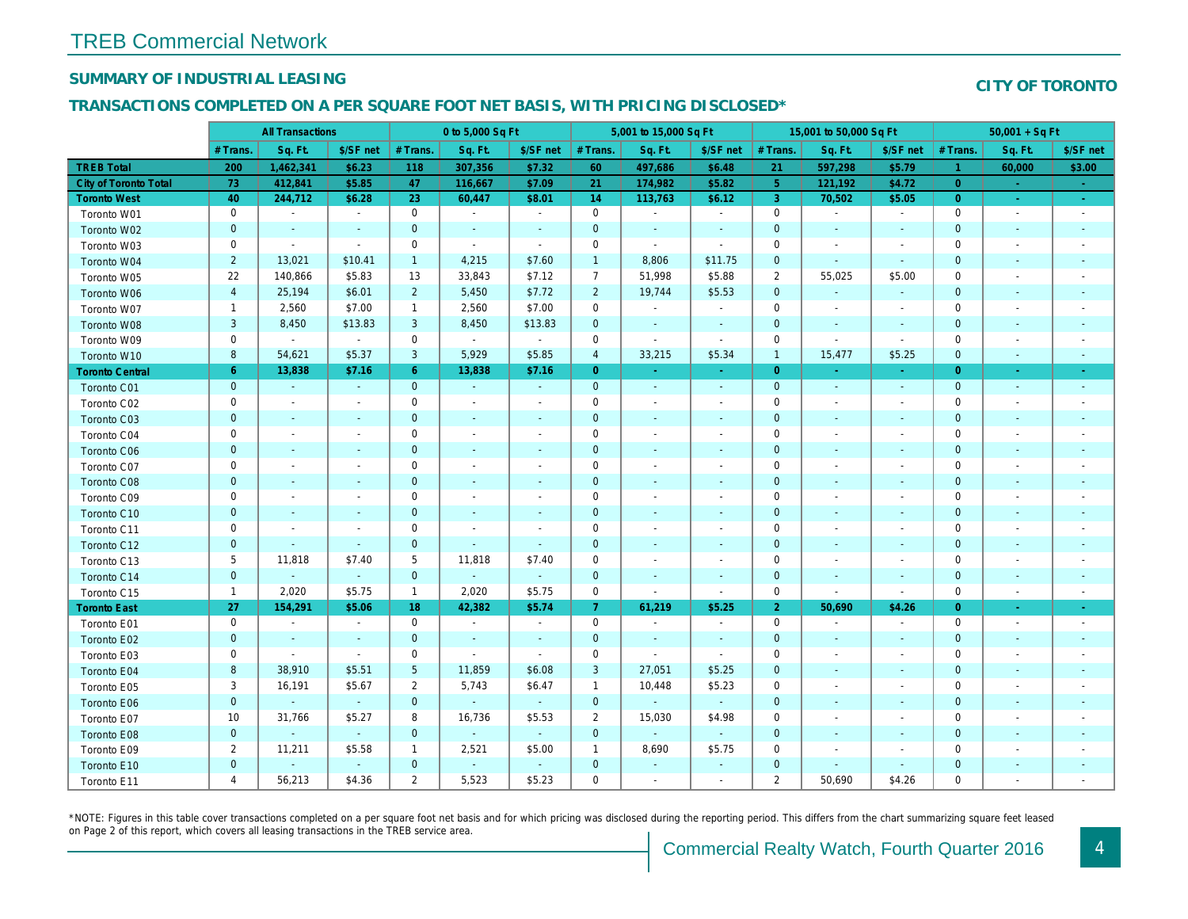# TREB Commercial Network

## SUMMARY OF INDUSTRIAL LEASING

## CITY OF TORONTO

## TRANSACTIONS COMPLETED ON A PER SQUARE FOOT NET BASIS, WITH PRICING DISCLOSED*

| | All Transactions | | | 0 to 5,000 Sq Ft | | | 5,001 to 15,000 Sq Ft | | | 15,001 to 50,000 Sq Ft | | | 50,001 + Sq Ft | | |
|---|---|---|---|---|---|---|---|---|---|---|---|---|---|---|---|
| | # Trans. | Sq. Ft. | $/SF net | # Trans. | Sq. Ft. | $/SF net | # Trans. | Sq. Ft. | $/SF net | # Trans. | Sq. Ft. | $/SF net | # Trans. | Sq. Ft. | $/SF net |
| **TREB Total** | **200** | **1,462,341** | **$6.23** | **118** | **307,356** | **$7.32** | **60** | **497,686** | **$6.48** | **21** | **597,298** | **$5.79** | **1** | **60,000** | **$3.00** |
| **City of Toronto Total** | **73** | **412,841** | **$5.85** | **47** | **116,667** | **$7.09** | **21** | **174,982** | **$5.82** | **5** | **121,192** | **$4.72** | **0** | **-** | **-** |
| **Toronto West** | **40** | **244,712** | **$6.28** | **23** | **60,447** | **$8.01** | **14** | **113,763** | **$6.12** | **3** | **70,502** | **$5.05** | **0** | **-** | **-** |
| Toronto W01 | 0 | - | - | 0 | - | - | 0 | - | - | 0 | - | - | 0 | - | - |
| Toronto W02 | 0 | - | - | 0 | - | - | 0 | - | - | 0 | - | - | 0 | - | - |
| Toronto W03 | 0 | - | - | 0 | - | - | 0 | - | - | 0 | - | - | 0 | - | - |
| Toronto W04 | 2 | 13,021 | $10.41 | 1 | 4,215 | $7.60 | 1 | 8,806 | $11.75 | 0 | - | - | 0 | - | - |
| Toronto W05 | 22 | 140,866 | $5.83 | 13 | 33,843 | $7.12 | 7 | 51,998 | $5.88 | 2 | 55,025 | $5.00 | 0 | - | - |
| Toronto W06 | 4 | 25,194 | $6.01 | 2 | 5,450 | $7.72 | 2 | 19,744 | $5.53 | 0 | - | - | 0 | - | - |
| Toronto W07 | 1 | 2,560 | $7.00 | 1 | 2,560 | $7.00 | 0 | - | - | 0 | - | - | 0 | - | - |
| Toronto W08 | 3 | 8,450 | $13.83 | 3 | 8,450 | $13.83 | 0 | - | - | 0 | - | - | 0 | - | - |
| Toronto W09 | 0 | - | - | 0 | - | - | 0 | - | - | 0 | - | - | 0 | - | - |
| Toronto W10 | 8 | 54,621 | $5.37 | 3 | 5,929 | $5.85 | 4 | 33,215 | $5.34 | 1 | 15,477 | $5.25 | 0 | - | - |
| **Toronto Central** | **6** | **13,838** | **$7.16** | **6** | **13,838** | **$7.16** | **0** | **-** | **-** | **0** | **-** | **-** | **0** | **-** | **-** |
| Toronto C01 | 0 | - | - | 0 | - | - | 0 | - | - | 0 | - | - | 0 | - | - |
| Toronto C02 | 0 | - | - | 0 | - | - | 0 | - | - | 0 | - | - | 0 | - | - |
| Toronto C03 | 0 | - | - | 0 | - | - | 0 | - | - | 0 | - | - | 0 | - | - |
| Toronto C04 | 0 | - | - | 0 | - | - | 0 | - | - | 0 | - | - | 0 | - | - |
| Toronto C06 | 0 | - | - | 0 | - | - | 0 | - | - | 0 | - | - | 0 | - | - |
| Toronto C07 | 0 | - | - | 0 | - | - | 0 | - | - | 0 | - | - | 0 | - | - |
| Toronto C08 | 0 | - | - | 0 | - | - | 0 | - | - | 0 | - | - | 0 | - | - |
| Toronto C09 | 0 | - | - | 0 | - | - | 0 | - | - | 0 | - | - | 0 | - | - |
| Toronto C10 | 0 | - | - | 0 | - | - | 0 | - | - | 0 | - | - | 0 | - | - |
| Toronto C11 | 0 | - | - | 0 | - | - | 0 | - | - | 0 | - | - | 0 | - | - |
| Toronto C12 | 0 | - | - | 0 | - | - | 0 | - | - | 0 | - | - | 0 | - | - |
| Toronto C13 | 5 | 11,818 | $7.40 | 5 | 11,818 | $7.40 | 0 | - | - | 0 | - | - | 0 | - | - |
| Toronto C14 | 0 | - | - | 0 | - | - | 0 | - | - | 0 | - | - | 0 | - | - |
| Toronto C15 | 1 | 2,020 | $5.75 | 1 | 2,020 | $5.75 | 0 | - | - | 0 | - | - | 0 | - | - |
| **Toronto East** | **27** | **154,291** | **$5.06** | **18** | **42,382** | **$5.74** | **7** | **61,219** | **$5.25** | **2** | **50,690** | **$4.26** | **0** | **-** | **-** |
| Toronto E01 | 0 | - | - | 0 | - | - | 0 | - | - | 0 | - | - | 0 | - | - |
| Toronto E02 | 0 | - | - | 0 | - | - | 0 | - | - | 0 | - | - | 0 | - | - |
| Toronto E03 | 0 | - | - | 0 | - | - | 0 | - | - | 0 | - | - | 0 | - | - |
| Toronto E04 | 8 | 38,910 | $5.51 | 5 | 11,859 | $6.08 | 3 | 27,051 | $5.25 | 0 | - | - | 0 | - | - |
| Toronto E05 | 3 | 16,191 | $5.67 | 2 | 5,743 | $6.47 | 1 | 10,448 | $5.23 | 0 | - | - | 0 | - | - |
| Toronto E06 | 0 | - | - | 0 | - | - | 0 | - | - | 0 | - | - | 0 | - | - |
| Toronto E07 | 10 | 31,766 | $5.27 | 8 | 16,736 | $5.53 | 2 | 15,030 | $4.98 | 0 | - | - | 0 | - | - |
| Toronto E08 | 0 | - | - | 0 | - | - | 0 | - | - | 0 | - | - | 0 | - | - |
| Toronto E09 | 2 | 11,211 | $5.58 | 1 | 2,521 | $5.00 | 1 | 8,690 | $5.75 | 0 | - | - | 0 | - | - |
| Toronto E10 | 0 | - | - | 0 | - | - | 0 | - | - | 0 | - | - | 0 | - | - |
| Toronto E11 | 4 | 56,213 | $4.36 | 2 | 5,523 | $5.23 | 0 | - | - | 2 | 50,690 | $4.26 | 0 | - | - |

*NOTE: Figures in this table cover transactions completed on a per square foot net basis and for which pricing was disclosed during the reporting period. This differs from the chart summarizing square feet leased on Page 2 of this report, which covers all leasing transactions in the TREB service area.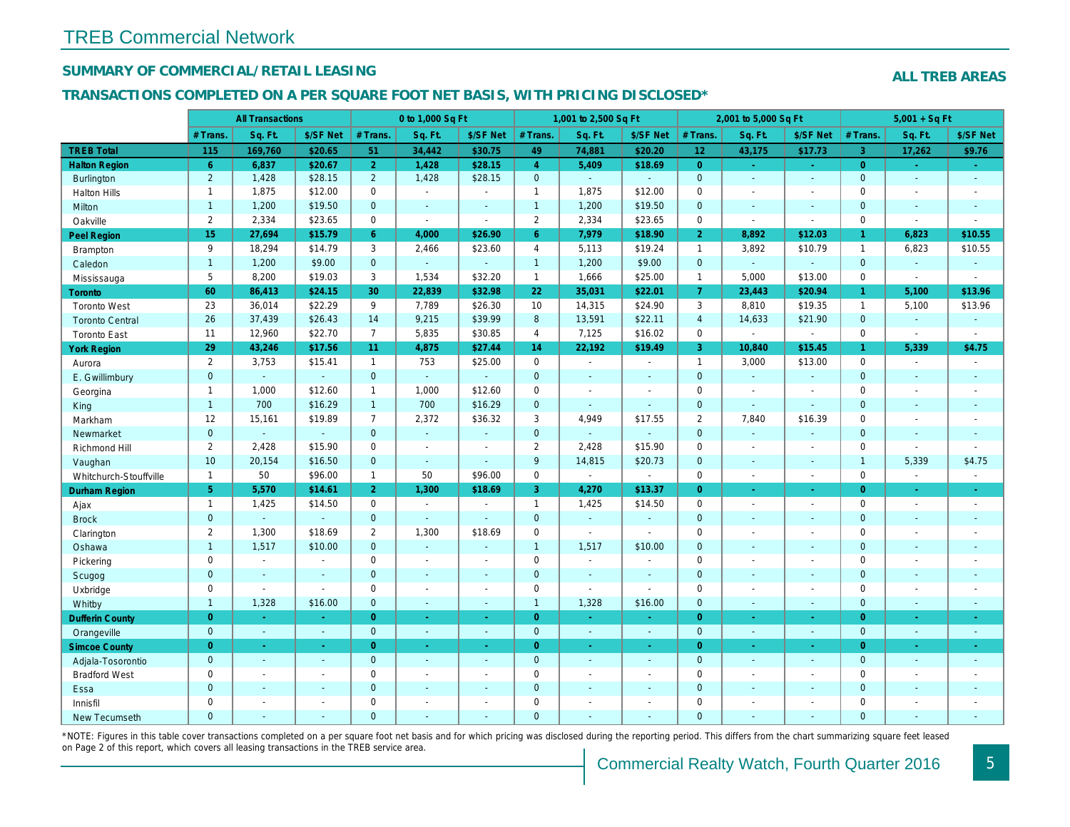# TREB Commercial Network

## SUMMARY OF COMMERCIAL/RETAIL LEASING

**ALL TREB AREAS**

## TRANSACTIONS COMPLETED ON A PER SQUARE FOOT NET BASIS, WITH PRICING DISCLOSED*

| | All Transactions | | | 0 to 1,000 Sq Ft | | | 1,001 to 2,500 Sq Ft | | | 2,001 to 5,000 Sq Ft | | | 5,001 + Sq Ft | | |
|---|---|---|---|---|---|---|---|---|---|---|---|---|---|---|---|
| | # Trans. | Sq. Ft. | $/SF Net | # Trans. | Sq. Ft. | $/SF Net | # Trans. | Sq. Ft. | $/SF Net | # Trans. | Sq. Ft. | $/SF Net | # Trans. | Sq. Ft. | $/SF Net |
| **TREB Total** | **115** | **169,760** | **$20.65** | **51** | **34,442** | **$30.75** | **49** | **74,881** | **$20.20** | **12** | **43,175** | **$17.73** | **3** | **17,262** | **$9.76** |
| **Halton Region** | **6** | **6,837** | **$20.67** | **2** | **1,428** | **$28.15** | **4** | **5,409** | **$18.69** | **0** | **-** | **-** | **0** | **-** | **-** |
| Burlington | 2 | 1,428 | $28.15 | 2 | 1,428 | $28.15 | 0 | - | - | 0 | - | - | 0 | - | - |
| Halton Hills | 1 | 1,875 | $12.00 | 0 | - | - | 1 | 1,875 | $12.00 | 0 | - | - | 0 | - | - |
| Milton | 1 | 1,200 | $19.50 | 0 | - | - | 1 | 1,200 | $19.50 | 0 | - | - | 0 | - | - |
| Oakville | 2 | 2,334 | $23.65 | 0 | - | - | 2 | 2,334 | $23.65 | 0 | - | - | 0 | - | - |
| **Peel Region** | **15** | **27,694** | **$15.79** | **6** | **4,000** | **$26.90** | **6** | **7,979** | **$18.90** | **2** | **8,892** | **$12.03** | **1** | **6,823** | **$10.55** |
| Brampton | 9 | 18,294 | $14.79 | 3 | 2,466 | $23.60 | 4 | 5,113 | $19.24 | 1 | 3,892 | $10.79 | 1 | 6,823 | $10.55 |
| Caledon | 1 | 1,200 | $9.00 | 0 | - | - | 1 | 1,200 | $9.00 | 0 | - | - | 0 | - | - |
| Mississauga | 5 | 8,200 | $19.03 | 3 | 1,534 | $32.20 | 1 | 1,666 | $25.00 | 1 | 5,000 | $13.00 | 0 | - | - |
| **Toronto** | **60** | **86,413** | **$24.15** | **30** | **22,839** | **$32.98** | **22** | **35,031** | **$22.01** | **7** | **23,443** | **$20.94** | **1** | **5,100** | **$13.96** |
| Toronto West | 23 | 36,014 | $22.29 | 9 | 7,789 | $26.30 | 10 | 14,315 | $24.90 | 3 | 8,810 | $19.35 | 1 | 5,100 | $13.96 |
| Toronto Central | 26 | 37,439 | $26.43 | 14 | 9,215 | $39.99 | 8 | 13,591 | $22.11 | 4 | 14,633 | $21.90 | 0 | - | - |
| Toronto East | 11 | 12,960 | $22.70 | 7 | 5,835 | $30.85 | 4 | 7,125 | $16.02 | 0 | - | - | 0 | - | - |
| **York Region** | **29** | **43,246** | **$17.56** | **11** | **4,875** | **$27.44** | **14** | **22,192** | **$19.49** | **3** | **10,840** | **$15.45** | **1** | **5,339** | **$4.75** |
| Aurora | 2 | 3,753 | $15.41 | 1 | 753 | $25.00 | 0 | - | - | 1 | 3,000 | $13.00 | 0 | - | - |
| E. Gwillimbury | 0 | - | - | 0 | - | - | 0 | - | - | 0 | - | - | 0 | - | - |
| Georgina | 1 | 1,000 | $12.60 | 1 | 1,000 | $12.60 | 0 | - | - | 0 | - | - | 0 | - | - |
| King | 1 | 700 | $16.29 | 1 | 700 | $16.29 | 0 | - | - | 0 | - | - | 0 | - | - |
| Markham | 12 | 15,161 | $19.89 | 7 | 2,372 | $36.32 | 3 | 4,949 | $17.55 | 2 | 7,840 | $16.39 | 0 | - | - |
| Newmarket | 0 | - | - | 0 | - | - | 0 | - | - | 0 | - | - | 0 | - | - |
| Richmond Hill | 2 | 2,428 | $15.90 | 0 | - | - | 2 | 2,428 | $15.90 | 0 | - | - | 0 | - | - |
| Vaughan | 10 | 20,154 | $16.50 | 0 | - | - | 9 | 14,815 | $20.73 | 0 | - | - | 1 | 5,339 | $4.75 |
| Whitchurch-Stouffville | 1 | 50 | $96.00 | 1 | 50 | $96.00 | 0 | - | - | 0 | - | - | 0 | - | - |
| **Durham Region** | **5** | **5,570** | **$14.61** | **2** | **1,300** | **$18.69** | **3** | **4,270** | **$13.37** | **0** | **-** | **-** | **0** | **-** | **-** |
| Ajax | 1 | 1,425 | $14.50 | 0 | - | - | 1 | 1,425 | $14.50 | 0 | - | - | 0 | - | - |
| Brock | 0 | - | - | 0 | - | - | 0 | - | - | 0 | - | - | 0 | - | - |
| Clarington | 2 | 1,300 | $18.69 | 2 | 1,300 | $18.69 | 0 | - | - | 0 | - | - | 0 | - | - |
| Oshawa | 1 | 1,517 | $10.00 | 0 | - | - | 1 | 1,517 | $10.00 | 0 | - | - | 0 | - | - |
| Pickering | 0 | - | - | 0 | - | - | 0 | - | - | 0 | - | - | 0 | - | - |
| Scugog | 0 | - | - | 0 | - | - | 0 | - | - | 0 | - | - | 0 | - | - |
| Uxbridge | 0 | - | - | 0 | - | - | 0 | - | - | 0 | - | - | 0 | - | - |
| Whitby | 1 | 1,328 | $16.00 | 0 | - | - | 1 | 1,328 | $16.00 | 0 | - | - | 0 | - | - |
| **Dufferin County** | **0** | **-** | **-** | **0** | **-** | **-** | **0** | **-** | **-** | **0** | **-** | **-** | **0** | **-** | **-** |
| Orangeville | 0 | - | - | 0 | - | - | 0 | - | - | 0 | - | - | 0 | - | - |
| **Simcoe County** | **0** | **-** | **-** | **0** | **-** | **-** | **0** | **-** | **-** | **0** | **-** | **-** | **0** | **-** | **-** |
| Adjala-Tosorontio | 0 | - | - | 0 | - | - | 0 | - | - | 0 | - | - | 0 | - | - |
| Bradford West | 0 | - | - | 0 | - | - | 0 | - | - | 0 | - | - | 0 | - | - |
| Essa | 0 | - | - | 0 | - | - | 0 | - | - | 0 | - | - | 0 | - | - |
| Innisfil | 0 | - | - | 0 | - | - | 0 | - | - | 0 | - | - | 0 | - | - |
| New Tecumseth | 0 | - | - | 0 | - | - | 0 | - | - | 0 | - | - | 0 | - | - |

*NOTE: Figures in this table cover transactions completed on a per square foot net basis and for which pricing was disclosed during the reporting period. This differs from the chart summarizing square feet leased on Page 2 of this report, which covers all leasing transactions in the TREB service area.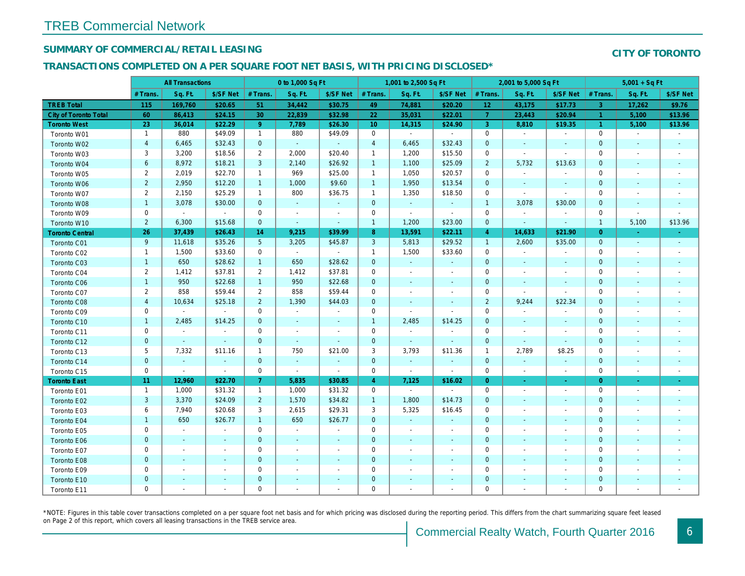# TREB Commercial Network

## SUMMARY OF COMMERCIAL/RETAIL LEASING

**CITY OF TORONTO**

## TRANSACTIONS COMPLETED ON A PER SQUARE FOOT NET BASIS, WITH PRICING DISCLOSED*

| | All Transactions | | | 0 to 1,000 Sq Ft | | | 1,001 to 2,500 Sq Ft | | | 2,001 to 5,000 Sq Ft | | | 5,001 + Sq Ft | | |
|---|---|---|---|---|---|---|---|---|---|---|---|---|---|---|---|
| | # Trans. | Sq. Ft. | $/SF Net | # Trans. | Sq. Ft. | $/SF Net | # Trans. | Sq. Ft. | $/SF Net | # Trans. | Sq. Ft. | $/SF Net | # Trans. | Sq. Ft. | $/SF Net |
| **TREB Total** | **115** | **169,760** | **$20.65** | **51** | **34,442** | **$30.75** | **49** | **74,881** | **$20.20** | **12** | **43,175** | **$17.73** | **3** | **17,262** | **$9.76** |
| **City of Toronto Total** | **60** | **86,413** | **$24.15** | **30** | **22,839** | **$32.98** | **22** | **35,031** | **$22.01** | **7** | **23,443** | **$20.94** | **1** | **5,100** | **$13.96** |
| **Toronto West** | **23** | **36,014** | **$22.29** | **9** | **7,789** | **$26.30** | **10** | **14,315** | **$24.90** | **3** | **8,810** | **$19.35** | **1** | **5,100** | **$13.96** |
| Toronto W01 | 1 | 880 | $49.09 | 1 | 880 | $49.09 | 0 | - | - | 0 | - | - | 0 | - | - |
| Toronto W02 | 4 | 6,465 | $32.43 | 0 | - | - | 4 | 6,465 | $32.43 | 0 | - | - | 0 | - | - |
| Toronto W03 | 3 | 3,200 | $18.56 | 2 | 2,000 | $20.40 | 1 | 1,200 | $15.50 | 0 | - | - | 0 | - | - |
| Toronto W04 | 6 | 8,972 | $18.21 | 3 | 2,140 | $26.92 | 1 | 1,100 | $25.09 | 2 | 5,732 | $13.63 | 0 | - | - |
| Toronto W05 | 2 | 2,019 | $22.70 | 1 | 969 | $25.00 | 1 | 1,050 | $20.57 | 0 | - | - | 0 | - | - |
| Toronto W06 | 2 | 2,950 | $12.20 | 1 | 1,000 | $9.60 | 1 | 1,950 | $13.54 | 0 | - | - | 0 | - | - |
| Toronto W07 | 2 | 2,150 | $25.29 | 1 | 800 | $36.75 | 1 | 1,350 | $18.50 | 0 | - | - | 0 | - | - |
| Toronto W08 | 1 | 3,078 | $30.00 | 0 | - | - | 0 | - | - | 1 | 3,078 | $30.00 | 0 | - | - |
| Toronto W09 | 0 | - | - | 0 | - | - | 0 | - | - | 0 | - | - | 0 | - | - |
| Toronto W10 | 2 | 6,300 | $15.68 | 0 | - | - | 1 | 1,200 | $23.00 | 0 | - | - | 1 | 5,100 | $13.96 |
| **Toronto Central** | **26** | **37,439** | **$26.43** | **14** | **9,215** | **$39.99** | **8** | **13,591** | **$22.11** | **4** | **14,633** | **$21.90** | **0** | **-** | **-** |
| Toronto C01 | 9 | 11,618 | $35.26 | 5 | 3,205 | $45.87 | 3 | 5,813 | $29.52 | 1 | 2,600 | $35.00 | 0 | - | - |
| Toronto C02 | 1 | 1,500 | $33.60 | 0 | - | - | 1 | 1,500 | $33.60 | 0 | - | - | 0 | - | - |
| Toronto C03 | 1 | 650 | $28.62 | 1 | 650 | $28.62 | 0 | - | - | 0 | - | - | 0 | - | - |
| Toronto C04 | 2 | 1,412 | $37.81 | 2 | 1,412 | $37.81 | 0 | - | - | 0 | - | - | 0 | - | - |
| Toronto C06 | 1 | 950 | $22.68 | 1 | 950 | $22.68 | 0 | - | - | 0 | - | - | 0 | - | - |
| Toronto C07 | 2 | 858 | $59.44 | 2 | 858 | $59.44 | 0 | - | - | 0 | - | - | 0 | - | - |
| Toronto C08 | 4 | 10,634 | $25.18 | 2 | 1,390 | $44.03 | 0 | - | - | 2 | 9,244 | $22.34 | 0 | - | - |
| Toronto C09 | 0 | - | - | 0 | - | - | 0 | - | - | 0 | - | - | 0 | - | - |
| Toronto C10 | 1 | 2,485 | $14.25 | 0 | - | - | 1 | 2,485 | $14.25 | 0 | - | - | 0 | - | - |
| Toronto C11 | 0 | - | - | 0 | - | - | 0 | - | - | 0 | - | - | 0 | - | - |
| Toronto C12 | 0 | - | - | 0 | - | - | 0 | - | - | 0 | - | - | 0 | - | - |
| Toronto C13 | 5 | 7,332 | $11.16 | 1 | 750 | $21.00 | 3 | 3,793 | $11.36 | 1 | 2,789 | $8.25 | 0 | - | - |
| Toronto C14 | 0 | - | - | 0 | - | - | 0 | - | - | 0 | - | - | 0 | - | - |
| Toronto C15 | 0 | - | - | 0 | - | - | 0 | - | - | 0 | - | - | 0 | - | - |
| **Toronto East** | **11** | **12,960** | **$22.70** | **7** | **5,835** | **$30.85** | **4** | **7,125** | **$16.02** | **0** | **-** | **-** | **0** | **-** | **-** |
| Toronto E01 | 1 | 1,000 | $31.32 | 1 | 1,000 | $31.32 | 0 | - | - | 0 | - | - | 0 | - | - |
| Toronto E02 | 3 | 3,370 | $24.09 | 2 | 1,570 | $34.82 | 1 | 1,800 | $14.73 | 0 | - | - | 0 | - | - |
| Toronto E03 | 6 | 7,940 | $20.68 | 3 | 2,615 | $29.31 | 3 | 5,325 | $16.45 | 0 | - | - | 0 | - | - |
| Toronto E04 | 1 | 650 | $26.77 | 1 | 650 | $26.77 | 0 | - | - | 0 | - | - | 0 | - | - |
| Toronto E05 | 0 | - | - | 0 | - | - | 0 | - | - | 0 | - | - | 0 | - | - |
| Toronto E06 | 0 | - | - | 0 | - | - | 0 | - | - | 0 | - | - | 0 | - | - |
| Toronto E07 | 0 | - | - | 0 | - | - | 0 | - | - | 0 | - | - | 0 | - | - |
| Toronto E08 | 0 | - | - | 0 | - | - | 0 | - | - | 0 | - | - | 0 | - | - |
| Toronto E09 | 0 | - | - | 0 | - | - | 0 | - | - | 0 | - | - | 0 | - | - |
| Toronto E10 | 0 | - | - | 0 | - | - | 0 | - | - | 0 | - | - | 0 | - | - |
| Toronto E11 | 0 | - | - | 0 | - | - | 0 | - | - | 0 | - | - | 0 | - | - |

*NOTE: Figures in this table cover transactions completed on a per square foot net basis and for which pricing was disclosed during the reporting period. This differs from the chart summarizing square feet leased on Page 2 of this report, which covers all leasing transactions in the TREB service area.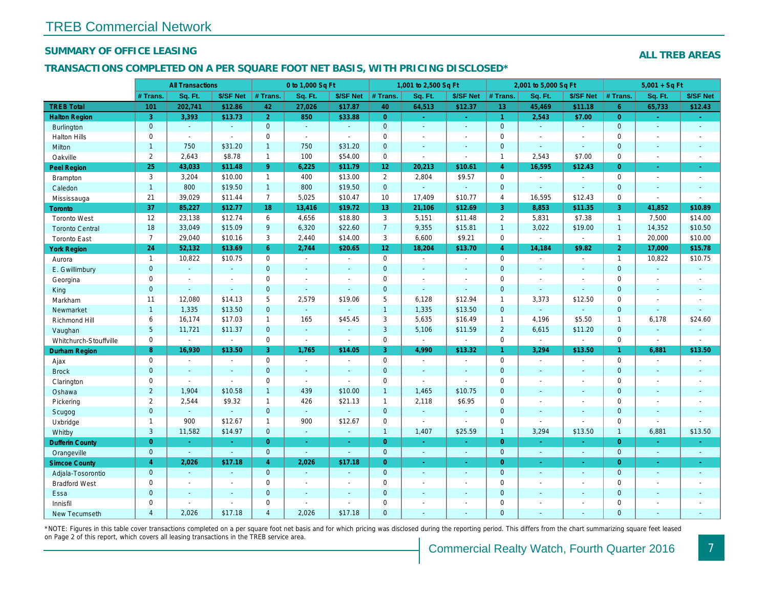TREB Commercial Network

## SUMMARY OF OFFICE LEASING

**ALL TREB AREAS**

## TRANSACTIONS COMPLETED ON A PER SQUARE FOOT NET BASIS, WITH PRICING DISCLOSED*

| | All Transactions | | | 0 to 1,000 Sq Ft | | | 1,001 to 2,500 Sq Ft | | | 2,001 to 5,000 Sq Ft | | | 5,001 + Sq Ft | | |
|---|---|---|---|---|---|---|---|---|---|---|---|---|---|---|---|
| | # Trans. | Sq. Ft. | $/SF Net | # Trans. | Sq. Ft. | $/SF Net | # Trans. | Sq. Ft. | $/SF Net | # Trans. | Sq. Ft. | $/SF Net | # Trans. | Sq. Ft. | $/SF Net |
| **TREB Total** | **101** | **202,741** | **$12.86** | **42** | **27,026** | **$17.87** | **40** | **64,513** | **$12.37** | **13** | **45,469** | **$11.18** | **6** | **65,733** | **$12.43** |
| **Halton Region** | **3** | **3,393** | **$13.73** | **2** | **850** | **$33.88** | **0** | **-** | **-** | **1** | **2,543** | **$7.00** | **0** | **-** | **-** |
| Burlington | 0 | - | - | 0 | - | - | 0 | - | - | 0 | - | - | 0 | - | - |
| Halton Hills | 0 | - | - | 0 | - | - | 0 | - | - | 0 | - | - | 0 | - | - |
| Milton | 1 | 750 | $31.20 | 1 | 750 | $31.20 | 0 | - | - | 0 | - | - | 0 | - | - |
| Oakville | 2 | 2,643 | $8.78 | 1 | 100 | $54.00 | 0 | - | - | 1 | 2,543 | $7.00 | 0 | - | - |
| **Peel Region** | **25** | **43,033** | **$11.48** | **9** | **6,225** | **$11.79** | **12** | **20,213** | **$10.61** | **4** | **16,595** | **$12.43** | **0** | **-** | **-** |
| Brampton | 3 | 3,204 | $10.00 | 1 | 400 | $13.00 | 2 | 2,804 | $9.57 | 0 | - | - | 0 | - | - |
| Caledon | 1 | 800 | $19.50 | 1 | 800 | $19.50 | 0 | - | - | 0 | - | - | 0 | - | - |
| Mississauga | 21 | 39,029 | $11.44 | 7 | 5,025 | $10.47 | 10 | 17,409 | $10.77 | 4 | 16,595 | $12.43 | 0 | - | - |
| **Toronto** | **37** | **85,227** | **$12.77** | **18** | **13,416** | **$19.72** | **13** | **21,106** | **$12.69** | **3** | **8,853** | **$11.35** | **3** | **41,852** | **$10.89** |
| Toronto West | 12 | 23,138 | $12.74 | 6 | 4,656 | $18.80 | 3 | 5,151 | $11.48 | 2 | 5,831 | $7.38 | 1 | 7,500 | $14.00 |
| Toronto Central | 18 | 33,049 | $15.09 | 9 | 6,320 | $22.60 | 7 | 9,355 | $15.81 | 1 | 3,022 | $19.00 | 1 | 14,352 | $10.50 |
| Toronto East | 7 | 29,040 | $10.16 | 3 | 2,440 | $14.00 | 3 | 6,600 | $9.21 | 0 | - | - | 1 | 20,000 | $10.00 |
| **York Region** | **24** | **52,132** | **$13.69** | **6** | **2,744** | **$20.65** | **12** | **18,204** | **$13.70** | **4** | **14,184** | **$9.82** | **2** | **17,000** | **$15.78** |
| Aurora | 1 | 10,822 | $10.75 | 0 | - | - | 0 | - | - | 0 | - | - | 1 | 10,822 | $10.75 |
| E. Gwillimbury | 0 | - | - | 0 | - | - | 0 | - | - | 0 | - | - | 0 | - | - |
| Georgina | 0 | - | - | 0 | - | - | 0 | - | - | 0 | - | - | 0 | - | - |
| King | 0 | - | - | 0 | - | - | 0 | - | - | 0 | - | - | 0 | - | - |
| Markham | 11 | 12,080 | $14.13 | 5 | 2,579 | $19.06 | 5 | 6,128 | $12.94 | 1 | 3,373 | $12.50 | 0 | - | - |
| Newmarket | 1 | 1,335 | $13.50 | 0 | - | - | 1 | 1,335 | $13.50 | 0 | - | - | 0 | - | - |
| Richmond Hill | 6 | 16,174 | $17.03 | 1 | 165 | $45.45 | 3 | 5,635 | $16.49 | 1 | 4,196 | $5.50 | 1 | 6,178 | $24.60 |
| Vaughan | 5 | 11,721 | $11.37 | 0 | - | - | 3 | 5,106 | $11.59 | 2 | 6,615 | $11.20 | 0 | - | - |
| Whitchurch-Stouffville | 0 | - | - | 0 | - | - | 0 | - | - | 0 | - | - | 0 | - | - |
| **Durham Region** | **8** | **16,930** | **$13.50** | **3** | **1,765** | **$14.05** | **3** | **4,990** | **$13.32** | **1** | **3,294** | **$13.50** | **1** | **6,881** | **$13.50** |
| Ajax | 0 | - | - | 0 | - | - | 0 | - | - | 0 | - | - | 0 | - | - |
| Brock | 0 | - | - | 0 | - | - | 0 | - | - | 0 | - | - | 0 | - | - |
| Clarington | 0 | - | - | 0 | - | - | 0 | - | - | 0 | - | - | 0 | - | - |
| Oshawa | 2 | 1,904 | $10.58 | 1 | 439 | $10.00 | 1 | 1,465 | $10.75 | 0 | - | - | 0 | - | - |
| Pickering | 2 | 2,544 | $9.32 | 1 | 426 | $21.13 | 1 | 2,118 | $6.95 | 0 | - | - | 0 | - | - |
| Scugog | 0 | - | - | 0 | - | - | 0 | - | - | 0 | - | - | 0 | - | - |
| Uxbridge | 1 | 900 | $12.67 | 1 | 900 | $12.67 | 0 | - | - | 0 | - | - | 0 | - | - |
| Whitby | 3 | 11,582 | $14.97 | 0 | - | - | 1 | 1,407 | $25.59 | 1 | 3,294 | $13.50 | 1 | 6,881 | $13.50 |
| **Dufferin County** | **0** | **-** | **-** | **0** | **-** | **-** | **0** | **-** | **-** | **0** | **-** | **-** | **0** | **-** | **-** |
| Orangeville | 0 | - | - | 0 | - | - | 0 | - | - | 0 | - | - | 0 | - | - |
| **Simcoe County** | **4** | **2,026** | **$17.18** | **4** | **2,026** | **$17.18** | **0** | **-** | **-** | **0** | **-** | **-** | **0** | **-** | **-** |
| Adjala-Tosorontio | 0 | - | - | 0 | - | - | 0 | - | - | 0 | - | - | 0 | - | - |
| Bradford West | 0 | - | - | 0 | - | - | 0 | - | - | 0 | - | - | 0 | - | - |
| Essa | 0 | - | - | 0 | - | - | 0 | - | - | 0 | - | - | 0 | - | - |
| Innisfil | 0 | - | - | 0 | - | - | 0 | - | - | 0 | - | - | 0 | - | - |
| New Tecumseth | 4 | 2,026 | $17.18 | 4 | 2,026 | $17.18 | 0 | - | - | 0 | - | - | 0 | - | - |

*NOTE: Figures in this table cover transactions completed on a per square foot net basis and for which pricing was disclosed during the reporting period. This differs from the chart summarizing square feet leased on Page 2 of this report, which covers all leasing transactions in the TREB service area.

Commercial Realty Watch, Fourth Quarter 2016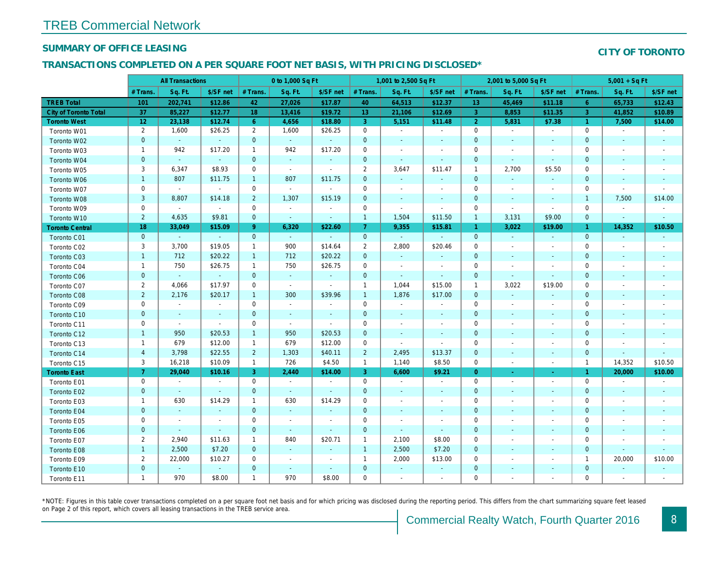# TREB Commercial Network

## SUMMARY OF OFFICE LEASING

**CITY OF TORONTO**

## TRANSACTIONS COMPLETED ON A PER SQUARE FOOT NET BASIS, WITH PRICING DISCLOSED*

| | All Transactions | | | 0 to 1,000 Sq Ft | | | 1,001 to 2,500 Sq Ft | | | 2,001 to 5,000 Sq Ft | | | 5,001 + Sq Ft | | |
|---|---|---|---|---|---|---|---|---|---|---|---|---|---|---|---|
| | # Trans. | Sq. Ft. | $/SF net | # Trans. | Sq. Ft. | $/SF net | # Trans. | Sq. Ft. | $/SF net | # Trans. | Sq. Ft. | $/SF net | # Trans. | Sq. Ft. | $/SF net |
| **TREB Total** | **101** | **202,741** | **$12.86** | **42** | **27,026** | **$17.87** | **40** | **64,513** | **$12.37** | **13** | **45,469** | **$11.18** | **6** | **65,733** | **$12.43** |
| **City of Toronto Total** | **37** | **85,227** | **$12.77** | **18** | **13,416** | **$19.72** | **13** | **21,106** | **$12.69** | **3** | **8,853** | **$11.35** | **3** | **41,852** | **$10.89** |
| **Toronto West** | **12** | **23,138** | **$12.74** | **6** | **4,656** | **$18.80** | **3** | **5,151** | **$11.48** | **2** | **5,831** | **$7.38** | **1** | **7,500** | **$14.00** |
| Toronto W01 | 2 | 1,600 | $26.25 | 2 | 1,600 | $26.25 | 0 | - | - | 0 | - | - | 0 | - | - |
| Toronto W02 | 0 | - | - | 0 | - | - | 0 | - | - | 0 | - | - | 0 | - | - |
| Toronto W03 | 1 | 942 | $17.20 | 1 | 942 | $17.20 | 0 | - | - | 0 | - | - | 0 | - | - |
| Toronto W04 | 0 | - | - | 0 | - | - | 0 | - | - | 0 | - | - | 0 | - | - |
| Toronto W05 | 3 | 6,347 | $8.93 | 0 | - | - | 2 | 3,647 | $11.47 | 1 | 2,700 | $5.50 | 0 | - | - |
| Toronto W06 | 1 | 807 | $11.75 | 1 | 807 | $11.75 | 0 | - | - | 0 | - | - | 0 | - | - |
| Toronto W07 | 0 | - | - | 0 | - | - | 0 | - | - | 0 | - | - | 0 | - | - |
| Toronto W08 | 3 | 8,807 | $14.18 | 2 | 1,307 | $15.19 | 0 | - | - | 0 | - | - | 1 | 7,500 | $14.00 |
| Toronto W09 | 0 | - | - | 0 | - | - | 0 | - | - | 0 | - | - | 0 | - | - |
| Toronto W10 | 2 | 4,635 | $9.81 | 0 | - | - | 1 | 1,504 | $11.50 | 1 | 3,131 | $9.00 | 0 | - | - |
| **Toronto Central** | **18** | **33,049** | **$15.09** | **9** | **6,320** | **$22.60** | **7** | **9,355** | **$15.81** | **1** | **3,022** | **$19.00** | **1** | **14,352** | **$10.50** |
| Toronto C01 | 0 | - | - | 0 | - | - | 0 | - | - | 0 | - | - | 0 | - | - |
| Toronto C02 | 3 | 3,700 | $19.05 | 1 | 900 | $14.64 | 2 | 2,800 | $20.46 | 0 | - | - | 0 | - | - |
| Toronto C03 | 1 | 712 | $20.22 | 1 | 712 | $20.22 | 0 | - | - | 0 | - | - | 0 | - | - |
| Toronto C04 | 1 | 750 | $26.75 | 1 | 750 | $26.75 | 0 | - | - | 0 | - | - | 0 | - | - |
| Toronto C06 | 0 | - | - | 0 | - | - | 0 | - | - | 0 | - | - | 0 | - | - |
| Toronto C07 | 2 | 4,066 | $17.97 | 0 | - | - | 1 | 1,044 | $15.00 | 1 | 3,022 | $19.00 | 0 | - | - |
| Toronto C08 | 2 | 2,176 | $20.17 | 1 | 300 | $39.96 | 1 | 1,876 | $17.00 | 0 | - | - | 0 | - | - |
| Toronto C09 | 0 | - | - | 0 | - | - | 0 | - | - | 0 | - | - | 0 | - | - |
| Toronto C10 | 0 | - | - | 0 | - | - | 0 | - | - | 0 | - | - | 0 | - | - |
| Toronto C11 | 0 | - | - | 0 | - | - | 0 | - | - | 0 | - | - | 0 | - | - |
| Toronto C12 | 1 | 950 | $20.53 | 1 | 950 | $20.53 | 0 | - | - | 0 | - | - | 0 | - | - |
| Toronto C13 | 1 | 679 | $12.00 | 1 | 679 | $12.00 | 0 | - | - | 0 | - | - | 0 | - | - |
| Toronto C14 | 4 | 3,798 | $22.55 | 2 | 1,303 | $40.11 | 2 | 2,495 | $13.37 | 0 | - | - | 0 | - | - |
| Toronto C15 | 3 | 16,218 | $10.09 | 1 | 726 | $4.50 | 1 | 1,140 | $8.50 | 0 | - | - | 1 | 14,352 | $10.50 |
| **Toronto East** | **7** | **29,040** | **$10.16** | **3** | **2,440** | **$14.00** | **3** | **6,600** | **$9.21** | **0** | **-** | **-** | **1** | **20,000** | **$10.00** |
| Toronto E01 | 0 | - | - | 0 | - | - | 0 | - | - | 0 | - | - | 0 | - | - |
| Toronto E02 | 0 | - | - | 0 | - | - | 0 | - | - | 0 | - | - | 0 | - | - |
| Toronto E03 | 1 | 630 | $14.29 | 1 | 630 | $14.29 | 0 | - | - | 0 | - | - | 0 | - | - |
| Toronto E04 | 0 | - | - | 0 | - | - | 0 | - | - | 0 | - | - | 0 | - | - |
| Toronto E05 | 0 | - | - | 0 | - | - | 0 | - | - | 0 | - | - | 0 | - | - |
| Toronto E06 | 0 | - | - | 0 | - | - | 0 | - | - | 0 | - | - | 0 | - | - |
| Toronto E07 | 2 | 2,940 | $11.63 | 1 | 840 | $20.71 | 1 | 2,100 | $8.00 | 0 | - | - | 0 | - | - |
| Toronto E08 | 1 | 2,500 | $7.20 | 0 | - | - | 1 | 2,500 | $7.20 | 0 | - | - | 0 | - | - |
| Toronto E09 | 2 | 22,000 | $10.27 | 0 | - | - | 1 | 2,000 | $13.00 | 0 | - | - | 1 | 20,000 | $10.00 |
| Toronto E10 | 0 | - | - | 0 | - | - | 0 | - | - | 0 | - | - | 0 | - | - |
| Toronto E11 | 1 | 970 | $8.00 | 1 | 970 | $8.00 | 0 | - | - | 0 | - | - | 0 | - | - |

*NOTE: Figures in this table cover transactions completed on a per square foot net basis and for which pricing was disclosed during the reporting period. This differs from the chart summarizing square feet leased on Page 2 of this report, which covers all leasing transactions in the TREB service area.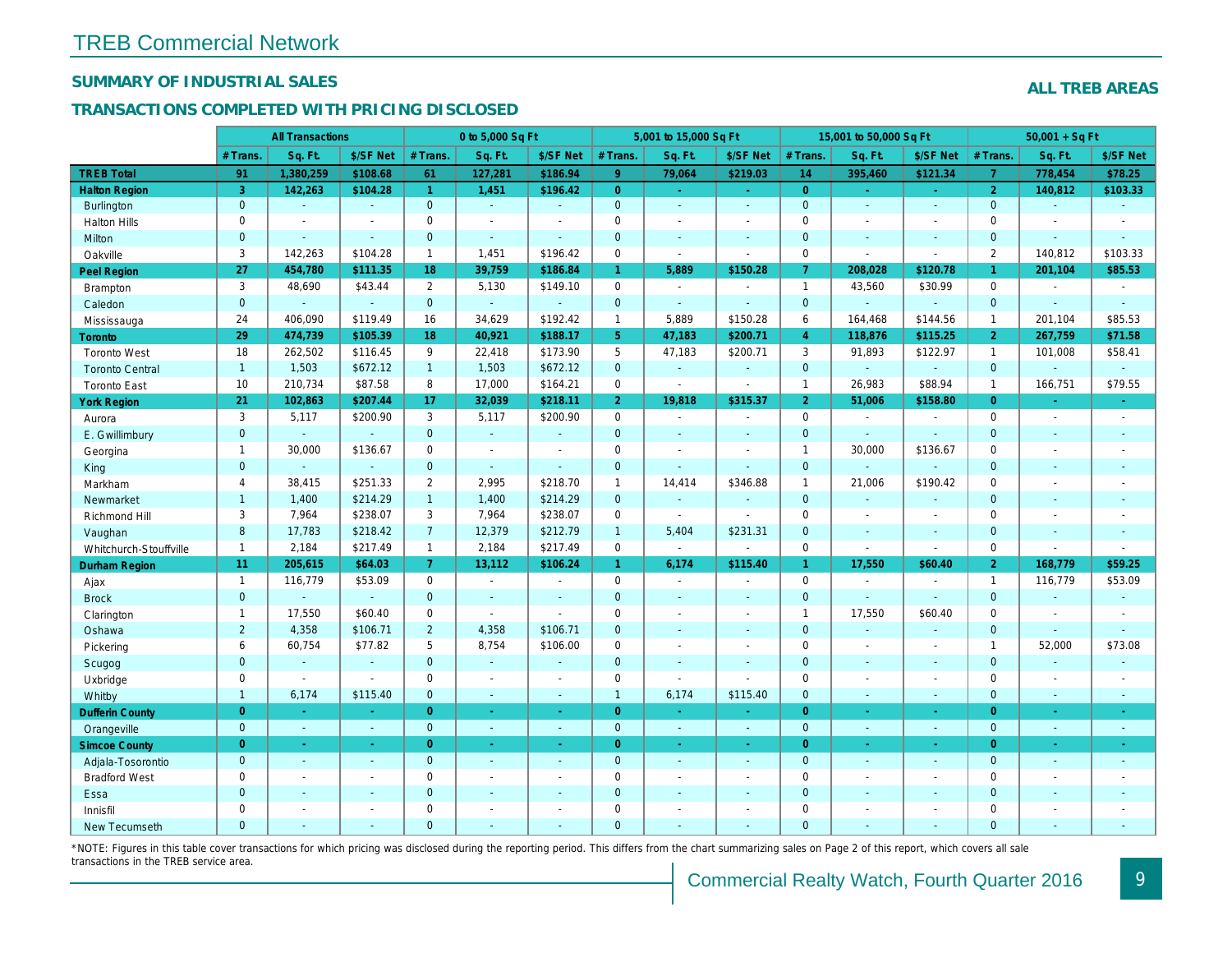# TREB Commercial Network

## SUMMARY OF INDUSTRIAL SALES

## TRANSACTIONS COMPLETED WITH PRICING DISCLOSED

**ALL TREB AREAS**

| | All Transactions | | | 0 to 5,000 Sq Ft | | | 5,001 to 15,000 Sq Ft | | | 15,001 to 50,000 Sq Ft | | | 50,001 + Sq Ft | | |
|---|---|---|---|---|---|---|---|---|---|---|---|---|---|---|---|
| | # Trans. | Sq. Ft. | $/SF Net | # Trans. | Sq. Ft. | $/SF Net | # Trans. | Sq. Ft. | $/SF Net | # Trans. | Sq. Ft. | $/SF Net | # Trans. | Sq. Ft. | $/SF Net |
| **TREB Total** | **91** | **1,380,259** | **$108.68** | **61** | **127,281** | **$186.94** | **9** | **79,064** | **$219.03** | **14** | **395,460** | **$121.34** | **7** | **778,454** | **$78.25** |
| **Halton Region** | **3** | **142,263** | **$104.28** | **1** | **1,451** | **$196.42** | **0** | **-** | **-** | **0** | **-** | **-** | **2** | **140,812** | **$103.33** |
| Burlington | 0 | - | - | 0 | - | - | 0 | - | - | 0 | - | - | 0 | - | - |
| Halton Hills | 0 | - | - | 0 | - | - | 0 | - | - | 0 | - | - | 0 | - | - |
| Milton | 0 | - | - | 0 | - | - | 0 | - | - | 0 | - | - | 0 | - | - |
| Oakville | 3 | 142,263 | $104.28 | 1 | 1,451 | $196.42 | 0 | - | - | 0 | - | - | 2 | 140,812 | $103.33 |
| **Peel Region** | **27** | **454,780** | **$111.35** | **18** | **39,759** | **$186.84** | **1** | **5,889** | **$150.28** | **7** | **208,028** | **$120.78** | **1** | **201,104** | **$85.53** |
| Brampton | 3 | 48,690 | $43.44 | 2 | 5,130 | $149.10 | 0 | - | - | 1 | 43,560 | $30.99 | 0 | - | - |
| Caledon | 0 | - | - | 0 | - | - | 0 | - | - | 0 | - | - | 0 | - | - |
| Mississauga | 24 | 406,090 | $119.49 | 16 | 34,629 | $192.42 | 1 | 5,889 | $150.28 | 6 | 164,468 | $144.56 | 1 | 201,104 | $85.53 |
| **Toronto** | **29** | **474,739** | **$105.39** | **18** | **40,921** | **$188.17** | **5** | **47,183** | **$200.71** | **4** | **118,876** | **$115.25** | **2** | **267,759** | **$71.58** |
| Toronto West | 18 | 262,502 | $116.45 | 9 | 22,418 | $173.90 | 5 | 47,183 | $200.71 | 3 | 91,893 | $122.97 | 1 | 101,008 | $58.41 |
| Toronto Central | 1 | 1,503 | $672.12 | 1 | 1,503 | $672.12 | 0 | - | - | 0 | - | - | 0 | - | - |
| Toronto East | 10 | 210,734 | $87.58 | 8 | 17,000 | $164.21 | 0 | - | - | 1 | 26,983 | $88.94 | 1 | 166,751 | $79.55 |
| **York Region** | **21** | **102,863** | **$207.44** | **17** | **32,039** | **$218.11** | **2** | **19,818** | **$315.37** | **2** | **51,006** | **$158.80** | **0** | **-** | **-** |
| Aurora | 3 | 5,117 | $200.90 | 3 | 5,117 | $200.90 | 0 | - | - | 0 | - | - | 0 | - | - |
| E. Gwillimbury | 0 | - | - | 0 | - | - | 0 | - | - | 0 | - | - | 0 | - | - |
| Georgina | 1 | 30,000 | $136.67 | 0 | - | - | 0 | - | - | 1 | 30,000 | $136.67 | 0 | - | - |
| King | 0 | - | - | 0 | - | - | 0 | - | - | 0 | - | - | 0 | - | - |
| Markham | 4 | 38,415 | $251.33 | 2 | 2,995 | $218.70 | 1 | 14,414 | $346.88 | 1 | 21,006 | $190.42 | 0 | - | - |
| Newmarket | 1 | 1,400 | $214.29 | 1 | 1,400 | $214.29 | 0 | - | - | 0 | - | - | 0 | - | - |
| Richmond Hill | 3 | 7,964 | $238.07 | 3 | 7,964 | $238.07 | 0 | - | - | 0 | - | - | 0 | - | - |
| Vaughan | 8 | 17,783 | $218.42 | 7 | 12,379 | $212.79 | 1 | 5,404 | $231.31 | 0 | - | - | 0 | - | - |
| Whitchurch-Stouffville | 1 | 2,184 | $217.49 | 1 | 2,184 | $217.49 | 0 | - | - | 0 | - | - | 0 | - | - |
| **Durham Region** | **11** | **205,615** | **$64.03** | **7** | **13,112** | **$106.24** | **1** | **6,174** | **$115.40** | **1** | **17,550** | **$60.40** | **2** | **168,779** | **$59.25** |
| Ajax | 1 | 116,779 | $53.09 | 0 | - | - | 0 | - | - | 0 | - | - | 1 | 116,779 | $53.09 |
| Brock | 0 | - | - | 0 | - | - | 0 | - | - | 0 | - | - | 0 | - | - |
| Clarington | 1 | 17,550 | $60.40 | 0 | - | - | 0 | - | - | 1 | 17,550 | $60.40 | 0 | - | - |
| Oshawa | 2 | 4,358 | $106.71 | 2 | 4,358 | $106.71 | 0 | - | - | 0 | - | - | 0 | - | - |
| Pickering | 6 | 60,754 | $77.82 | 5 | 8,754 | $106.00 | 0 | - | - | 0 | - | - | 1 | 52,000 | $73.08 |
| Scugog | 0 | - | - | 0 | - | - | 0 | - | - | 0 | - | - | 0 | - | - |
| Uxbridge | 0 | - | - | 0 | - | - | 0 | - | - | 0 | - | - | 0 | - | - |
| Whitby | 1 | 6,174 | $115.40 | 0 | - | - | 1 | 6,174 | $115.40 | 0 | - | - | 0 | - | - |
| **Dufferin County** | **0** | **-** | **-** | **0** | **-** | **-** | **0** | **-** | **-** | **0** | **-** | **-** | **0** | **-** | **-** |
| Orangeville | 0 | - | - | 0 | - | - | 0 | - | - | 0 | - | - | 0 | - | - |
| **Simcoe County** | **0** | **-** | **-** | **0** | **-** | **-** | **0** | **-** | **-** | **0** | **-** | **-** | **0** | **-** | **-** |
| Adjala-Tosorontio | 0 | - | - | 0 | - | - | 0 | - | - | 0 | - | - | 0 | - | - |
| Bradford West | 0 | - | - | 0 | - | - | 0 | - | - | 0 | - | - | 0 | - | - |
| Essa | 0 | - | - | 0 | - | - | 0 | - | - | 0 | - | - | 0 | - | - |
| Innisfil | 0 | - | - | 0 | - | - | 0 | - | - | 0 | - | - | 0 | - | - |
| New Tecumseth | 0 | - | - | 0 | - | - | 0 | - | - | 0 | - | - | 0 | - | - |

*NOTE: Figures in this table cover transactions for which pricing was disclosed during the reporting period. This differs from the chart summarizing sales on Page 2 of this report, which covers all sale transactions in the TREB service area.

Commercial Realty Watch, Fourth Quarter 2016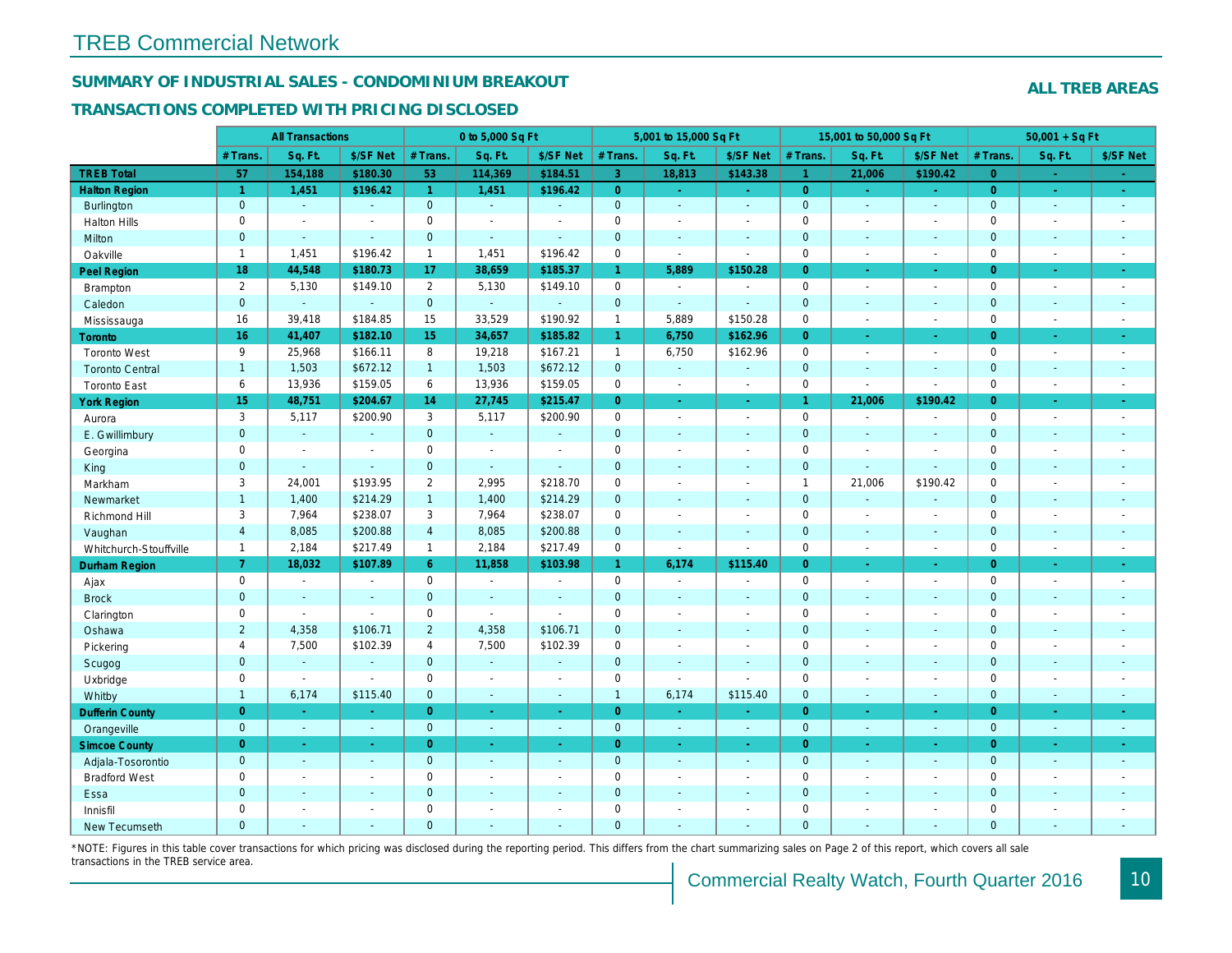# TREB Commercial Network

## SUMMARY OF INDUSTRIAL SALES - CONDOMINIUM BREAKOUT

## TRANSACTIONS COMPLETED WITH PRICING DISCLOSED

### ALL TREB AREAS

| | All Transactions | | | 0 to 5,000 Sq Ft | | | 5,001 to 15,000 Sq Ft | | | 15,001 to 50,000 Sq Ft | | | 50,001 + Sq Ft | | |
|---|---|---|---|---|---|---|---|---|---|---|---|---|---|---|---|
| | # Trans. | Sq. Ft. | $/SF Net | # Trans. | Sq. Ft. | $/SF Net | # Trans. | Sq. Ft. | $/SF Net | # Trans. | Sq. Ft. | $/SF Net | # Trans. | Sq. Ft. | $/SF Net |
| **TREB Total** | **57** | **154,188** | **$180.30** | **53** | **114,369** | **$184.51** | **3** | **18,813** | **$143.38** | **1** | **21,006** | **$190.42** | **0** | **-** | **-** |
| **Halton Region** | **1** | **1,451** | **$196.42** | **1** | **1,451** | **$196.42** | **0** | **-** | **-** | **0** | **-** | **-** | **0** | **-** | **-** |
| Burlington | 0 | - | - | 0 | - | - | 0 | - | - | 0 | - | - | 0 | - | - |
| Halton Hills | 0 | - | - | 0 | - | - | 0 | - | - | 0 | - | - | 0 | - | - |
| Milton | 0 | - | - | 0 | - | - | 0 | - | - | 0 | - | - | 0 | - | - |
| Oakville | 1 | 1,451 | $196.42 | 1 | 1,451 | $196.42 | 0 | - | - | 0 | - | - | 0 | - | - |
| **Peel Region** | **18** | **44,548** | **$180.73** | **17** | **38,659** | **$185.37** | **1** | **5,889** | **$150.28** | **0** | **-** | **-** | **0** | **-** | **-** |
| Brampton | 2 | 5,130 | $149.10 | 2 | 5,130 | $149.10 | 0 | - | - | 0 | - | - | 0 | - | - |
| Caledon | 0 | - | - | 0 | - | - | 0 | - | - | 0 | - | - | 0 | - | - |
| Mississauga | 16 | 39,418 | $184.85 | 15 | 33,529 | $190.92 | 1 | 5,889 | $150.28 | 0 | - | - | 0 | - | - |
| **Toronto** | **16** | **41,407** | **$182.10** | **15** | **34,657** | **$185.82** | **1** | **6,750** | **$162.96** | **0** | **-** | **-** | **0** | **-** | **-** |
| Toronto West | 9 | 25,968 | $166.11 | 8 | 19,218 | $167.21 | 1 | 6,750 | $162.96 | 0 | - | - | 0 | - | - |
| Toronto Central | 1 | 1,503 | $672.12 | 1 | 1,503 | $672.12 | 0 | - | - | 0 | - | - | 0 | - | - |
| Toronto East | 6 | 13,936 | $159.05 | 6 | 13,936 | $159.05 | 0 | - | - | 0 | - | - | 0 | - | - |
| **York Region** | **15** | **48,751** | **$204.67** | **14** | **27,745** | **$215.47** | **0** | **-** | **-** | **1** | **21,006** | **$190.42** | **0** | **-** | **-** |
| Aurora | 3 | 5,117 | $200.90 | 3 | 5,117 | $200.90 | 0 | - | - | 0 | - | - | 0 | - | - |
| E. Gwillimbury | 0 | - | - | 0 | - | - | 0 | - | - | 0 | - | - | 0 | - | - |
| Georgina | 0 | - | - | 0 | - | - | 0 | - | - | 0 | - | - | 0 | - | - |
| King | 0 | - | - | 0 | - | - | 0 | - | - | 0 | - | - | 0 | - | - |
| Markham | 3 | 24,001 | $193.95 | 2 | 2,995 | $218.70 | 0 | - | - | 1 | 21,006 | $190.42 | 0 | - | - |
| Newmarket | 1 | 1,400 | $214.29 | 1 | 1,400 | $214.29 | 0 | - | - | 0 | - | - | 0 | - | - |
| Richmond Hill | 3 | 7,964 | $238.07 | 3 | 7,964 | $238.07 | 0 | - | - | 0 | - | - | 0 | - | - |
| Vaughan | 4 | 8,085 | $200.88 | 4 | 8,085 | $200.88 | 0 | - | - | 0 | - | - | 0 | - | - |
| Whitchurch-Stouffville | 1 | 2,184 | $217.49 | 1 | 2,184 | $217.49 | 0 | - | - | 0 | - | - | 0 | - | - |
| **Durham Region** | **7** | **18,032** | **$107.89** | **6** | **11,858** | **$103.98** | **1** | **6,174** | **$115.40** | **0** | **-** | **-** | **0** | **-** | **-** |
| Ajax | 0 | - | - | 0 | - | - | 0 | - | - | 0 | - | - | 0 | - | - |
| Brock | 0 | - | - | 0 | - | - | 0 | - | - | 0 | - | - | 0 | - | - |
| Clarington | 0 | - | - | 0 | - | - | 0 | - | - | 0 | - | - | 0 | - | - |
| Oshawa | 2 | 4,358 | $106.71 | 2 | 4,358 | $106.71 | 0 | - | - | 0 | - | - | 0 | - | - |
| Pickering | 4 | 7,500 | $102.39 | 4 | 7,500 | $102.39 | 0 | - | - | 0 | - | - | 0 | - | - |
| Scugog | 0 | - | - | 0 | - | - | 0 | - | - | 0 | - | - | 0 | - | - |
| Uxbridge | 0 | - | - | 0 | - | - | 0 | - | - | 0 | - | - | 0 | - | - |
| Whitby | 1 | 6,174 | $115.40 | 0 | - | - | 1 | 6,174 | $115.40 | 0 | - | - | 0 | - | - |
| **Dufferin County** | **0** | **-** | **-** | **0** | **-** | **-** | **0** | **-** | **-** | **0** | **-** | **-** | **0** | **-** | **-** |
| Orangeville | 0 | - | - | 0 | - | - | 0 | - | - | 0 | - | - | 0 | - | - |
| **Simcoe County** | **0** | **-** | **-** | **0** | **-** | **-** | **0** | **-** | **-** | **0** | **-** | **-** | **0** | **-** | **-** |
| Adjala-Tosorontio | 0 | - | - | 0 | - | - | 0 | - | - | 0 | - | - | 0 | - | - |
| Bradford West | 0 | - | - | 0 | - | - | 0 | - | - | 0 | - | - | 0 | - | - |
| Essa | 0 | - | - | 0 | - | - | 0 | - | - | 0 | - | - | 0 | - | - |
| Innisfil | 0 | - | - | 0 | - | - | 0 | - | - | 0 | - | - | 0 | - | - |
| New Tecumseth | 0 | - | - | 0 | - | - | 0 | - | - | 0 | - | - | 0 | - | - |

*NOTE: Figures in this table cover transactions for which pricing was disclosed during the reporting period. This differs from the chart summarizing sales on Page 2 of this report, which covers all sale transactions in the TREB service area.

Commercial Realty Watch, Fourth Quarter 2016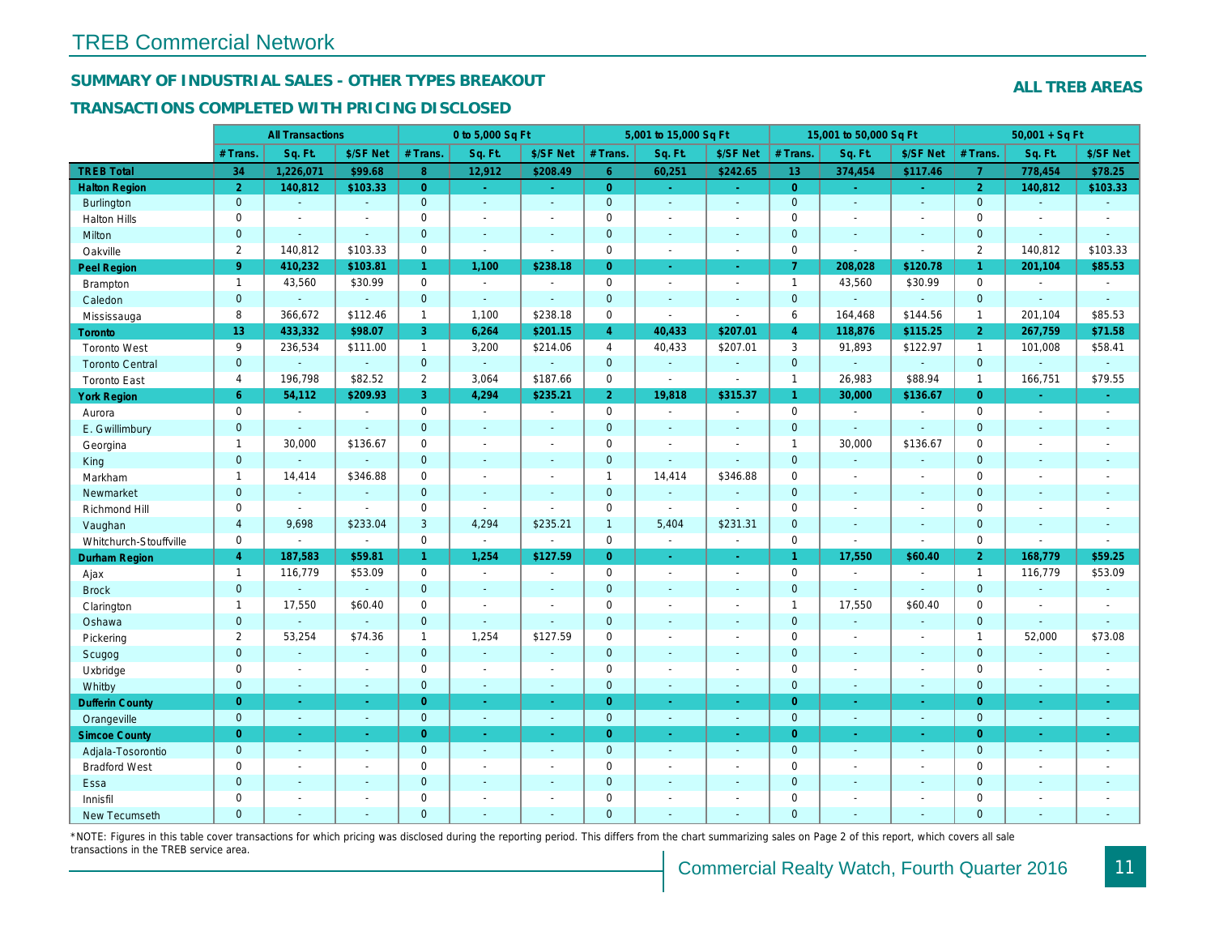# TREB Commercial Network

## SUMMARY OF INDUSTRIAL SALES - OTHER TYPES BREAKOUT

## TRANSACTIONS COMPLETED WITH PRICING DISCLOSED

**ALL TREB AREAS**

| | All Transactions | | | 0 to 5,000 Sq Ft | | | 5,001 to 15,000 Sq Ft | | | 15,001 to 50,000 Sq Ft | | | 50,001 + Sq Ft | | |
|---|---|---|---|---|---|---|---|---|---|---|---|---|---|---|---|
| | # Trans. | Sq. Ft. | $/SF Net | # Trans. | Sq. Ft. | $/SF Net | # Trans. | Sq. Ft. | $/SF Net | # Trans. | Sq. Ft. | $/SF Net | # Trans. | Sq. Ft. | $/SF Net |
| **TREB Total** | **34** | **1,226,071** | **$99.68** | **8** | **12,912** | **$208.49** | **6** | **60,251** | **$242.65** | **13** | **374,454** | **$117.46** | **7** | **778,454** | **$78.25** |
| **Halton Region** | **2** | **140,812** | **$103.33** | **0** | **-** | **-** | **0** | **-** | **-** | **0** | **-** | **-** | **2** | **140,812** | **$103.33** |
| Burlington | 0 | - | - | 0 | - | - | 0 | - | - | 0 | - | - | 0 | - | - |
| Halton Hills | 0 | - | - | 0 | - | - | 0 | - | - | 0 | - | - | 0 | - | - |
| Milton | 0 | - | - | 0 | - | - | 0 | - | - | 0 | - | - | 0 | - | - |
| Oakville | 2 | 140,812 | $103.33 | 0 | - | - | 0 | - | - | 0 | - | - | 2 | 140,812 | $103.33 |
| **Peel Region** | **9** | **410,232** | **$103.81** | **1** | **1,100** | **$238.18** | **0** | **-** | **-** | **7** | **208,028** | **$120.78** | **1** | **201,104** | **$85.53** |
| Brampton | 1 | 43,560 | $30.99 | 0 | - | - | 0 | - | - | 1 | 43,560 | $30.99 | 0 | - | - |
| Caledon | 0 | - | - | 0 | - | - | 0 | - | - | 0 | - | - | 0 | - | - |
| Mississauga | 8 | 366,672 | $112.46 | 1 | 1,100 | $238.18 | 0 | - | - | 6 | 164,468 | $144.56 | 1 | 201,104 | $85.53 |
| **Toronto** | **13** | **433,332** | **$98.07** | **3** | **6,264** | **$201.15** | **4** | **40,433** | **$207.01** | **4** | **118,876** | **$115.25** | **2** | **267,759** | **$71.58** |
| Toronto West | 9 | 236,534 | $111.00 | 1 | 3,200 | $214.06 | 4 | 40,433 | $207.01 | 3 | 91,893 | $122.97 | 1 | 101,008 | $58.41 |
| Toronto Central | 0 | - | - | 0 | - | - | 0 | - | - | 0 | - | - | 0 | - | - |
| Toronto East | 4 | 196,798 | $82.52 | 2 | 3,064 | $187.66 | 0 | - | - | 1 | 26,983 | $88.94 | 1 | 166,751 | $79.55 |
| **York Region** | **6** | **54,112** | **$209.93** | **3** | **4,294** | **$235.21** | **2** | **19,818** | **$315.37** | **1** | **30,000** | **$136.67** | **0** | **-** | **-** |
| Aurora | 0 | - | - | 0 | - | - | 0 | - | - | 0 | - | - | 0 | - | - |
| E. Gwillimbury | 0 | - | - | 0 | - | - | 0 | - | - | 0 | - | - | 0 | - | - |
| Georgina | 1 | 30,000 | $136.67 | 0 | - | - | 0 | - | - | 1 | 30,000 | $136.67 | 0 | - | - |
| King | 0 | - | - | 0 | - | - | 0 | - | - | 0 | - | - | 0 | - | - |
| Markham | 1 | 14,414 | $346.88 | 0 | - | - | 1 | 14,414 | $346.88 | 0 | - | - | 0 | - | - |
| Newmarket | 0 | - | - | 0 | - | - | 0 | - | - | 0 | - | - | 0 | - | - |
| Richmond Hill | 0 | - | - | 0 | - | - | 0 | - | - | 0 | - | - | 0 | - | - |
| Vaughan | 4 | 9,698 | $233.04 | 3 | 4,294 | $235.21 | 1 | 5,404 | $231.31 | 0 | - | - | 0 | - | - |
| Whitchurch-Stouffville | 0 | - | - | 0 | - | - | 0 | - | - | 0 | - | - | 0 | - | - |
| **Durham Region** | **4** | **187,583** | **$59.81** | **1** | **1,254** | **$127.59** | **0** | **-** | **-** | **1** | **17,550** | **$60.40** | **2** | **168,779** | **$59.25** |
| Ajax | 1 | 116,779 | $53.09 | 0 | - | - | 0 | - | - | 0 | - | - | 1 | 116,779 | $53.09 |
| Brock | 0 | - | - | 0 | - | - | 0 | - | - | 0 | - | - | 0 | - | - |
| Clarington | 1 | 17,550 | $60.40 | 0 | - | - | 0 | - | - | 1 | 17,550 | $60.40 | 0 | - | - |
| Oshawa | 0 | - | - | 0 | - | - | 0 | - | - | 0 | - | - | 0 | - | - |
| Pickering | 2 | 53,254 | $74.36 | 1 | 1,254 | $127.59 | 0 | - | - | 0 | - | - | 1 | 52,000 | $73.08 |
| Scugog | 0 | - | - | 0 | - | - | 0 | - | - | 0 | - | - | 0 | - | - |
| Uxbridge | 0 | - | - | 0 | - | - | 0 | - | - | 0 | - | - | 0 | - | - |
| Whitby | 0 | - | - | 0 | - | - | 0 | - | - | 0 | - | - | 0 | - | - |
| **Dufferin County** | **0** | **-** | **-** | **0** | **-** | **-** | **0** | **-** | **-** | **0** | **-** | **-** | **0** | **-** | **-** |
| Orangeville | 0 | - | - | 0 | - | - | 0 | - | - | 0 | - | - | 0 | - | - |
| **Simcoe County** | **0** | **-** | **-** | **0** | **-** | **-** | **0** | **-** | **-** | **0** | **-** | **-** | **0** | **-** | **-** |
| Adjala-Tosorontio | 0 | - | - | 0 | - | - | 0 | - | - | 0 | - | - | 0 | - | - |
| Bradford West | 0 | - | - | 0 | - | - | 0 | - | - | 0 | - | - | 0 | - | - |
| Essa | 0 | - | - | 0 | - | - | 0 | - | - | 0 | - | - | 0 | - | - |
| Innisfil | 0 | - | - | 0 | - | - | 0 | - | - | 0 | - | - | 0 | - | - |
| New Tecumseth | 0 | - | - | 0 | - | - | 0 | - | - | 0 | - | - | 0 | - | - |

*NOTE: Figures in this table cover transactions for which pricing was disclosed during the reporting period. This differs from the chart summarizing sales on Page 2 of this report, which covers all sale transactions in the TREB service area.

Commercial Realty Watch, Fourth Quarter 2016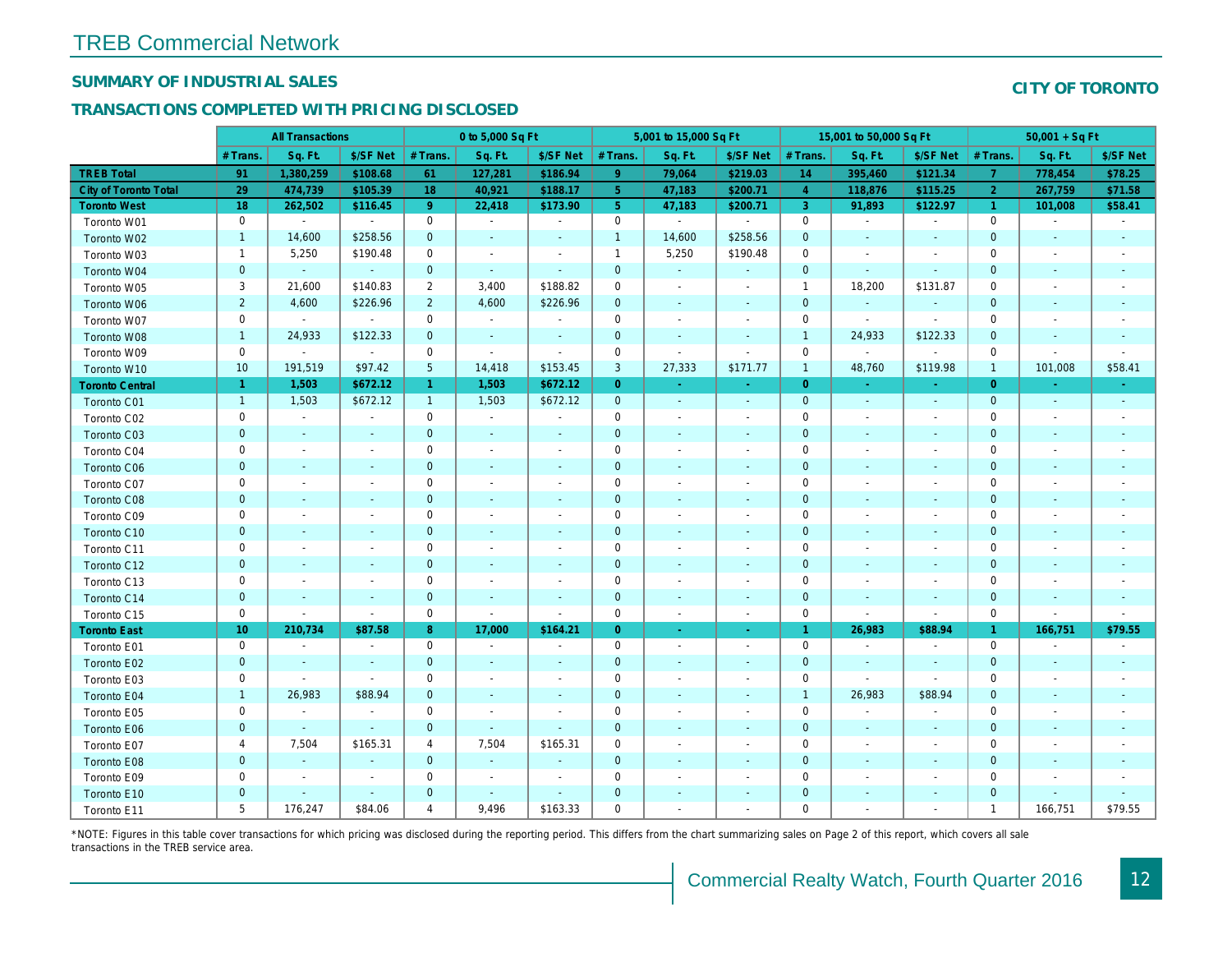# TREB Commercial Network

## SUMMARY OF INDUSTRIAL SALES

## TRANSACTIONS COMPLETED WITH PRICING DISCLOSED

**CITY OF TORONTO**

| | All Transactions | | | 0 to 5,000 Sq Ft | | | 5,001 to 15,000 Sq Ft | | | 15,001 to 50,000 Sq Ft | | | 50,001 + Sq Ft | | |
|---|---|---|---|---|---|---|---|---|---|---|---|---|---|---|---|
| | # Trans. | Sq. Ft. | $/SF Net | # Trans. | Sq. Ft. | $/SF Net | # Trans. | Sq. Ft. | $/SF Net | # Trans. | Sq. Ft. | $/SF Net | # Trans. | Sq. Ft. | $/SF Net |
| **TREB Total** | **91** | **1,380,259** | **$108.68** | **61** | **127,281** | **$186.94** | **9** | **79,064** | **$219.03** | **14** | **395,460** | **$121.34** | **7** | **778,454** | **$78.25** |
| **City of Toronto Total** | **29** | **474,739** | **$105.39** | **18** | **40,921** | **$188.17** | **5** | **47,183** | **$200.71** | **4** | **118,876** | **$115.25** | **2** | **267,759** | **$71.58** |
| **Toronto West** | **18** | **262,502** | **$116.45** | **9** | **22,418** | **$173.90** | **5** | **47,183** | **$200.71** | **3** | **91,893** | **$122.97** | **1** | **101,008** | **$58.41** |
| Toronto W01 | 0 | - | - | 0 | - | - | 0 | - | - | 0 | - | - | 0 | - | - |
| Toronto W02 | 1 | 14,600 | $258.56 | 0 | - | - | 1 | 14,600 | $258.56 | 0 | - | - | 0 | - | - |
| Toronto W03 | 1 | 5,250 | $190.48 | 0 | - | - | 1 | 5,250 | $190.48 | 0 | - | - | 0 | - | - |
| Toronto W04 | 0 | - | - | 0 | - | - | 0 | - | - | 0 | - | - | 0 | - | - |
| Toronto W05 | 3 | 21,600 | $140.83 | 2 | 3,400 | $188.82 | 0 | - | - | 1 | 18,200 | $131.87 | 0 | - | - |
| Toronto W06 | 2 | 4,600 | $226.96 | 2 | 4,600 | $226.96 | 0 | - | - | 0 | - | - | 0 | - | - |
| Toronto W07 | 0 | - | - | 0 | - | - | 0 | - | - | 0 | - | - | 0 | - | - |
| Toronto W08 | 1 | 24,933 | $122.33 | 0 | - | - | 0 | - | - | 1 | 24,933 | $122.33 | 0 | - | - |
| Toronto W09 | 0 | - | - | 0 | - | - | 0 | - | - | 0 | - | - | 0 | - | - |
| Toronto W10 | 10 | 191,519 | $97.42 | 5 | 14,418 | $153.45 | 3 | 27,333 | $171.77 | 1 | 48,760 | $119.98 | 1 | 101,008 | $58.41 |
| **Toronto Central** | **1** | **1,503** | **$672.12** | **1** | **1,503** | **$672.12** | **0** | **-** | **-** | **0** | **-** | **-** | **0** | **-** | **-** |
| Toronto C01 | 1 | 1,503 | $672.12 | 1 | 1,503 | $672.12 | 0 | - | - | 0 | - | - | 0 | - | - |
| Toronto C02 | 0 | - | - | 0 | - | - | 0 | - | - | 0 | - | - | 0 | - | - |
| Toronto C03 | 0 | - | - | 0 | - | - | 0 | - | - | 0 | - | - | 0 | - | - |
| Toronto C04 | 0 | - | - | 0 | - | - | 0 | - | - | 0 | - | - | 0 | - | - |
| Toronto C06 | 0 | - | - | 0 | - | - | 0 | - | - | 0 | - | - | 0 | - | - |
| Toronto C07 | 0 | - | - | 0 | - | - | 0 | - | - | 0 | - | - | 0 | - | - |
| Toronto C08 | 0 | - | - | 0 | - | - | 0 | - | - | 0 | - | - | 0 | - | - |
| Toronto C09 | 0 | - | - | 0 | - | - | 0 | - | - | 0 | - | - | 0 | - | - |
| Toronto C10 | 0 | - | - | 0 | - | - | 0 | - | - | 0 | - | - | 0 | - | - |
| Toronto C11 | 0 | - | - | 0 | - | - | 0 | - | - | 0 | - | - | 0 | - | - |
| Toronto C12 | 0 | - | - | 0 | - | - | 0 | - | - | 0 | - | - | 0 | - | - |
| Toronto C13 | 0 | - | - | 0 | - | - | 0 | - | - | 0 | - | - | 0 | - | - |
| Toronto C14 | 0 | - | - | 0 | - | - | 0 | - | - | 0 | - | - | 0 | - | - |
| Toronto C15 | 0 | - | - | 0 | - | - | 0 | - | - | 0 | - | - | 0 | - | - |
| **Toronto East** | **10** | **210,734** | **$87.58** | **8** | **17,000** | **$164.21** | **0** | **-** | **-** | **1** | **26,983** | **$88.94** | **1** | **166,751** | **$79.55** |
| Toronto E01 | 0 | - | - | 0 | - | - | 0 | - | - | 0 | - | - | 0 | - | - |
| Toronto E02 | 0 | - | - | 0 | - | - | 0 | - | - | 0 | - | - | 0 | - | - |
| Toronto E03 | 0 | - | - | 0 | - | - | 0 | - | - | 0 | - | - | 0 | - | - |
| Toronto E04 | 1 | 26,983 | $88.94 | 0 | - | - | 0 | - | - | 1 | 26,983 | $88.94 | 0 | - | - |
| Toronto E05 | 0 | - | - | 0 | - | - | 0 | - | - | 0 | - | - | 0 | - | - |
| Toronto E06 | 0 | - | - | 0 | - | - | 0 | - | - | 0 | - | - | 0 | - | - |
| Toronto E07 | 4 | 7,504 | $165.31 | 4 | 7,504 | $165.31 | 0 | - | - | 0 | - | - | 0 | - | - |
| Toronto E08 | 0 | - | - | 0 | - | - | 0 | - | - | 0 | - | - | 0 | - | - |
| Toronto E09 | 0 | - | - | 0 | - | - | 0 | - | - | 0 | - | - | 0 | - | - |
| Toronto E10 | 0 | - | - | 0 | - | - | 0 | - | - | 0 | - | - | 0 | - | - |
| Toronto E11 | 5 | 176,247 | $84.06 | 4 | 9,496 | $163.33 | 0 | - | - | 0 | - | - | 1 | 166,751 | $79.55 |

*NOTE: Figures in this table cover transactions for which pricing was disclosed during the reporting period. This differs from the chart summarizing sales on Page 2 of this report, which covers all sale transactions in the TREB service area.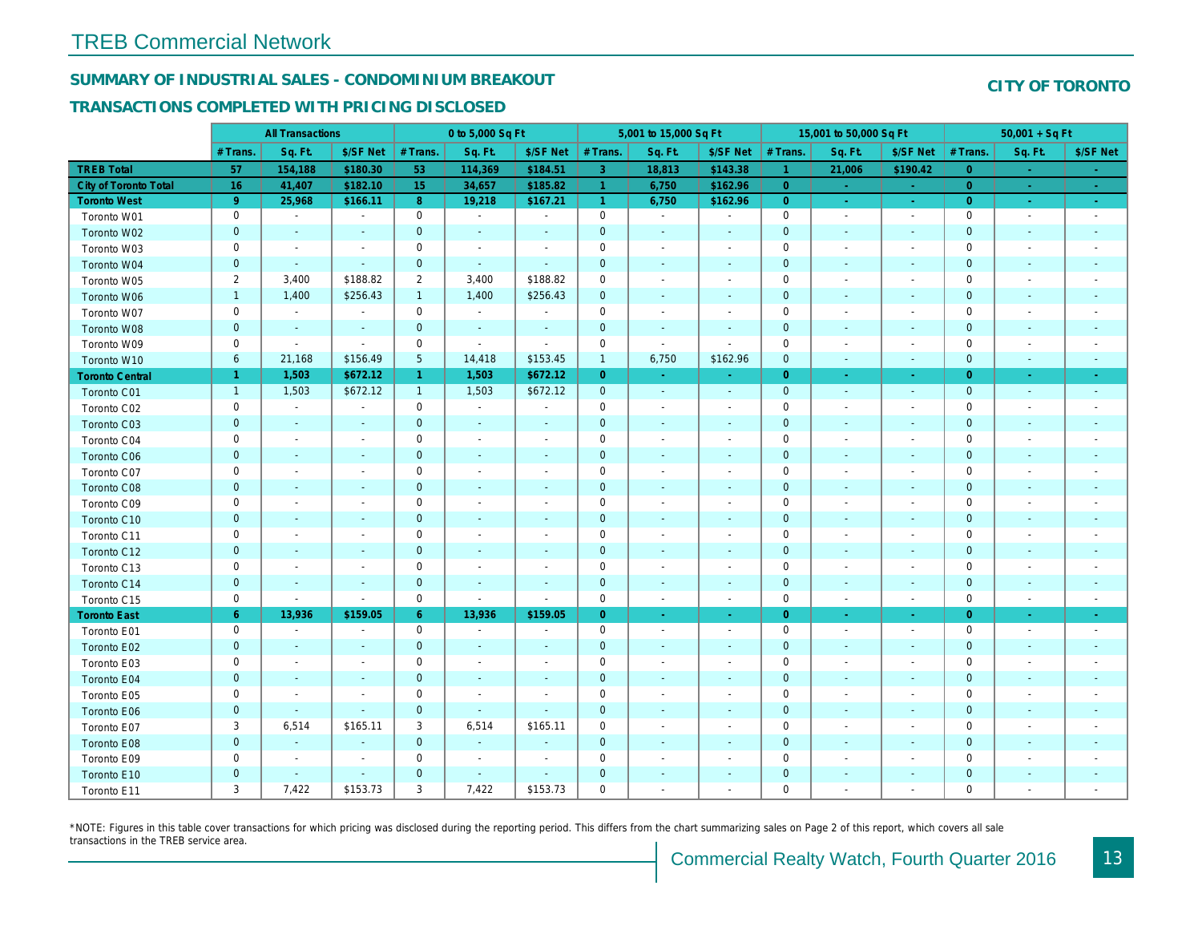## TREB Commercial Network

### SUMMARY OF INDUSTRIAL SALES - CONDOMINIUM BREAKOUT

### TRANSACTIONS COMPLETED WITH PRICING DISCLOSED

### CITY OF TORONTO

| | All Transactions | | | 0 to 5,000 Sq Ft | | | 5,001 to 15,000 Sq Ft | | | 15,001 to 50,000 Sq Ft | | | 50,001 + Sq Ft | | |
|---|---|---|---|---|---|---|---|---|---|---|---|---|---|---|---|
| | # Trans. | Sq. Ft. | $/SF Net | # Trans. | Sq. Ft. | $/SF Net | # Trans. | Sq. Ft. | $/SF Net | # Trans. | Sq. Ft. | $/SF Net | # Trans. | Sq. Ft. | $/SF Net |
| **TREB Total** | **57** | **154,188** | **$180.30** | **53** | **114,369** | **$184.51** | **3** | **18,813** | **$143.38** | **1** | **21,006** | **$190.42** | **0** | **-** | **-** |
| **City of Toronto Total** | **16** | **41,407** | **$182.10** | **15** | **34,657** | **$185.82** | **1** | **6,750** | **$162.96** | **0** | **-** | **-** | **0** | **-** | **-** |
| **Toronto West** | **9** | **25,968** | **$166.11** | **8** | **19,218** | **$167.21** | **1** | **6,750** | **$162.96** | **0** | **-** | **-** | **0** | **-** | **-** |
| Toronto W01 | 0 | - | - | 0 | - | - | 0 | - | - | 0 | - | - | 0 | - | - |
| Toronto W02 | 0 | - | - | 0 | - | - | 0 | - | - | 0 | - | - | 0 | - | - |
| Toronto W03 | 0 | - | - | 0 | - | - | 0 | - | - | 0 | - | - | 0 | - | - |
| Toronto W04 | 0 | - | - | 0 | - | - | 0 | - | - | 0 | - | - | 0 | - | - |
| Toronto W05 | 2 | 3,400 | $188.82 | 2 | 3,400 | $188.82 | 0 | - | - | 0 | - | - | 0 | - | - |
| Toronto W06 | 1 | 1,400 | $256.43 | 1 | 1,400 | $256.43 | 0 | - | - | 0 | - | - | 0 | - | - |
| Toronto W07 | 0 | - | - | 0 | - | - | 0 | - | - | 0 | - | - | 0 | - | - |
| Toronto W08 | 0 | - | - | 0 | - | - | 0 | - | - | 0 | - | - | 0 | - | - |
| Toronto W09 | 0 | - | - | 0 | - | - | 0 | - | - | 0 | - | - | 0 | - | - |
| Toronto W10 | 6 | 21,168 | $156.49 | 5 | 14,418 | $153.45 | 1 | 6,750 | $162.96 | 0 | - | - | 0 | - | - |
| **Toronto Central** | **1** | **1,503** | **$672.12** | **1** | **1,503** | **$672.12** | **0** | **-** | **-** | **0** | **-** | **-** | **0** | **-** | **-** |
| Toronto C01 | 1 | 1,503 | $672.12 | 1 | 1,503 | $672.12 | 0 | - | - | 0 | - | - | 0 | - | - |
| Toronto C02 | 0 | - | - | 0 | - | - | 0 | - | - | 0 | - | - | 0 | - | - |
| Toronto C03 | 0 | - | - | 0 | - | - | 0 | - | - | 0 | - | - | 0 | - | - |
| Toronto C04 | 0 | - | - | 0 | - | - | 0 | - | - | 0 | - | - | 0 | - | - |
| Toronto C06 | 0 | - | - | 0 | - | - | 0 | - | - | 0 | - | - | 0 | - | - |
| Toronto C07 | 0 | - | - | 0 | - | - | 0 | - | - | 0 | - | - | 0 | - | - |
| Toronto C08 | 0 | - | - | 0 | - | - | 0 | - | - | 0 | - | - | 0 | - | - |
| Toronto C09 | 0 | - | - | 0 | - | - | 0 | - | - | 0 | - | - | 0 | - | - |
| Toronto C10 | 0 | - | - | 0 | - | - | 0 | - | - | 0 | - | - | 0 | - | - |
| Toronto C11 | 0 | - | - | 0 | - | - | 0 | - | - | 0 | - | - | 0 | - | - |
| Toronto C12 | 0 | - | - | 0 | - | - | 0 | - | - | 0 | - | - | 0 | - | - |
| Toronto C13 | 0 | - | - | 0 | - | - | 0 | - | - | 0 | - | - | 0 | - | - |
| Toronto C14 | 0 | - | - | 0 | - | - | 0 | - | - | 0 | - | - | 0 | - | - |
| Toronto C15 | 0 | - | - | 0 | - | - | 0 | - | - | 0 | - | - | 0 | - | - |
| **Toronto East** | **6** | **13,936** | **$159.05** | **6** | **13,936** | **$159.05** | **0** | **-** | **-** | **0** | **-** | **-** | **0** | **-** | **-** |
| Toronto E01 | 0 | - | - | 0 | - | - | 0 | - | - | 0 | - | - | 0 | - | - |
| Toronto E02 | 0 | - | - | 0 | - | - | 0 | - | - | 0 | - | - | 0 | - | - |
| Toronto E03 | 0 | - | - | 0 | - | - | 0 | - | - | 0 | - | - | 0 | - | - |
| Toronto E04 | 0 | - | - | 0 | - | - | 0 | - | - | 0 | - | - | 0 | - | - |
| Toronto E05 | 0 | - | - | 0 | - | - | 0 | - | - | 0 | - | - | 0 | - | - |
| Toronto E06 | 0 | - | - | 0 | - | - | 0 | - | - | 0 | - | - | 0 | - | - |
| Toronto E07 | 3 | 6,514 | $165.11 | 3 | 6,514 | $165.11 | 0 | - | - | 0 | - | - | 0 | - | - |
| Toronto E08 | 0 | - | - | 0 | - | - | 0 | - | - | 0 | - | - | 0 | - | - |
| Toronto E09 | 0 | - | - | 0 | - | - | 0 | - | - | 0 | - | - | 0 | - | - |
| Toronto E10 | 0 | - | - | 0 | - | - | 0 | - | - | 0 | - | - | 0 | - | - |
| Toronto E11 | 3 | 7,422 | $153.73 | 3 | 7,422 | $153.73 | 0 | - | - | 0 | - | - | 0 | - | - |

*NOTE: Figures in this table cover transactions for which pricing was disclosed during the reporting period. This differs from the chart summarizing sales on Page 2 of this report, which covers all sale transactions in the TREB service area.

Commercial Realty Watch, Fourth Quarter 2016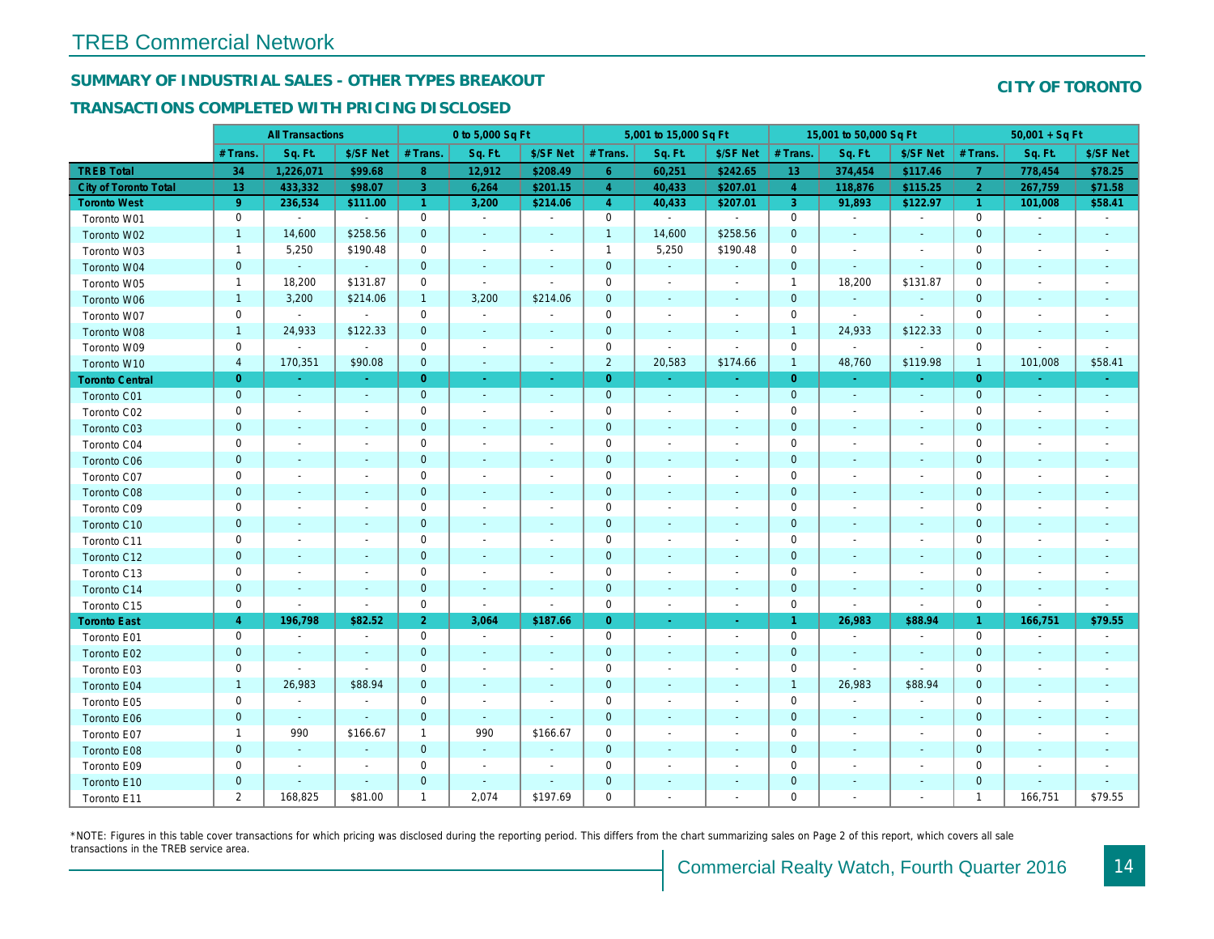# TREB Commercial Network

## SUMMARY OF INDUSTRIAL SALES - OTHER TYPES BREAKOUT

## CITY OF TORONTO

## TRANSACTIONS COMPLETED WITH PRICING DISCLOSED

| | All Transactions | | | 0 to 5,000 Sq Ft | | | 5,001 to 15,000 Sq Ft | | | 15,001 to 50,000 Sq Ft | | | 50,001 + Sq Ft | | |
|---|---|---|---|---|---|---|---|---|---|---|---|---|---|---|---|
| | # Trans. | Sq. Ft. | $/SF Net | # Trans. | Sq. Ft. | $/SF Net | # Trans. | Sq. Ft. | $/SF Net | # Trans. | Sq. Ft. | $/SF Net | # Trans. | Sq. Ft. | $/SF Net |
| **TREB Total** | **34** | **1,226,071** | **$99.68** | **8** | **12,912** | **$208.49** | **6** | **60,251** | **$242.65** | **13** | **374,454** | **$117.46** | **7** | **778,454** | **$78.25** |
| **City of Toronto Total** | **13** | **433,332** | **$98.07** | **3** | **6,264** | **$201.15** | **4** | **40,433** | **$207.01** | **4** | **118,876** | **$115.25** | **2** | **267,759** | **$71.58** |
| **Toronto West** | **9** | **236,534** | **$111.00** | **1** | **3,200** | **$214.06** | **4** | **40,433** | **$207.01** | **3** | **91,893** | **$122.97** | **1** | **101,008** | **$58.41** |
| Toronto W01 | 0 | - | - | 0 | - | - | 0 | - | - | 0 | - | - | 0 | - | - |
| Toronto W02 | 1 | 14,600 | $258.56 | 0 | - | - | 1 | 14,600 | $258.56 | 0 | - | - | 0 | - | - |
| Toronto W03 | 1 | 5,250 | $190.48 | 0 | - | - | 1 | 5,250 | $190.48 | 0 | - | - | 0 | - | - |
| Toronto W04 | 0 | - | - | 0 | - | - | 0 | - | - | 0 | - | - | 0 | - | - |
| Toronto W05 | 1 | 18,200 | $131.87 | 0 | - | - | 0 | - | - | 1 | 18,200 | $131.87 | 0 | - | - |
| Toronto W06 | 1 | 3,200 | $214.06 | 1 | 3,200 | $214.06 | 0 | - | - | 0 | - | - | 0 | - | - |
| Toronto W07 | 0 | - | - | 0 | - | - | 0 | - | - | 0 | - | - | 0 | - | - |
| Toronto W08 | 1 | 24,933 | $122.33 | 0 | - | - | 0 | - | - | 1 | 24,933 | $122.33 | 0 | - | - |
| Toronto W09 | 0 | - | - | 0 | - | - | 0 | - | - | 0 | - | - | 0 | - | - |
| Toronto W10 | 4 | 170,351 | $90.08 | 0 | - | - | 2 | 20,583 | $174.66 | 1 | 48,760 | $119.98 | 1 | 101,008 | $58.41 |
| **Toronto Central** | **0** | **-** | **-** | **0** | **-** | **-** | **0** | **-** | **-** | **0** | **-** | **-** | **0** | **-** | **-** |
| Toronto C01 | 0 | - | - | 0 | - | - | 0 | - | - | 0 | - | - | 0 | - | - |
| Toronto C02 | 0 | - | - | 0 | - | - | 0 | - | - | 0 | - | - | 0 | - | - |
| Toronto C03 | 0 | - | - | 0 | - | - | 0 | - | - | 0 | - | - | 0 | - | - |
| Toronto C04 | 0 | - | - | 0 | - | - | 0 | - | - | 0 | - | - | 0 | - | - |
| Toronto C06 | 0 | - | - | 0 | - | - | 0 | - | - | 0 | - | - | 0 | - | - |
| Toronto C07 | 0 | - | - | 0 | - | - | 0 | - | - | 0 | - | - | 0 | - | - |
| Toronto C08 | 0 | - | - | 0 | - | - | 0 | - | - | 0 | - | - | 0 | - | - |
| Toronto C09 | 0 | - | - | 0 | - | - | 0 | - | - | 0 | - | - | 0 | - | - |
| Toronto C10 | 0 | - | - | 0 | - | - | 0 | - | - | 0 | - | - | 0 | - | - |
| Toronto C11 | 0 | - | - | 0 | - | - | 0 | - | - | 0 | - | - | 0 | - | - |
| Toronto C12 | 0 | - | - | 0 | - | - | 0 | - | - | 0 | - | - | 0 | - | - |
| Toronto C13 | 0 | - | - | 0 | - | - | 0 | - | - | 0 | - | - | 0 | - | - |
| Toronto C14 | 0 | - | - | 0 | - | - | 0 | - | - | 0 | - | - | 0 | - | - |
| Toronto C15 | 0 | - | - | 0 | - | - | 0 | - | - | 0 | - | - | 0 | - | - |
| **Toronto East** | **4** | **196,798** | **$82.52** | **2** | **3,064** | **$187.66** | **0** | **-** | **-** | **1** | **26,983** | **$88.94** | **1** | **166,751** | **$79.55** |
| Toronto E01 | 0 | - | - | 0 | - | - | 0 | - | - | 0 | - | - | 0 | - | - |
| Toronto E02 | 0 | - | - | 0 | - | - | 0 | - | - | 0 | - | - | 0 | - | - |
| Toronto E03 | 0 | - | - | 0 | - | - | 0 | - | - | 0 | - | - | 0 | - | - |
| Toronto E04 | 1 | 26,983 | $88.94 | 0 | - | - | 0 | - | - | 1 | 26,983 | $88.94 | 0 | - | - |
| Toronto E05 | 0 | - | - | 0 | - | - | 0 | - | - | 0 | - | - | 0 | - | - |
| Toronto E06 | 0 | - | - | 0 | - | - | 0 | - | - | 0 | - | - | 0 | - | - |
| Toronto E07 | 1 | 990 | $166.67 | 1 | 990 | $166.67 | 0 | - | - | 0 | - | - | 0 | - | - |
| Toronto E08 | 0 | - | - | 0 | - | - | 0 | - | - | 0 | - | - | 0 | - | - |
| Toronto E09 | 0 | - | - | 0 | - | - | 0 | - | - | 0 | - | - | 0 | - | - |
| Toronto E10 | 0 | - | - | 0 | - | - | 0 | - | - | 0 | - | - | 0 | - | - |
| Toronto E11 | 2 | 168,825 | $81.00 | 1 | 2,074 | $197.69 | 0 | - | - | 0 | - | - | 1 | 166,751 | $79.55 |

*NOTE: Figures in this table cover transactions for which pricing was disclosed during the reporting period. This differs from the chart summarizing sales on Page 2 of this report, which covers all sale transactions in the TREB service area.

Commercial Realty Watch, Fourth Quarter 2016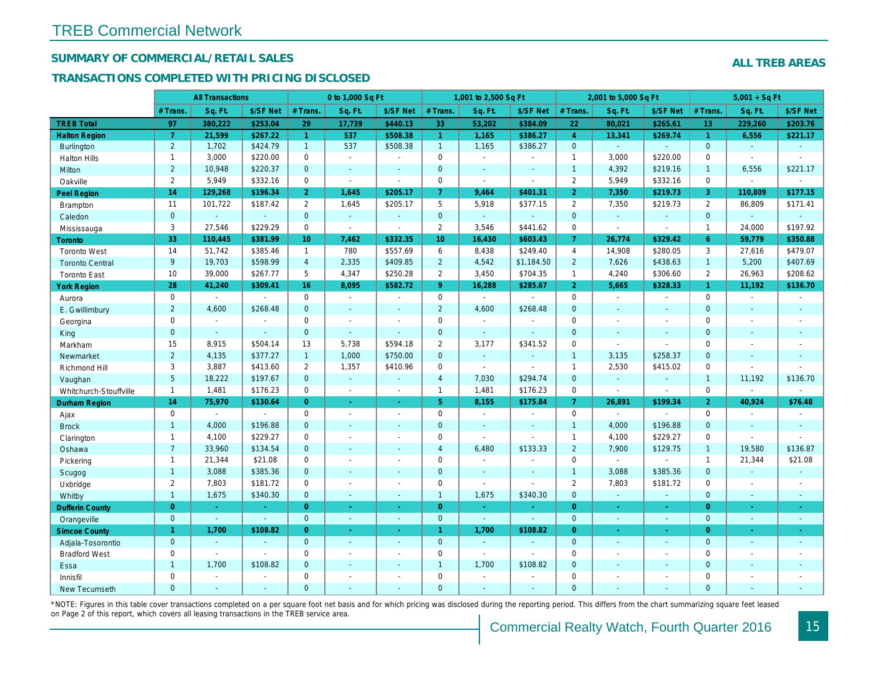# TREB Commercial Network

## SUMMARY OF COMMERCIAL/RETAIL SALES

## TRANSACTIONS COMPLETED WITH PRICING DISCLOSED

**ALL TREB AREAS**

| | All Transactions | | | 0 to 1,000 Sq Ft | | | 1,001 to 2,500 Sq Ft | | | 2,001 to 5,000 Sq Ft | | | 5,001 + Sq Ft | | |
|---|---|---|---|---|---|---|---|---|---|---|---|---|---|---|---|
| | # Trans. | Sq. Ft. | $/SF Net | # Trans. | Sq. Ft. | $/SF Net | # Trans. | Sq. Ft. | $/SF Net | # Trans. | Sq. Ft. | $/SF Net | # Trans. | Sq. Ft. | $/SF Net |
| **TREB Total** | **97** | **380,222** | **$253.04** | **29** | **17,739** | **$440.13** | **33** | **53,202** | **$384.09** | **22** | **80,021** | **$265.61** | **13** | **229,260** | **$203.76** |
| **Halton Region** | **7** | **21,599** | **$267.22** | **1** | **537** | **$508.38** | **1** | **1,165** | **$386.27** | **4** | **13,341** | **$269.74** | **1** | **6,556** | **$221.17** |
| Burlington | 2 | 1,702 | $424.79 | 1 | 537 | $508.38 | 1 | 1,165 | $386.27 | 0 | - | - | 0 | - | - |
| Halton Hills | 1 | 3,000 | $220.00 | 0 | - | - | 0 | - | - | 1 | 3,000 | $220.00 | 0 | - | - |
| Milton | 2 | 10,948 | $220.37 | 0 | - | - | 0 | - | - | 1 | 4,392 | $219.16 | 1 | 6,556 | $221.17 |
| Oakville | 2 | 5,949 | $332.16 | 0 | - | - | 0 | - | - | 2 | 5,949 | $332.16 | 0 | - | - |
| **Peel Region** | **14** | **129,268** | **$196.34** | **2** | **1,645** | **$205.17** | **7** | **9,464** | **$401.31** | **2** | **7,350** | **$219.73** | **3** | **110,809** | **$177.15** |
| Brampton | 11 | 101,722 | $187.42 | 2 | 1,645 | $205.17 | 5 | 5,918 | $377.15 | 2 | 7,350 | $219.73 | 2 | 86,809 | $171.41 |
| Caledon | 0 | - | - | 0 | - | - | 0 | - | - | 0 | - | - | 0 | - | - |
| Mississauga | 3 | 27,546 | $229.29 | 0 | - | - | 2 | 3,546 | $441.62 | 0 | - | - | 1 | 24,000 | $197.92 |
| **Toronto** | **33** | **110,445** | **$381.99** | **10** | **7,462** | **$332.35** | **10** | **16,430** | **$603.43** | **7** | **26,774** | **$329.42** | **6** | **59,779** | **$350.88** |
| Toronto West | 14 | 51,742 | $385.46 | 1 | 780 | $557.69 | 6 | 8,438 | $249.40 | 4 | 14,908 | $280.05 | 3 | 27,616 | $479.07 |
| Toronto Central | 9 | 19,703 | $598.99 | 4 | 2,335 | $409.85 | 2 | 4,542 | $1,184.50 | 2 | 7,626 | $438.63 | 1 | 5,200 | $407.69 |
| Toronto East | 10 | 39,000 | $267.77 | 5 | 4,347 | $250.28 | 2 | 3,450 | $704.35 | 1 | 4,240 | $306.60 | 2 | 26,963 | $208.62 |
| **York Region** | **28** | **41,240** | **$309.41** | **16** | **8,095** | **$582.72** | **9** | **16,288** | **$285.67** | **2** | **5,665** | **$328.33** | **1** | **11,192** | **$136.70** |
| Aurora | 0 | - | - | 0 | - | - | 0 | - | - | 0 | - | - | 0 | - | - |
| E. Gwillimbury | 2 | 4,600 | $268.48 | 0 | - | - | 2 | 4,600 | $268.48 | 0 | - | - | 0 | - | - |
| Georgina | 0 | - | - | 0 | - | - | 0 | - | - | 0 | - | - | 0 | - | - |
| King | 0 | - | - | 0 | - | - | 0 | - | - | 0 | - | - | 0 | - | - |
| Markham | 15 | 8,915 | $504.14 | 13 | 5,738 | $594.18 | 2 | 3,177 | $341.52 | 0 | - | - | 0 | - | - |
| Newmarket | 2 | 4,135 | $377.27 | 1 | 1,000 | $750.00 | 0 | - | - | 1 | 3,135 | $258.37 | 0 | - | - |
| Richmond Hill | 3 | 3,887 | $413.60 | 2 | 1,357 | $410.96 | 0 | - | - | 1 | 2,530 | $415.02 | 0 | - | - |
| Vaughan | 5 | 18,222 | $197.67 | 0 | - | - | 4 | 7,030 | $294.74 | 0 | - | - | 1 | 11,192 | $136.70 |
| Whitchurch-Stouffville | 1 | 1,481 | $176.23 | 0 | - | - | 1 | 1,481 | $176.23 | 0 | - | - | 0 | - | - |
| **Durham Region** | **14** | **75,970** | **$130.64** | **0** | **-** | **-** | **5** | **8,155** | **$175.84** | **7** | **26,891** | **$199.34** | **2** | **40,924** | **$76.48** |
| Ajax | 0 | - | - | 0 | - | - | 0 | - | - | 0 | - | - | 0 | - | - |
| Brock | 1 | 4,000 | $196.88 | 0 | - | - | 0 | - | - | 1 | 4,000 | $196.88 | 0 | - | - |
| Clarington | 1 | 4,100 | $229.27 | 0 | - | - | 0 | - | - | 1 | 4,100 | $229.27 | 0 | - | - |
| Oshawa | 7 | 33,960 | $134.54 | 0 | - | - | 4 | 6,480 | $133.33 | 2 | 7,900 | $129.75 | 1 | 19,580 | $136.87 |
| Pickering | 1 | 21,344 | $21.08 | 0 | - | - | 0 | - | - | 0 | - | - | 1 | 21,344 | $21.08 |
| Scugog | 1 | 3,088 | $385.36 | 0 | - | - | 0 | - | - | 1 | 3,088 | $385.36 | 0 | - | - |
| Uxbridge | 2 | 7,803 | $181.72 | 0 | - | - | 0 | - | - | 2 | 7,803 | $181.72 | 0 | - | - |
| Whitby | 1 | 1,675 | $340.30 | 0 | - | - | 1 | 1,675 | $340.30 | 0 | - | - | 0 | - | - |
| **Dufferin County** | **0** | **-** | **-** | **0** | **-** | **-** | **0** | **-** | **-** | **0** | **-** | **-** | **0** | **-** | **-** |
| Orangeville | 0 | - | - | 0 | - | - | 0 | - | - | 0 | - | - | 0 | - | - |
| **Simcoe County** | **1** | **1,700** | **$108.82** | **0** | **-** | **-** | **1** | **1,700** | **$108.82** | **0** | **-** | **-** | **0** | **-** | **-** |
| Adjala-Tosorontio | 0 | - | - | 0 | - | - | 0 | - | - | 0 | - | - | 0 | - | - |
| Bradford West | 0 | - | - | 0 | - | - | 0 | - | - | 0 | - | - | 0 | - | - |
| Essa | 1 | 1,700 | $108.82 | 0 | - | - | 1 | 1,700 | $108.82 | 0 | - | - | 0 | - | - |
| Innisfil | 0 | - | - | 0 | - | - | 0 | - | - | 0 | - | - | 0 | - | - |
| New Tecumseth | 0 | - | - | 0 | - | - | 0 | - | - | 0 | - | - | 0 | - | - |

*NOTE: Figures in this table cover transactions completed on a per square foot net basis and for which pricing was disclosed during the reporting period. This differs from the chart summarizing square feet leased on Page 2 of this report, which covers all leasing transactions in the TREB service area.

Commercial Realty Watch, Fourth Quarter 2016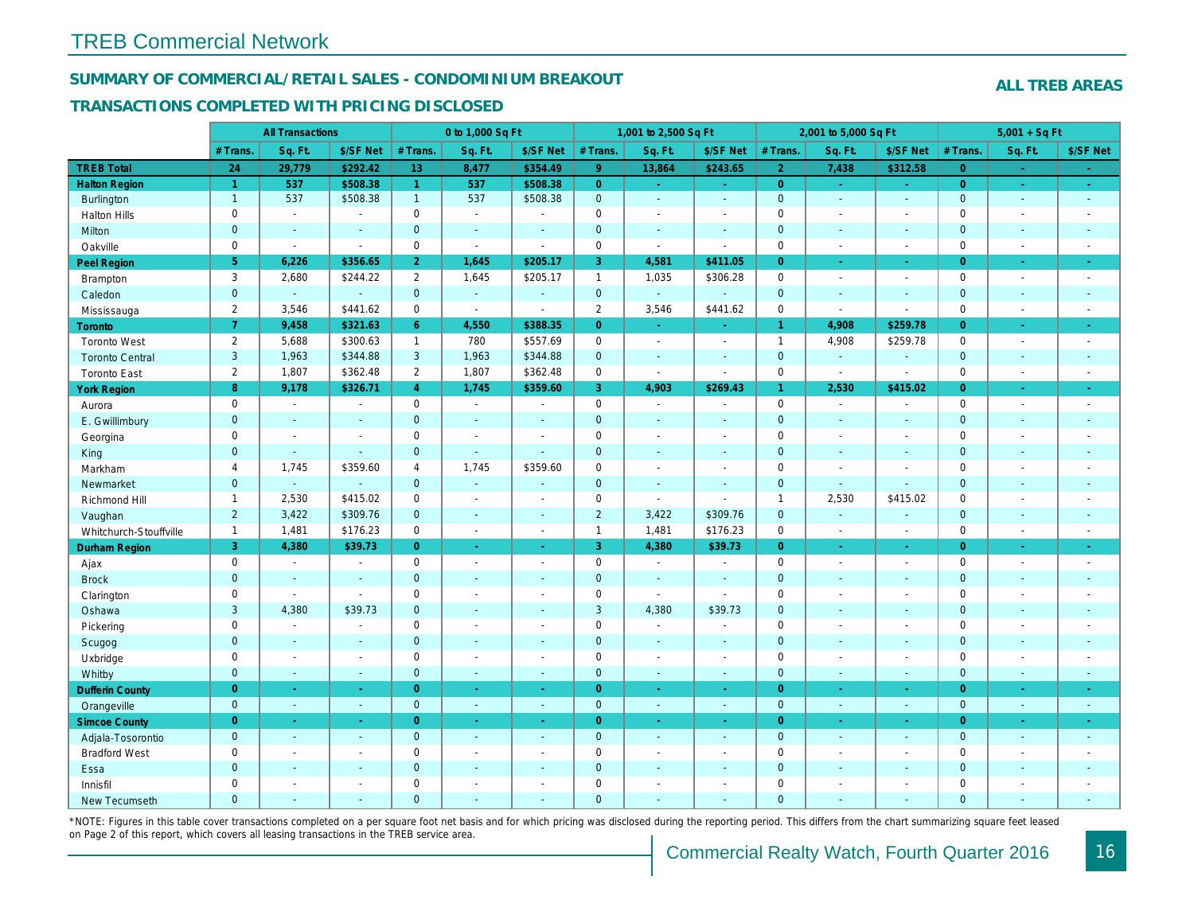# TREB Commercial Network

## SUMMARY OF COMMERCIAL/RETAIL SALES - CONDOMINIUM BREAKOUT

**ALL TREB AREAS**

## TRANSACTIONS COMPLETED WITH PRICING DISCLOSED

| | All Transactions | | | 0 to 1,000 Sq Ft | | | 1,001 to 2,500 Sq Ft | | | 2,001 to 5,000 Sq Ft | | | 5,001 + Sq Ft | | |
|---|---|---|---|---|---|---|---|---|---|---|---|---|---|---|---|
| | # Trans. | Sq. Ft. | $/SF Net | # Trans. | Sq. Ft. | $/SF Net | # Trans. | Sq. Ft. | $/SF Net | # Trans. | Sq. Ft. | $/SF Net | # Trans. | Sq. Ft. | $/SF Net |
| **TREB Total** | **24** | **29,779** | **$292.42** | **13** | **8,477** | **$354.49** | **9** | **13,864** | **$243.65** | **2** | **7,438** | **$312.58** | **0** | **-** | **-** |
| **Halton Region** | **1** | **537** | **$508.38** | **1** | **537** | **$508.38** | **0** | **-** | **-** | **0** | **-** | **-** | **0** | **-** | **-** |
| Burlington | 1 | 537 | $508.38 | 1 | 537 | $508.38 | 0 | - | - | 0 | - | - | 0 | - | - |
| Halton Hills | 0 | - | - | 0 | - | - | 0 | - | - | 0 | - | - | 0 | - | - |
| Milton | 0 | - | - | 0 | - | - | 0 | - | - | 0 | - | - | 0 | - | - |
| Oakville | 0 | - | - | 0 | - | - | 0 | - | - | 0 | - | - | 0 | - | - |
| **Peel Region** | **5** | **6,226** | **$356.65** | **2** | **1,645** | **$205.17** | **3** | **4,581** | **$411.05** | **0** | **-** | **-** | **0** | **-** | **-** |
| Brampton | 3 | 2,680 | $244.22 | 2 | 1,645 | $205.17 | 1 | 1,035 | $306.28 | 0 | - | - | 0 | - | - |
| Caledon | 0 | - | - | 0 | - | - | 0 | - | - | 0 | - | - | 0 | - | - |
| Mississauga | 2 | 3,546 | $441.62 | 0 | - | - | 2 | 3,546 | $441.62 | 0 | - | - | 0 | - | - |
| **Toronto** | **7** | **9,458** | **$321.63** | **6** | **4,550** | **$388.35** | **0** | **-** | **-** | **1** | **4,908** | **$259.78** | **0** | **-** | **-** |
| Toronto West | 2 | 5,688 | $300.63 | 1 | 780 | $557.69 | 0 | - | - | 1 | 4,908 | $259.78 | 0 | - | - |
| Toronto Central | 3 | 1,963 | $344.88 | 3 | 1,963 | $344.88 | 0 | - | - | 0 | - | - | 0 | - | - |
| Toronto East | 2 | 1,807 | $362.48 | 2 | 1,807 | $362.48 | 0 | - | - | 0 | - | - | 0 | - | - |
| **York Region** | **8** | **9,178** | **$326.71** | **4** | **1,745** | **$359.60** | **3** | **4,903** | **$269.43** | **1** | **2,530** | **$415.02** | **0** | **-** | **-** |
| Aurora | 0 | - | - | 0 | - | - | 0 | - | - | 0 | - | - | 0 | - | - |
| E. Gwillimbury | 0 | - | - | 0 | - | - | 0 | - | - | 0 | - | - | 0 | - | - |
| Georgina | 0 | - | - | 0 | - | - | 0 | - | - | 0 | - | - | 0 | - | - |
| King | 0 | - | - | 0 | - | - | 0 | - | - | 0 | - | - | 0 | - | - |
| Markham | 4 | 1,745 | $359.60 | 4 | 1,745 | $359.60 | 0 | - | - | 0 | - | - | 0 | - | - |
| Newmarket | 0 | - | - | 0 | - | - | 0 | - | - | 0 | - | - | 0 | - | - |
| Richmond Hill | 1 | 2,530 | $415.02 | 0 | - | - | 0 | - | - | 1 | 2,530 | $415.02 | 0 | - | - |
| Vaughan | 2 | 3,422 | $309.76 | 0 | - | - | 2 | 3,422 | $309.76 | 0 | - | - | 0 | - | - |
| Whitchurch-Stouffville | 1 | 1,481 | $176.23 | 0 | - | - | 1 | 1,481 | $176.23 | 0 | - | - | 0 | - | - |
| **Durham Region** | **3** | **4,380** | **$39.73** | **0** | **-** | **-** | **3** | **4,380** | **$39.73** | **0** | **-** | **-** | **0** | **-** | **-** |
| Ajax | 0 | - | - | 0 | - | - | 0 | - | - | 0 | - | - | 0 | - | - |
| Brock | 0 | - | - | 0 | - | - | 0 | - | - | 0 | - | - | 0 | - | - |
| Clarington | 0 | - | - | 0 | - | - | 0 | - | - | 0 | - | - | 0 | - | - |
| Oshawa | 3 | 4,380 | $39.73 | 0 | - | - | 3 | 4,380 | $39.73 | 0 | - | - | 0 | - | - |
| Pickering | 0 | - | - | 0 | - | - | 0 | - | - | 0 | - | - | 0 | - | - |
| Scugog | 0 | - | - | 0 | - | - | 0 | - | - | 0 | - | - | 0 | - | - |
| Uxbridge | 0 | - | - | 0 | - | - | 0 | - | - | 0 | - | - | 0 | - | - |
| Whitby | 0 | - | - | 0 | - | - | 0 | - | - | 0 | - | - | 0 | - | - |
| **Dufferin County** | **0** | **-** | **-** | **0** | **-** | **-** | **0** | **-** | **-** | **0** | **-** | **-** | **0** | **-** | **-** |
| Orangeville | 0 | - | - | 0 | - | - | 0 | - | - | 0 | - | - | 0 | - | - |
| **Simcoe County** | **0** | **-** | **-** | **0** | **-** | **-** | **0** | **-** | **-** | **0** | **-** | **-** | **0** | **-** | **-** |
| Adjala-Tosorontio | 0 | - | - | 0 | - | - | 0 | - | - | 0 | - | - | 0 | - | - |
| Bradford West | 0 | - | - | 0 | - | - | 0 | - | - | 0 | - | - | 0 | - | - |
| Essa | 0 | - | - | 0 | - | - | 0 | - | - | 0 | - | - | 0 | - | - |
| Innisfil | 0 | - | - | 0 | - | - | 0 | - | - | 0 | - | - | 0 | - | - |
| New Tecumseth | 0 | - | - | 0 | - | - | 0 | - | - | 0 | - | - | 0 | - | - |

*NOTE: Figures in this table cover transactions completed on a per square foot net basis and for which pricing was disclosed during the reporting period. This differs from the chart summarizing square feet leased on Page 2 of this report, which covers all leasing transactions in the TREB service area.

Commercial Realty Watch, Fourth Quarter 2016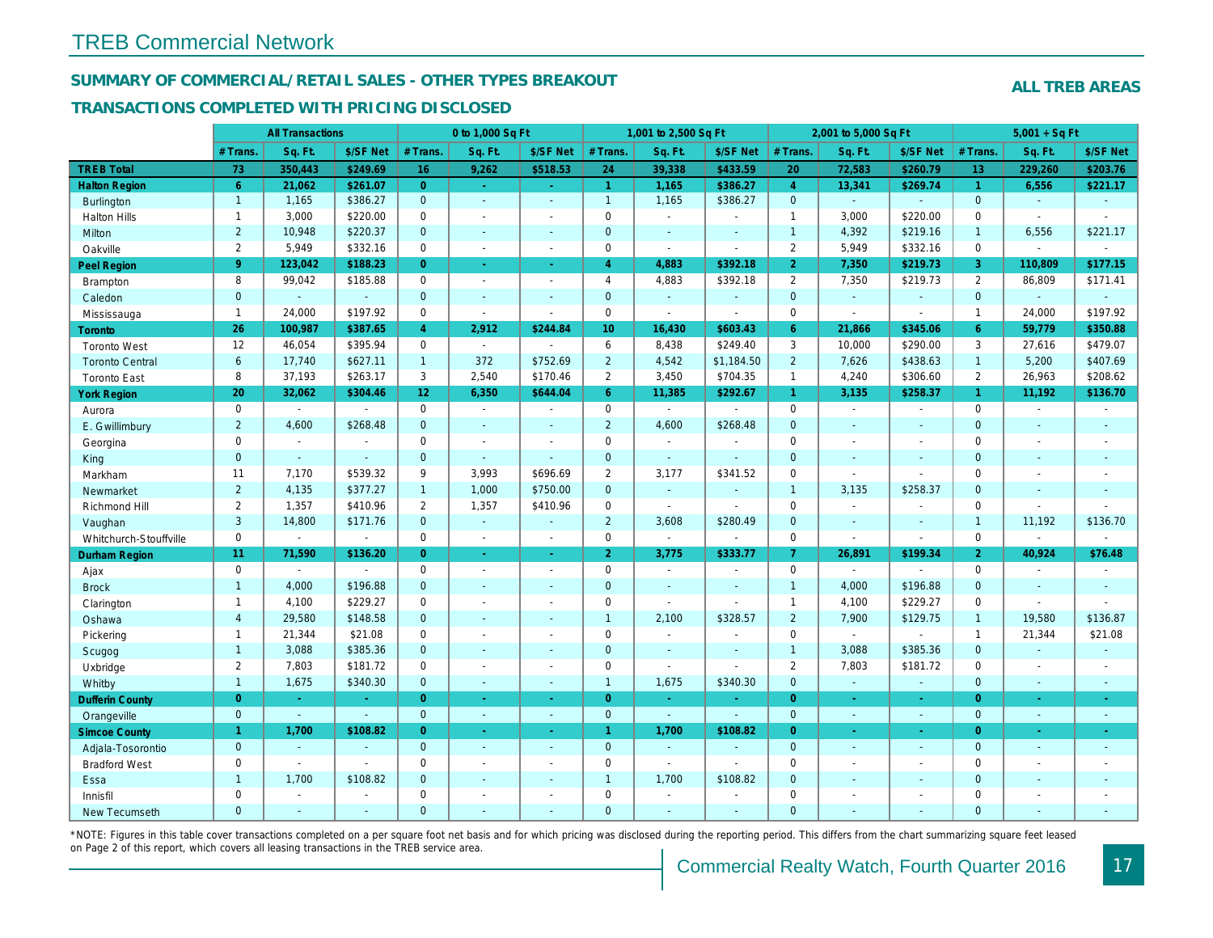## TREB Commercial Network

### SUMMARY OF COMMERCIAL/RETAIL SALES - OTHER TYPES BREAKOUT

### TRANSACTIONS COMPLETED WITH PRICING DISCLOSED

**ALL TREB AREAS**

| | All Transactions | | | 0 to 1,000 Sq Ft | | | 1,001 to 2,500 Sq Ft | | | 2,001 to 5,000 Sq Ft | | | 5,001 + Sq Ft | | |
|---|---|---|---|---|---|---|---|---|---|---|---|---|---|---|---|
| | # Trans. | Sq. Ft. | $/SF Net | # Trans. | Sq. Ft. | $/SF Net | # Trans. | Sq. Ft. | $/SF Net | # Trans. | Sq. Ft. | $/SF Net | # Trans. | Sq. Ft. | $/SF Net |
| **TREB Total** | **73** | **350,443** | **$249.69** | **16** | **9,262** | **$518.53** | **24** | **39,338** | **$433.59** | **20** | **72,583** | **$260.79** | **13** | **229,260** | **$203.76** |
| **Halton Region** | **6** | **21,062** | **$261.07** | **0** | **-** | **-** | **1** | **1,165** | **$386.27** | **4** | **13,341** | **$269.74** | **1** | **6,556** | **$221.17** |
| Burlington | 1 | 1,165 | $386.27 | 0 | - | - | 1 | 1,165 | $386.27 | 0 | - | - | 0 | - | - |
| Halton Hills | 1 | 3,000 | $220.00 | 0 | - | - | 0 | - | - | 1 | 3,000 | $220.00 | 0 | - | - |
| Milton | 2 | 10,948 | $220.37 | 0 | - | - | 0 | - | - | 1 | 4,392 | $219.16 | 1 | 6,556 | $221.17 |
| Oakville | 2 | 5,949 | $332.16 | 0 | - | - | 0 | - | - | 2 | 5,949 | $332.16 | 0 | - | - |
| **Peel Region** | **9** | **123,042** | **$188.23** | **0** | **-** | **-** | **4** | **4,883** | **$392.18** | **2** | **7,350** | **$219.73** | **3** | **110,809** | **$177.15** |
| Brampton | 8 | 99,042 | $185.88 | 0 | - | - | 4 | 4,883 | $392.18 | 2 | 7,350 | $219.73 | 2 | 86,809 | $171.41 |
| Caledon | 0 | - | - | 0 | - | - | 0 | - | - | 0 | - | - | 0 | - | - |
| Mississauga | 1 | 24,000 | $197.92 | 0 | - | - | 0 | - | - | 0 | - | - | 1 | 24,000 | $197.92 |
| **Toronto** | **26** | **100,987** | **$387.65** | **4** | **2,912** | **$244.84** | **10** | **16,430** | **$603.43** | **6** | **21,866** | **$345.06** | **6** | **59,779** | **$350.88** |
| Toronto West | 12 | 46,054 | $395.94 | 0 | - | - | 6 | 8,438 | $249.40 | 3 | 10,000 | $290.00 | 3 | 27,616 | $479.07 |
| Toronto Central | 6 | 17,740 | $627.11 | 1 | 372 | $752.69 | 2 | 4,542 | $1,184.50 | 2 | 7,626 | $438.63 | 1 | 5,200 | $407.69 |
| Toronto East | 8 | 37,193 | $263.17 | 3 | 2,540 | $170.46 | 2 | 3,450 | $704.35 | 1 | 4,240 | $306.60 | 2 | 26,963 | $208.62 |
| **York Region** | **20** | **32,062** | **$304.46** | **12** | **6,350** | **$644.04** | **6** | **11,385** | **$292.67** | **1** | **3,135** | **$258.37** | **1** | **11,192** | **$136.70** |
| Aurora | 0 | - | - | 0 | - | - | 0 | - | - | 0 | - | - | 0 | - | - |
| E. Gwillimbury | 2 | 4,600 | $268.48 | 0 | - | - | 2 | 4,600 | $268.48 | 0 | - | - | 0 | - | - |
| Georgina | 0 | - | - | 0 | - | - | 0 | - | - | 0 | - | - | 0 | - | - |
| King | 0 | - | - | 0 | - | - | 0 | - | - | 0 | - | - | 0 | - | - |
| Markham | 11 | 7,170 | $539.32 | 9 | 3,993 | $696.69 | 2 | 3,177 | $341.52 | 0 | - | - | 0 | - | - |
| Newmarket | 2 | 4,135 | $377.27 | 1 | 1,000 | $750.00 | 0 | - | - | 1 | 3,135 | $258.37 | 0 | - | - |
| Richmond Hill | 2 | 1,357 | $410.96 | 2 | 1,357 | $410.96 | 0 | - | - | 0 | - | - | 0 | - | - |
| Vaughan | 3 | 14,800 | $171.76 | 0 | - | - | 2 | 3,608 | $280.49 | 0 | - | - | 1 | 11,192 | $136.70 |
| Whitchurch-Stouffville | 0 | - | - | 0 | - | - | 0 | - | - | 0 | - | - | 0 | - | - |
| **Durham Region** | **11** | **71,590** | **$136.20** | **0** | **-** | **-** | **2** | **3,775** | **$333.77** | **7** | **26,891** | **$199.34** | **2** | **40,924** | **$76.48** |
| Ajax | 0 | - | - | 0 | - | - | 0 | - | - | 0 | - | - | 0 | - | - |
| Brock | 1 | 4,000 | $196.88 | 0 | - | - | 0 | - | - | 1 | 4,000 | $196.88 | 0 | - | - |
| Clarington | 1 | 4,100 | $229.27 | 0 | - | - | 0 | - | - | 1 | 4,100 | $229.27 | 0 | - | - |
| Oshawa | 4 | 29,580 | $148.58 | 0 | - | - | 1 | 2,100 | $328.57 | 2 | 7,900 | $129.75 | 1 | 19,580 | $136.87 |
| Pickering | 1 | 21,344 | $21.08 | 0 | - | - | 0 | - | - | 0 | - | - | 1 | 21,344 | $21.08 |
| Scugog | 1 | 3,088 | $385.36 | 0 | - | - | 0 | - | - | 1 | 3,088 | $385.36 | 0 | - | - |
| Uxbridge | 2 | 7,803 | $181.72 | 0 | - | - | 0 | - | - | 2 | 7,803 | $181.72 | 0 | - | - |
| Whitby | 1 | 1,675 | $340.30 | 0 | - | - | 1 | 1,675 | $340.30 | 0 | - | - | 0 | - | - |
| **Dufferin County** | **0** | **-** | **-** | **0** | **-** | **-** | **0** | **-** | **-** | **0** | **-** | **-** | **0** | **-** | **-** |
| Orangeville | 0 | - | - | 0 | - | - | 0 | - | - | 0 | - | - | 0 | - | - |
| **Simcoe County** | **1** | **1,700** | **$108.82** | **0** | **-** | **-** | **1** | **1,700** | **$108.82** | **0** | **-** | **-** | **0** | **-** | **-** |
| Adjala-Tosorontio | 0 | - | - | 0 | - | - | 0 | - | - | 0 | - | - | 0 | - | - |
| Bradford West | 0 | - | - | 0 | - | - | 0 | - | - | 0 | - | - | 0 | - | - |
| Essa | 1 | 1,700 | $108.82 | 0 | - | - | 1 | 1,700 | $108.82 | 0 | - | - | 0 | - | - |
| Innisfil | 0 | - | - | 0 | - | - | 0 | - | - | 0 | - | - | 0 | - | - |
| New Tecumseth | 0 | - | - | 0 | - | - | 0 | - | - | 0 | - | - | 0 | - | - |

*NOTE: Figures in this table cover transactions completed on a per square foot net basis and for which pricing was disclosed during the reporting period. This differs from the chart summarizing square feet leased on Page 2 of this report, which covers all leasing transactions in the TREB service area.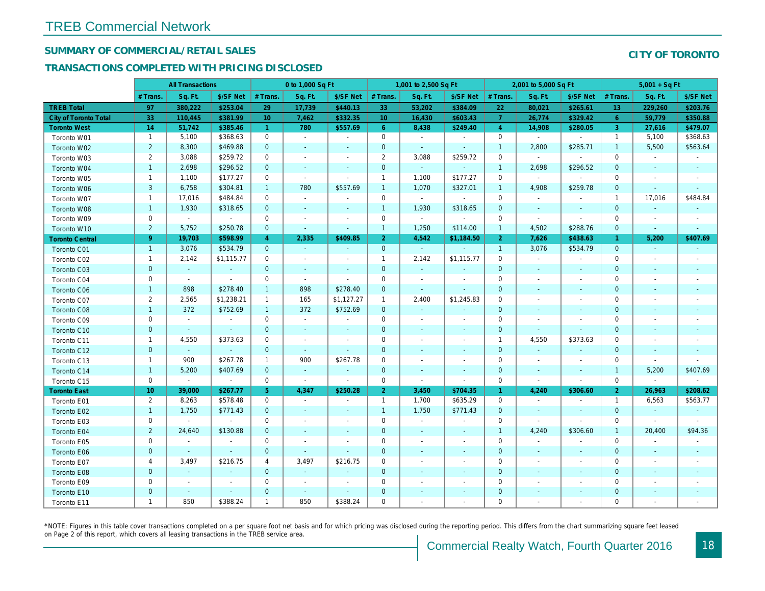# TREB Commercial Network

## SUMMARY OF COMMERCIAL/RETAIL SALES

## TRANSACTIONS COMPLETED WITH PRICING DISCLOSED

**CITY OF TORONTO**

| | All Transactions | | | 0 to 1,000 Sq Ft | | | 1,001 to 2,500 Sq Ft | | | 2,001 to 5,000 Sq Ft | | | 5,001 + Sq Ft | | |
|---|---|---|---|---|---|---|---|---|---|---|---|---|---|---|---|
| | # Trans. | Sq. Ft. | $/SF Net | # Trans. | Sq. Ft. | $/SF Net | # Trans. | Sq. Ft. | $/SF Net | # Trans. | Sq. Ft. | $/SF Net | # Trans. | Sq. Ft. | $/SF Net |
| **TREB Total** | **97** | **380,222** | **$253.04** | **29** | **17,739** | **$440.13** | **33** | **53,202** | **$384.09** | **22** | **80,021** | **$265.61** | **13** | **229,260** | **$203.76** |
| **City of Toronto Total** | **33** | **110,445** | **$381.99** | **10** | **7,462** | **$332.35** | **10** | **16,430** | **$603.43** | **7** | **26,774** | **$329.42** | **6** | **59,779** | **$350.88** |
| **Toronto West** | **14** | **51,742** | **$385.46** | **1** | **780** | **$557.69** | **6** | **8,438** | **$249.40** | **4** | **14,908** | **$280.05** | **3** | **27,616** | **$479.07** |
| Toronto W01 | 1 | 5,100 | $368.63 | 0 | - | - | 0 | - | - | 0 | - | - | 1 | 5,100 | $368.63 |
| Toronto W02 | 2 | 8,300 | $469.88 | 0 | - | - | 0 | - | - | 1 | 2,800 | $285.71 | 1 | 5,500 | $563.64 |
| Toronto W03 | 2 | 3,088 | $259.72 | 0 | - | - | 2 | 3,088 | $259.72 | 0 | - | - | 0 | - | - |
| Toronto W04 | 1 | 2,698 | $296.52 | 0 | - | - | 0 | - | - | 1 | 2,698 | $296.52 | 0 | - | - |
| Toronto W05 | 1 | 1,100 | $177.27 | 0 | - | - | 1 | 1,100 | $177.27 | 0 | - | - | 0 | - | - |
| Toronto W06 | 3 | 6,758 | $304.81 | 1 | 780 | $557.69 | 1 | 1,070 | $327.01 | 1 | 4,908 | $259.78 | 0 | - | - |
| Toronto W07 | 1 | 17,016 | $484.84 | 0 | - | - | 0 | - | - | 0 | - | - | 1 | 17,016 | $484.84 |
| Toronto W08 | 1 | 1,930 | $318.65 | 0 | - | - | 1 | 1,930 | $318.65 | 0 | - | - | 0 | - | - |
| Toronto W09 | 0 | - | - | 0 | - | - | 0 | - | - | 0 | - | - | 0 | - | - |
| Toronto W10 | 2 | 5,752 | $250.78 | 0 | - | - | 1 | 1,250 | $114.00 | 1 | 4,502 | $288.76 | 0 | - | - |
| **Toronto Central** | **9** | **19,703** | **$598.99** | **4** | **2,335** | **$409.85** | **2** | **4,542** | **$1,184.50** | **2** | **7,626** | **$438.63** | **1** | **5,200** | **$407.69** |
| Toronto C01 | 1 | 3,076 | $534.79 | 0 | - | - | 0 | - | - | 1 | 3,076 | $534.79 | 0 | - | - |
| Toronto C02 | 1 | 2,142 | $1,115.77 | 0 | - | - | 1 | 2,142 | $1,115.77 | 0 | - | - | 0 | - | - |
| Toronto C03 | 0 | - | - | 0 | - | - | 0 | - | - | 0 | - | - | 0 | - | - |
| Toronto C04 | 0 | - | - | 0 | - | - | 0 | - | - | 0 | - | - | 0 | - | - |
| Toronto C06 | 1 | 898 | $278.40 | 1 | 898 | $278.40 | 0 | - | - | 0 | - | - | 0 | - | - |
| Toronto C07 | 2 | 2,565 | $1,238.21 | 1 | 165 | $1,127.27 | 1 | 2,400 | $1,245.83 | 0 | - | - | 0 | - | - |
| Toronto C08 | 1 | 372 | $752.69 | 1 | 372 | $752.69 | 0 | - | - | 0 | - | - | 0 | - | - |
| Toronto C09 | 0 | - | - | 0 | - | - | 0 | - | - | 0 | - | - | 0 | - | - |
| Toronto C10 | 0 | - | - | 0 | - | - | 0 | - | - | 0 | - | - | 0 | - | - |
| Toronto C11 | 1 | 4,550 | $373.63 | 0 | - | - | 0 | - | - | 1 | 4,550 | $373.63 | 0 | - | - |
| Toronto C12 | 0 | - | - | 0 | - | - | 0 | - | - | 0 | - | - | 0 | - | - |
| Toronto C13 | 1 | 900 | $267.78 | 1 | 900 | $267.78 | 0 | - | - | 0 | - | - | 0 | - | - |
| Toronto C14 | 1 | 5,200 | $407.69 | 0 | - | - | 0 | - | - | 0 | - | - | 1 | 5,200 | $407.69 |
| Toronto C15 | 0 | - | - | 0 | - | - | 0 | - | - | 0 | - | - | 0 | - | - |
| **Toronto East** | **10** | **39,000** | **$267.77** | **5** | **4,347** | **$250.28** | **2** | **3,450** | **$704.35** | **1** | **4,240** | **$306.60** | **2** | **26,963** | **$208.62** |
| Toronto E01 | 2 | 8,263 | $578.48 | 0 | - | - | 1 | 1,700 | $635.29 | 0 | - | - | 1 | 6,563 | $563.77 |
| Toronto E02 | 1 | 1,750 | $771.43 | 0 | - | - | 1 | 1,750 | $771.43 | 0 | - | - | 0 | - | - |
| Toronto E03 | 0 | - | - | 0 | - | - | 0 | - | - | 0 | - | - | 0 | - | - |
| Toronto E04 | 2 | 24,640 | $130.88 | 0 | - | - | 0 | - | - | 1 | 4,240 | $306.60 | 1 | 20,400 | $94.36 |
| Toronto E05 | 0 | - | - | 0 | - | - | 0 | - | - | 0 | - | - | 0 | - | - |
| Toronto E06 | 0 | - | - | 0 | - | - | 0 | - | - | 0 | - | - | 0 | - | - |
| Toronto E07 | 4 | 3,497 | $216.75 | 4 | 3,497 | $216.75 | 0 | - | - | 0 | - | - | 0 | - | - |
| Toronto E08 | 0 | - | - | 0 | - | - | 0 | - | - | 0 | - | - | 0 | - | - |
| Toronto E09 | 0 | - | - | 0 | - | - | 0 | - | - | 0 | - | - | 0 | - | - |
| Toronto E10 | 0 | - | - | 0 | - | - | 0 | - | - | 0 | - | - | 0 | - | - |
| Toronto E11 | 1 | 850 | $388.24 | 1 | 850 | $388.24 | 0 | - | - | 0 | - | - | 0 | - | - |

*NOTE: Figures in this table cover transactions completed on a per square foot net basis and for which pricing was disclosed during the reporting period. This differs from the chart summarizing square feet leased on Page 2 of this report, which covers all leasing transactions in the TREB service area.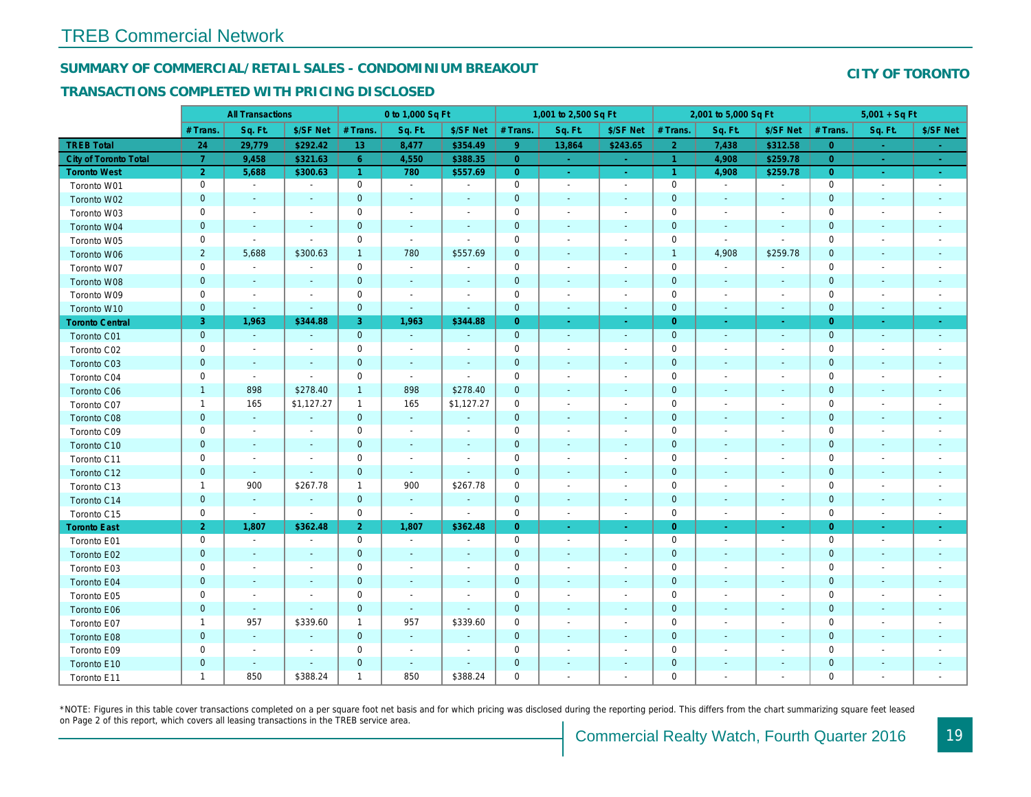## TREB Commercial Network

### SUMMARY OF COMMERCIAL/RETAIL SALES - CONDOMINIUM BREAKOUT

**CITY OF TORONTO**

### TRANSACTIONS COMPLETED WITH PRICING DISCLOSED

| | All Transactions | | | 0 to 1,000 Sq Ft | | | 1,001 to 2,500 Sq Ft | | | 2,001 to 5,000 Sq Ft | | | 5,001 + Sq Ft | | |
|---|---|---|---|---|---|---|---|---|---|---|---|---|---|---|---|
| | # Trans. | Sq. Ft. | $/SF Net | # Trans. | Sq. Ft. | $/SF Net | # Trans. | Sq. Ft. | $/SF Net | # Trans. | Sq. Ft. | $/SF Net | # Trans. | Sq. Ft. | $/SF Net |
| **TREB Total** | **24** | **29,779** | **$292.42** | **13** | **8,477** | **$354.49** | **9** | **13,864** | **$243.65** | **2** | **7,438** | **$312.58** | **0** | **-** | **-** |
| **City of Toronto Total** | **7** | **9,458** | **$321.63** | **6** | **4,550** | **$388.35** | **0** | **-** | **-** | **1** | **4,908** | **$259.78** | **0** | **-** | **-** |
| **Toronto West** | **2** | **5,688** | **$300.63** | **1** | **780** | **$557.69** | **0** | **-** | **-** | **1** | **4,908** | **$259.78** | **0** | **-** | **-** |
| Toronto W01 | 0 | - | - | 0 | - | - | 0 | - | - | 0 | - | - | 0 | - | - |
| Toronto W02 | 0 | - | - | 0 | - | - | 0 | - | - | 0 | - | - | 0 | - | - |
| Toronto W03 | 0 | - | - | 0 | - | - | 0 | - | - | 0 | - | - | 0 | - | - |
| Toronto W04 | 0 | - | - | 0 | - | - | 0 | - | - | 0 | - | - | 0 | - | - |
| Toronto W05 | 0 | - | - | 0 | - | - | 0 | - | - | 0 | - | - | 0 | - | - |
| Toronto W06 | 2 | 5,688 | $300.63 | 1 | 780 | $557.69 | 0 | - | - | 1 | 4,908 | $259.78 | 0 | - | - |
| Toronto W07 | 0 | - | - | 0 | - | - | 0 | - | - | 0 | - | - | 0 | - | - |
| Toronto W08 | 0 | - | - | 0 | - | - | 0 | - | - | 0 | - | - | 0 | - | - |
| Toronto W09 | 0 | - | - | 0 | - | - | 0 | - | - | 0 | - | - | 0 | - | - |
| Toronto W10 | 0 | - | - | 0 | - | - | 0 | - | - | 0 | - | - | 0 | - | - |
| **Toronto Central** | **3** | **1,963** | **$344.88** | **3** | **1,963** | **$344.88** | **0** | **-** | **-** | **0** | **-** | **-** | **0** | **-** | **-** |
| Toronto C01 | 0 | - | - | 0 | - | - | 0 | - | - | 0 | - | - | 0 | - | - |
| Toronto C02 | 0 | - | - | 0 | - | - | 0 | - | - | 0 | - | - | 0 | - | - |
| Toronto C03 | 0 | - | - | 0 | - | - | 0 | - | - | 0 | - | - | 0 | - | - |
| Toronto C04 | 0 | - | - | 0 | - | - | 0 | - | - | 0 | - | - | 0 | - | - |
| Toronto C06 | 1 | 898 | $278.40 | 1 | 898 | $278.40 | 0 | - | - | 0 | - | - | 0 | - | - |
| Toronto C07 | 1 | 165 | $1,127.27 | 1 | 165 | $1,127.27 | 0 | - | - | 0 | - | - | 0 | - | - |
| Toronto C08 | 0 | - | - | 0 | - | - | 0 | - | - | 0 | - | - | 0 | - | - |
| Toronto C09 | 0 | - | - | 0 | - | - | 0 | - | - | 0 | - | - | 0 | - | - |
| Toronto C10 | 0 | - | - | 0 | - | - | 0 | - | - | 0 | - | - | 0 | - | - |
| Toronto C11 | 0 | - | - | 0 | - | - | 0 | - | - | 0 | - | - | 0 | - | - |
| Toronto C12 | 0 | - | - | 0 | - | - | 0 | - | - | 0 | - | - | 0 | - | - |
| Toronto C13 | 1 | 900 | $267.78 | 1 | 900 | $267.78 | 0 | - | - | 0 | - | - | 0 | - | - |
| Toronto C14 | 0 | - | - | 0 | - | - | 0 | - | - | 0 | - | - | 0 | - | - |
| Toronto C15 | 0 | - | - | 0 | - | - | 0 | - | - | 0 | - | - | 0 | - | - |
| **Toronto East** | **2** | **1,807** | **$362.48** | **2** | **1,807** | **$362.48** | **0** | **-** | **-** | **0** | **-** | **-** | **0** | **-** | **-** |
| Toronto E01 | 0 | - | - | 0 | - | - | 0 | - | - | 0 | - | - | 0 | - | - |
| Toronto E02 | 0 | - | - | 0 | - | - | 0 | - | - | 0 | - | - | 0 | - | - |
| Toronto E03 | 0 | - | - | 0 | - | - | 0 | - | - | 0 | - | - | 0 | - | - |
| Toronto E04 | 0 | - | - | 0 | - | - | 0 | - | - | 0 | - | - | 0 | - | - |
| Toronto E05 | 0 | - | - | 0 | - | - | 0 | - | - | 0 | - | - | 0 | - | - |
| Toronto E06 | 0 | - | - | 0 | - | - | 0 | - | - | 0 | - | - | 0 | - | - |
| Toronto E07 | 1 | 957 | $339.60 | 1 | 957 | $339.60 | 0 | - | - | 0 | - | - | 0 | - | - |
| Toronto E08 | 0 | - | - | 0 | - | - | 0 | - | - | 0 | - | - | 0 | - | - |
| Toronto E09 | 0 | - | - | 0 | - | - | 0 | - | - | 0 | - | - | 0 | - | - |
| Toronto E10 | 0 | - | - | 0 | - | - | 0 | - | - | 0 | - | - | 0 | - | - |
| Toronto E11 | 1 | 850 | $388.24 | 1 | 850 | $388.24 | 0 | - | - | 0 | - | - | 0 | - | - |

*NOTE: Figures in this table cover transactions completed on a per square foot net basis and for which pricing was disclosed during the reporting period. This differs from the chart summarizing square feet leased on Page 2 of this report, which covers all leasing transactions in the TREB service area.

Commercial Realty Watch, Fourth Quarter 2016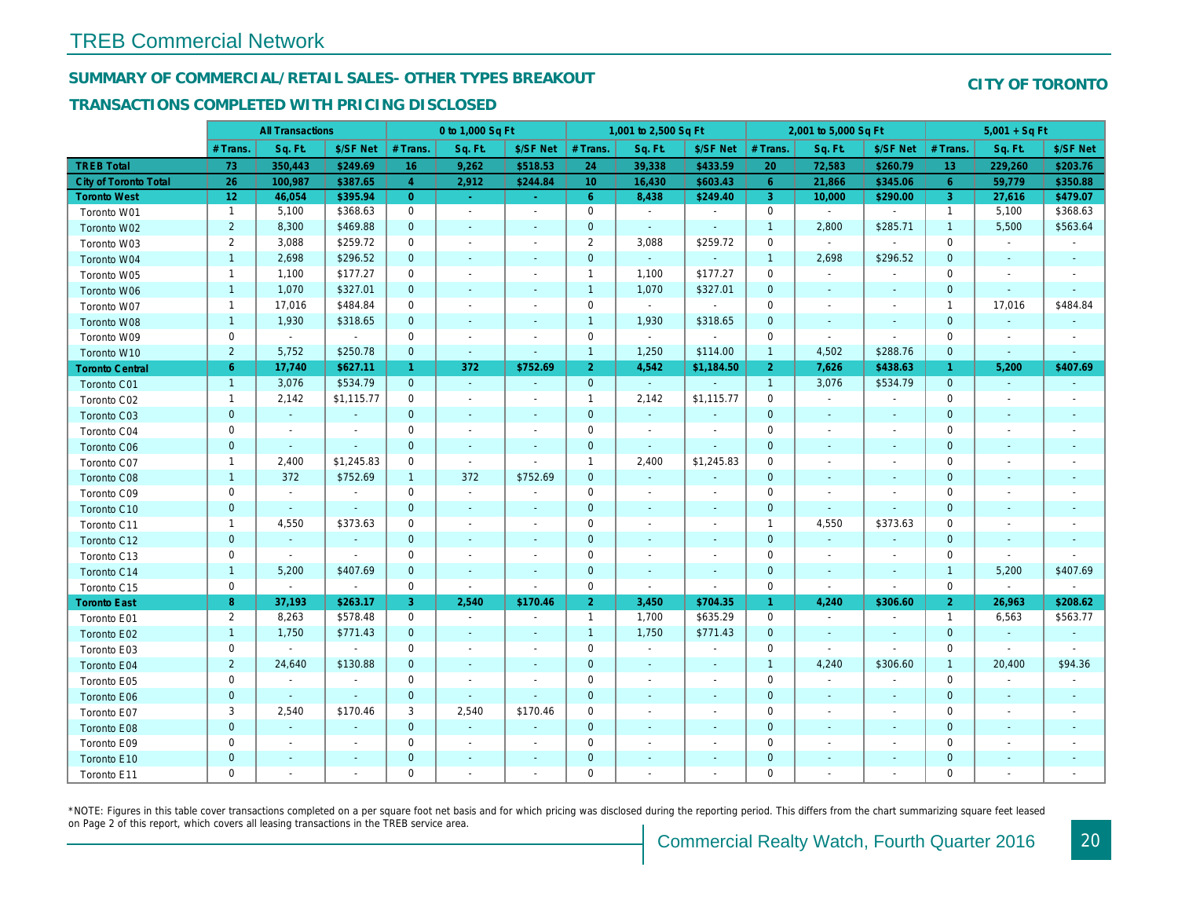## TREB Commercial Network

### SUMMARY OF COMMERCIAL/RETAIL SALES- OTHER TYPES BREAKOUT

### TRANSACTIONS COMPLETED WITH PRICING DISCLOSED

**CITY OF TORONTO**

| | All Transactions | | | 0 to 1,000 Sq Ft | | | 1,001 to 2,500 Sq Ft | | | 2,001 to 5,000 Sq Ft | | | 5,001 + Sq Ft | | |
|---|---|---|---|---|---|---|---|---|---|---|---|---|---|---|---|
| | # Trans. | Sq. Ft. | $/SF Net | # Trans. | Sq. Ft. | $/SF Net | # Trans. | Sq. Ft. | $/SF Net | # Trans. | Sq. Ft. | $/SF Net | # Trans. | Sq. Ft. | $/SF Net |
| **TREB Total** | **73** | **350,443** | **$249.69** | **16** | **9,262** | **$518.53** | **24** | **39,338** | **$433.59** | **20** | **72,583** | **$260.79** | **13** | **229,260** | **$203.76** |
| **City of Toronto Total** | **26** | **100,987** | **$387.65** | **4** | **2,912** | **$244.84** | **10** | **16,430** | **$603.43** | **6** | **21,866** | **$345.06** | **6** | **59,779** | **$350.88** |
| **Toronto West** | **12** | **46,054** | **$395.94** | **0** | **-** | **-** | **6** | **8,438** | **$249.40** | **3** | **10,000** | **$290.00** | **3** | **27,616** | **$479.07** |
| Toronto W01 | 1 | 5,100 | $368.63 | 0 | - | - | 0 | - | - | 0 | - | - | 1 | 5,100 | $368.63 |
| Toronto W02 | 2 | 8,300 | $469.88 | 0 | - | - | 0 | - | - | 1 | 2,800 | $285.71 | 1 | 5,500 | $563.64 |
| Toronto W03 | 2 | 3,088 | $259.72 | 0 | - | - | 2 | 3,088 | $259.72 | 0 | - | - | 0 | - | - |
| Toronto W04 | 1 | 2,698 | $296.52 | 0 | - | - | 0 | - | - | 1 | 2,698 | $296.52 | 0 | - | - |
| Toronto W05 | 1 | 1,100 | $177.27 | 0 | - | - | 1 | 1,100 | $177.27 | 0 | - | - | 0 | - | - |
| Toronto W06 | 1 | 1,070 | $327.01 | 0 | - | - | 1 | 1,070 | $327.01 | 0 | - | - | 0 | - | - |
| Toronto W07 | 1 | 17,016 | $484.84 | 0 | - | - | 0 | - | - | 0 | - | - | 1 | 17,016 | $484.84 |
| Toronto W08 | 1 | 1,930 | $318.65 | 0 | - | - | 1 | 1,930 | $318.65 | 0 | - | - | 0 | - | - |
| Toronto W09 | 0 | - | - | 0 | - | - | 0 | - | - | 0 | - | - | 0 | - | - |
| Toronto W10 | 2 | 5,752 | $250.78 | 0 | - | - | 1 | 1,250 | $114.00 | 1 | 4,502 | $288.76 | 0 | - | - |
| **Toronto Central** | **6** | **17,740** | **$627.11** | **1** | **372** | **$752.69** | **2** | **4,542** | **$1,184.50** | **2** | **7,626** | **$438.63** | **1** | **5,200** | **$407.69** |
| Toronto C01 | 1 | 3,076 | $534.79 | 0 | - | - | 0 | - | - | 1 | 3,076 | $534.79 | 0 | - | - |
| Toronto C02 | 1 | 2,142 | $1,115.77 | 0 | - | - | 1 | 2,142 | $1,115.77 | 0 | - | - | 0 | - | - |
| Toronto C03 | 0 | - | - | 0 | - | - | 0 | - | - | 0 | - | - | 0 | - | - |
| Toronto C04 | 0 | - | - | 0 | - | - | 0 | - | - | 0 | - | - | 0 | - | - |
| Toronto C06 | 0 | - | - | 0 | - | - | 0 | - | - | 0 | - | - | 0 | - | - |
| Toronto C07 | 1 | 2,400 | $1,245.83 | 0 | - | - | 1 | 2,400 | $1,245.83 | 0 | - | - | 0 | - | - |
| Toronto C08 | 1 | 372 | $752.69 | 1 | 372 | $752.69 | 0 | - | - | 0 | - | - | 0 | - | - |
| Toronto C09 | 0 | - | - | 0 | - | - | 0 | - | - | 0 | - | - | 0 | - | - |
| Toronto C10 | 0 | - | - | 0 | - | - | 0 | - | - | 0 | - | - | 0 | - | - |
| Toronto C11 | 1 | 4,550 | $373.63 | 0 | - | - | 0 | - | - | 1 | 4,550 | $373.63 | 0 | - | - |
| Toronto C12 | 0 | - | - | 0 | - | - | 0 | - | - | 0 | - | - | 0 | - | - |
| Toronto C13 | 0 | - | - | 0 | - | - | 0 | - | - | 0 | - | - | 0 | - | - |
| Toronto C14 | 1 | 5,200 | $407.69 | 0 | - | - | 0 | - | - | 0 | - | - | 1 | 5,200 | $407.69 |
| Toronto C15 | 0 | - | - | 0 | - | - | 0 | - | - | 0 | - | - | 0 | - | - |
| **Toronto East** | **8** | **37,193** | **$263.17** | **3** | **2,540** | **$170.46** | **2** | **3,450** | **$704.35** | **1** | **4,240** | **$306.60** | **2** | **26,963** | **$208.62** |
| Toronto E01 | 2 | 8,263 | $578.48 | 0 | - | - | 1 | 1,700 | $635.29 | 0 | - | - | 1 | 6,563 | $563.77 |
| Toronto E02 | 1 | 1,750 | $771.43 | 0 | - | - | 1 | 1,750 | $771.43 | 0 | - | - | 0 | - | - |
| Toronto E03 | 0 | - | - | 0 | - | - | 0 | - | - | 0 | - | - | 0 | - | - |
| Toronto E04 | 2 | 24,640 | $130.88 | 0 | - | - | 0 | - | - | 1 | 4,240 | $306.60 | 1 | 20,400 | $94.36 |
| Toronto E05 | 0 | - | - | 0 | - | - | 0 | - | - | 0 | - | - | 0 | - | - |
| Toronto E06 | 0 | - | - | 0 | - | - | 0 | - | - | 0 | - | - | 0 | - | - |
| Toronto E07 | 3 | 2,540 | $170.46 | 3 | 2,540 | $170.46 | 0 | - | - | 0 | - | - | 0 | - | - |
| Toronto E08 | 0 | - | - | 0 | - | - | 0 | - | - | 0 | - | - | 0 | - | - |
| Toronto E09 | 0 | - | - | 0 | - | - | 0 | - | - | 0 | - | - | 0 | - | - |
| Toronto E10 | 0 | - | - | 0 | - | - | 0 | - | - | 0 | - | - | 0 | - | - |
| Toronto E11 | 0 | - | - | 0 | - | - | 0 | - | - | 0 | - | - | 0 | - | - |

*NOTE: Figures in this table cover transactions completed on a per square foot net basis and for which pricing was disclosed during the reporting period. This differs from the chart summarizing square feet leased on Page 2 of this report, which covers all leasing transactions in the TREB service area.

Commercial Realty Watch, Fourth Quarter 2016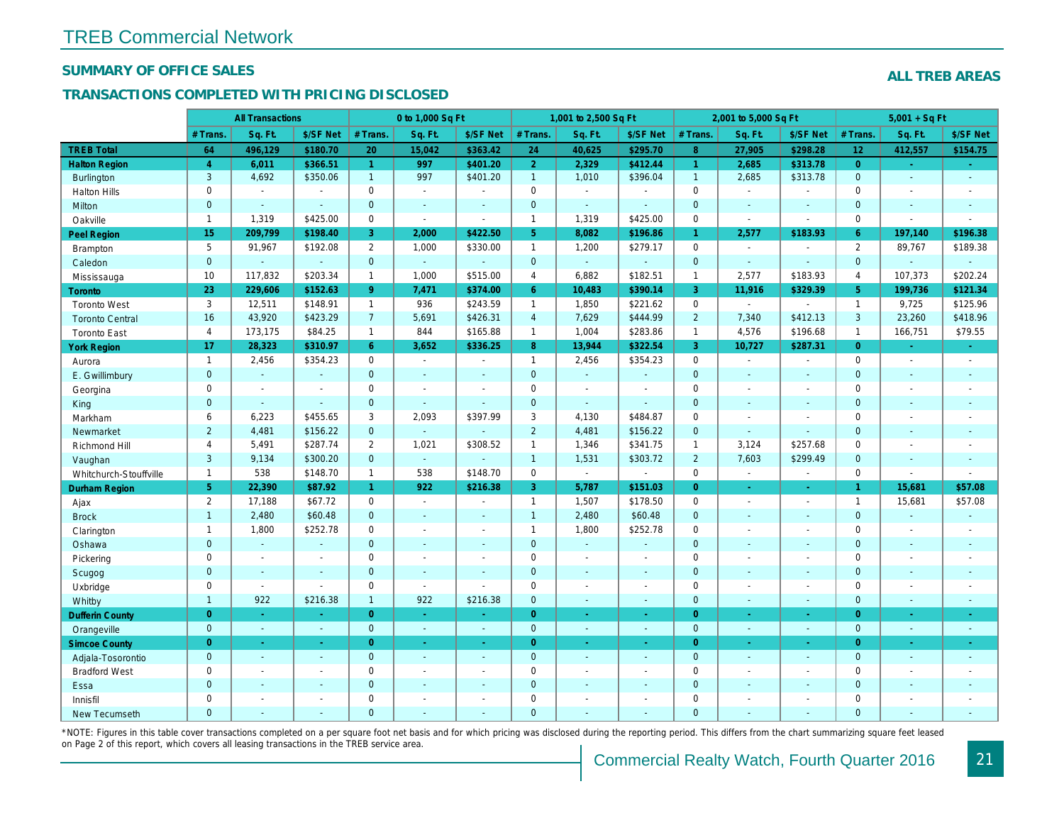# TREB Commercial Network

## SUMMARY OF OFFICE SALES

## TRANSACTIONS COMPLETED WITH PRICING DISCLOSED

**ALL TREB AREAS**

| | All Transactions | | | 0 to 1,000 Sq Ft | | | 1,001 to 2,500 Sq Ft | | | 2,001 to 5,000 Sq Ft | | | 5,001 + Sq Ft | | |
|---|---|---|---|---|---|---|---|---|---|---|---|---|---|---|---|
| | # Trans. | Sq. Ft. | $/SF Net | # Trans. | Sq. Ft. | $/SF Net | # Trans. | Sq. Ft. | $/SF Net | # Trans. | Sq. Ft. | $/SF Net | # Trans. | Sq. Ft. | $/SF Net |
| **TREB Total** | **64** | **496,129** | **$180.70** | **20** | **15,042** | **$363.42** | **24** | **40,625** | **$295.70** | **8** | **27,905** | **$298.28** | **12** | **412,557** | **$154.75** |
| **Halton Region** | **4** | **6,011** | **$366.51** | **1** | **997** | **$401.20** | **2** | **2,329** | **$412.44** | **1** | **2,685** | **$313.78** | **0** | **-** | **-** |
| Burlington | 3 | 4,692 | $350.06 | 1 | 997 | $401.20 | 1 | 1,010 | $396.04 | 1 | 2,685 | $313.78 | 0 | - | - |
| Halton Hills | 0 | - | - | 0 | - | - | 0 | - | - | 0 | - | - | 0 | - | - |
| Milton | 0 | - | - | 0 | - | - | 0 | - | - | 0 | - | - | 0 | - | - |
| Oakville | 1 | 1,319 | $425.00 | 0 | - | - | 1 | 1,319 | $425.00 | 0 | - | - | 0 | - | - |
| **Peel Region** | **15** | **209,799** | **$198.40** | **3** | **2,000** | **$422.50** | **5** | **8,082** | **$196.86** | **1** | **2,577** | **$183.93** | **6** | **197,140** | **$196.38** |
| Brampton | 5 | 91,967 | $192.08 | 2 | 1,000 | $330.00 | 1 | 1,200 | $279.17 | 0 | - | - | 2 | 89,767 | $189.38 |
| Caledon | 0 | - | - | 0 | - | - | 0 | - | - | 0 | - | - | 0 | - | - |
| Mississauga | 10 | 117,832 | $203.34 | 1 | 1,000 | $515.00 | 4 | 6,882 | $182.51 | 1 | 2,577 | $183.93 | 4 | 107,373 | $202.24 |
| **Toronto** | **23** | **229,606** | **$152.63** | **9** | **7,471** | **$374.00** | **6** | **10,483** | **$390.14** | **3** | **11,916** | **$329.39** | **5** | **199,736** | **$121.34** |
| Toronto West | 3 | 12,511 | $148.91 | 1 | 936 | $243.59 | 1 | 1,850 | $221.62 | 0 | - | - | 1 | 9,725 | $125.96 |
| Toronto Central | 16 | 43,920 | $423.29 | 7 | 5,691 | $426.31 | 4 | 7,629 | $444.99 | 2 | 7,340 | $412.13 | 3 | 23,260 | $418.96 |
| Toronto East | 4 | 173,175 | $84.25 | 1 | 844 | $165.88 | 1 | 1,004 | $283.86 | 1 | 4,576 | $196.68 | 1 | 166,751 | $79.55 |
| **York Region** | **17** | **28,323** | **$310.97** | **6** | **3,652** | **$336.25** | **8** | **13,944** | **$322.54** | **3** | **10,727** | **$287.31** | **0** | **-** | **-** |
| Aurora | 1 | 2,456 | $354.23 | 0 | - | - | 1 | 2,456 | $354.23 | 0 | - | - | 0 | - | - |
| E. Gwillimbury | 0 | - | - | 0 | - | - | 0 | - | - | 0 | - | - | 0 | - | - |
| Georgina | 0 | - | - | 0 | - | - | 0 | - | - | 0 | - | - | 0 | - | - |
| King | 0 | - | - | 0 | - | - | 0 | - | - | 0 | - | - | 0 | - | - |
| Markham | 6 | 6,223 | $455.65 | 3 | 2,093 | $397.99 | 3 | 4,130 | $484.87 | 0 | - | - | 0 | - | - |
| Newmarket | 2 | 4,481 | $156.22 | 0 | - | - | 2 | 4,481 | $156.22 | 0 | - | - | 0 | - | - |
| Richmond Hill | 4 | 5,491 | $287.74 | 2 | 1,021 | $308.52 | 1 | 1,346 | $341.75 | 1 | 3,124 | $257.68 | 0 | - | - |
| Vaughan | 3 | 9,134 | $300.20 | 0 | - | - | 1 | 1,531 | $303.72 | 2 | 7,603 | $299.49 | 0 | - | - |
| Whitchurch-Stouffville | 1 | 538 | $148.70 | 1 | 538 | $148.70 | 0 | - | - | 0 | - | - | 0 | - | - |
| **Durham Region** | **5** | **22,390** | **$87.92** | **1** | **922** | **$216.38** | **3** | **5,787** | **$151.03** | **0** | **-** | **-** | **1** | **15,681** | **$57.08** |
| Ajax | 2 | 17,188 | $67.72 | 0 | - | - | 1 | 1,507 | $178.50 | 0 | - | - | 1 | 15,681 | $57.08 |
| Brock | 1 | 2,480 | $60.48 | 0 | - | - | 1 | 2,480 | $60.48 | 0 | - | - | 0 | - | - |
| Clarington | 1 | 1,800 | $252.78 | 0 | - | - | 1 | 1,800 | $252.78 | 0 | - | - | 0 | - | - |
| Oshawa | 0 | - | - | 0 | - | - | 0 | - | - | 0 | - | - | 0 | - | - |
| Pickering | 0 | - | - | 0 | - | - | 0 | - | - | 0 | - | - | 0 | - | - |
| Scugog | 0 | - | - | 0 | - | - | 0 | - | - | 0 | - | - | 0 | - | - |
| Uxbridge | 0 | - | - | 0 | - | - | 0 | - | - | 0 | - | - | 0 | - | - |
| Whitby | 1 | 922 | $216.38 | 1 | 922 | $216.38 | 0 | - | - | 0 | - | - | 0 | - | - |
| **Dufferin County** | **0** | **-** | **-** | **0** | **-** | **-** | **0** | **-** | **-** | **0** | **-** | **-** | **0** | **-** | **-** |
| Orangeville | 0 | - | - | 0 | - | - | 0 | - | - | 0 | - | - | 0 | - | - |
| **Simcoe County** | **0** | **-** | **-** | **0** | **-** | **-** | **0** | **-** | **-** | **0** | **-** | **-** | **0** | **-** | **-** |
| Adjala-Tosorontio | 0 | - | - | 0 | - | - | 0 | - | - | 0 | - | - | 0 | - | - |
| Bradford West | 0 | - | - | 0 | - | - | 0 | - | - | 0 | - | - | 0 | - | - |
| Essa | 0 | - | - | 0 | - | - | 0 | - | - | 0 | - | - | 0 | - | - |
| Innisfil | 0 | - | - | 0 | - | - | 0 | - | - | 0 | - | - | 0 | - | - |
| New Tecumseth | 0 | - | - | 0 | - | - | 0 | - | - | 0 | - | - | 0 | - | - |

*NOTE: Figures in this table cover transactions completed on a per square foot net basis and for which pricing was disclosed during the reporting period. This differs from the chart summarizing square feet leased on Page 2 of this report, which covers all leasing transactions in the TREB service area.

Commercial Realty Watch, Fourth Quarter 2016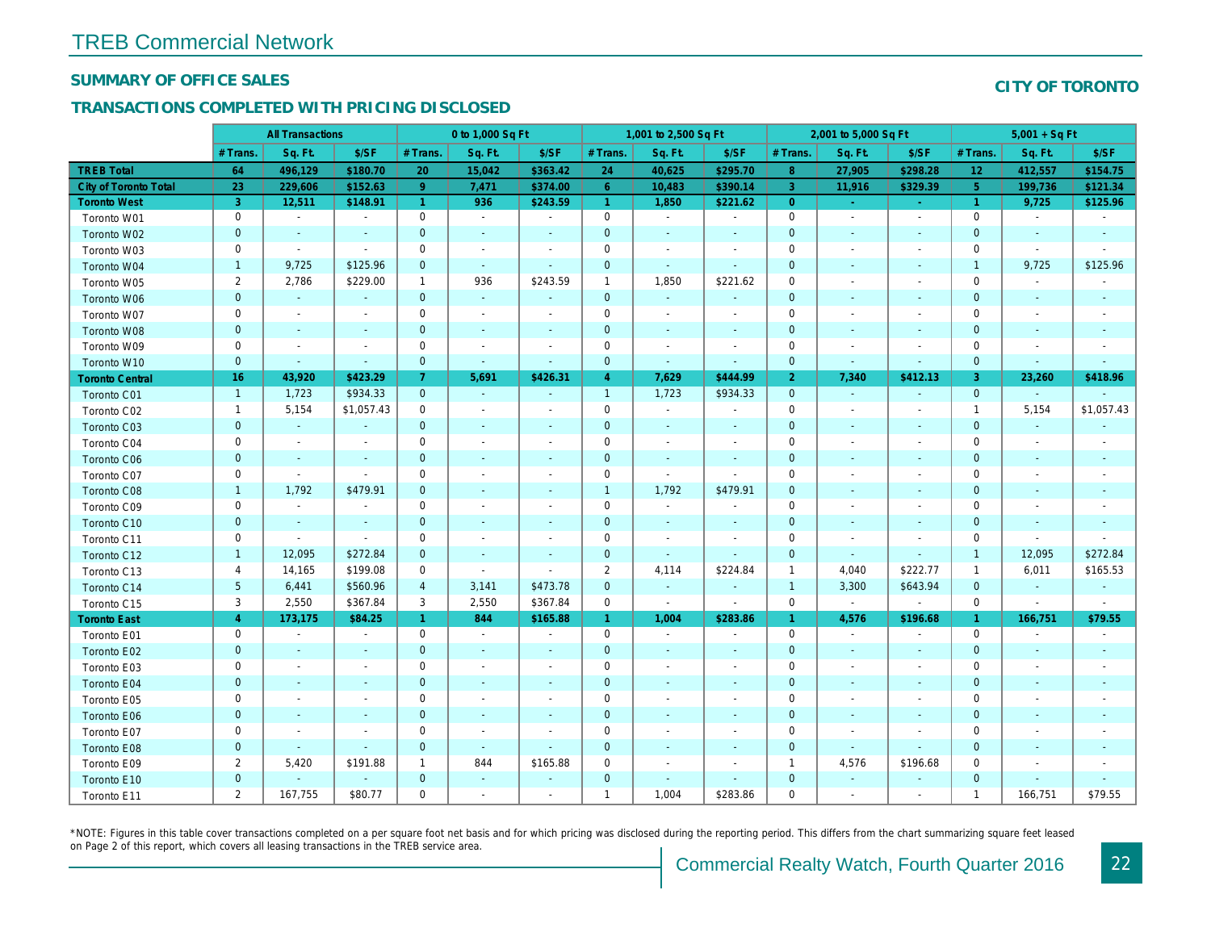# TREB Commercial Network

## SUMMARY OF OFFICE SALES

**CITY OF TORONTO**

## TRANSACTIONS COMPLETED WITH PRICING DISCLOSED

| | All Transactions | | | 0 to 1,000 Sq Ft | | | 1,001 to 2,500 Sq Ft | | | 2,001 to 5,000 Sq Ft | | | 5,001 + Sq Ft | | |
|---|---|---|---|---|---|---|---|---|---|---|---|---|---|---|---|
| | # Trans. | Sq. Ft. | $/SF | # Trans. | Sq. Ft. | $/SF | # Trans. | Sq. Ft. | $/SF | # Trans. | Sq. Ft. | $/SF | # Trans. | Sq. Ft. | $/SF |
| **TREB Total** | **64** | **496,129** | **$180.70** | **20** | **15,042** | **$363.42** | **24** | **40,625** | **$295.70** | **8** | **27,905** | **$298.28** | **12** | **412,557** | **$154.75** |
| **City of Toronto Total** | **23** | **229,606** | **$152.63** | **9** | **7,471** | **$374.00** | **6** | **10,483** | **$390.14** | **3** | **11,916** | **$329.39** | **5** | **199,736** | **$121.34** |
| **Toronto West** | **3** | **12,511** | **$148.91** | **1** | **936** | **$243.59** | **1** | **1,850** | **$221.62** | **0** | **-** | **-** | **1** | **9,725** | **$125.96** |
| Toronto W01 | 0 | - | - | 0 | - | - | 0 | - | - | 0 | - | - | 0 | - | - |
| Toronto W02 | 0 | - | - | 0 | - | - | 0 | - | - | 0 | - | - | 0 | - | - |
| Toronto W03 | 0 | - | - | 0 | - | - | 0 | - | - | 0 | - | - | 0 | - | - |
| Toronto W04 | 1 | 9,725 | $125.96 | 0 | - | - | 0 | - | - | 0 | - | - | 1 | 9,725 | $125.96 |
| Toronto W05 | 2 | 2,786 | $229.00 | 1 | 936 | $243.59 | 1 | 1,850 | $221.62 | 0 | - | - | 0 | - | - |
| Toronto W06 | 0 | - | - | 0 | - | - | 0 | - | - | 0 | - | - | 0 | - | - |
| Toronto W07 | 0 | - | - | 0 | - | - | 0 | - | - | 0 | - | - | 0 | - | - |
| Toronto W08 | 0 | - | - | 0 | - | - | 0 | - | - | 0 | - | - | 0 | - | - |
| Toronto W09 | 0 | - | - | 0 | - | - | 0 | - | - | 0 | - | - | 0 | - | - |
| Toronto W10 | 0 | - | - | 0 | - | - | 0 | - | - | 0 | - | - | 0 | - | - |
| **Toronto Central** | **16** | **43,920** | **$423.29** | **7** | **5,691** | **$426.31** | **4** | **7,629** | **$444.99** | **2** | **7,340** | **$412.13** | **3** | **23,260** | **$418.96** |
| Toronto C01 | 1 | 1,723 | $934.33 | 0 | - | - | 1 | 1,723 | $934.33 | 0 | - | - | 0 | - | - |
| Toronto C02 | 1 | 5,154 | $1,057.43 | 0 | - | - | 0 | - | - | 0 | - | - | 1 | 5,154 | $1,057.43 |
| Toronto C03 | 0 | - | - | 0 | - | - | 0 | - | - | 0 | - | - | 0 | - | - |
| Toronto C04 | 0 | - | - | 0 | - | - | 0 | - | - | 0 | - | - | 0 | - | - |
| Toronto C06 | 0 | - | - | 0 | - | - | 0 | - | - | 0 | - | - | 0 | - | - |
| Toronto C07 | 0 | - | - | 0 | - | - | 0 | - | - | 0 | - | - | 0 | - | - |
| Toronto C08 | 1 | 1,792 | $479.91 | 0 | - | - | 1 | 1,792 | $479.91 | 0 | - | - | 0 | - | - |
| Toronto C09 | 0 | - | - | 0 | - | - | 0 | - | - | 0 | - | - | 0 | - | - |
| Toronto C10 | 0 | - | - | 0 | - | - | 0 | - | - | 0 | - | - | 0 | - | - |
| Toronto C11 | 0 | - | - | 0 | - | - | 0 | - | - | 0 | - | - | 0 | - | - |
| Toronto C12 | 1 | 12,095 | $272.84 | 0 | - | - | 0 | - | - | 0 | - | - | 1 | 12,095 | $272.84 |
| Toronto C13 | 4 | 14,165 | $199.08 | 0 | - | - | 2 | 4,114 | $224.84 | 1 | 4,040 | $222.77 | 1 | 6,011 | $165.53 |
| Toronto C14 | 5 | 6,441 | $560.96 | 4 | 3,141 | $473.78 | 0 | - | - | 1 | 3,300 | $643.94 | 0 | - | - |
| Toronto C15 | 3 | 2,550 | $367.84 | 3 | 2,550 | $367.84 | 0 | - | - | 0 | - | - | 0 | - | - |
| **Toronto East** | **4** | **173,175** | **$84.25** | **1** | **844** | **$165.88** | **1** | **1,004** | **$283.86** | **1** | **4,576** | **$196.68** | **1** | **166,751** | **$79.55** |
| Toronto E01 | 0 | - | - | 0 | - | - | 0 | - | - | 0 | - | - | 0 | - | - |
| Toronto E02 | 0 | - | - | 0 | - | - | 0 | - | - | 0 | - | - | 0 | - | - |
| Toronto E03 | 0 | - | - | 0 | - | - | 0 | - | - | 0 | - | - | 0 | - | - |
| Toronto E04 | 0 | - | - | 0 | - | - | 0 | - | - | 0 | - | - | 0 | - | - |
| Toronto E05 | 0 | - | - | 0 | - | - | 0 | - | - | 0 | - | - | 0 | - | - |
| Toronto E06 | 0 | - | - | 0 | - | - | 0 | - | - | 0 | - | - | 0 | - | - |
| Toronto E07 | 0 | - | - | 0 | - | - | 0 | - | - | 0 | - | - | 0 | - | - |
| Toronto E08 | 0 | - | - | 0 | - | - | 0 | - | - | 0 | - | - | 0 | - | - |
| Toronto E09 | 2 | 5,420 | $191.88 | 1 | 844 | $165.88 | 0 | - | - | 1 | 4,576 | $196.68 | 0 | - | - |
| Toronto E10 | 0 | - | - | 0 | - | - | 0 | - | - | 0 | - | - | 0 | - | - |
| Toronto E11 | 2 | 167,755 | $80.77 | 0 | - | - | 1 | 1,004 | $283.86 | 0 | - | - | 1 | 166,751 | $79.55 |

*NOTE: Figures in this table cover transactions completed on a per square foot net basis and for which pricing was disclosed during the reporting period. This differs from the chart summarizing square feet leased on Page 2 of this report, which covers all leasing transactions in the TREB service area.

Commercial Realty Watch, Fourth Quarter 2016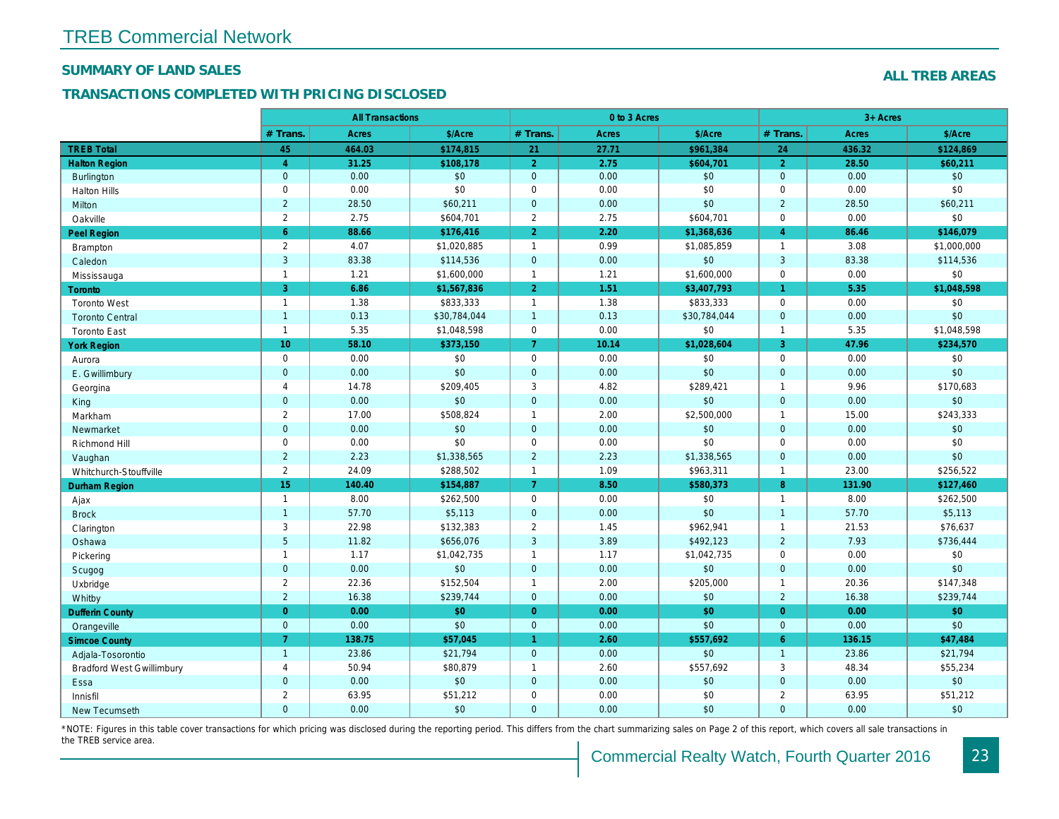# TREB Commercial Network

## SUMMARY OF LAND SALES

### TRANSACTIONS COMPLETED WITH PRICING DISCLOSED

**ALL TREB AREAS**

| | All Transactions | | | 0 to 3 Acres | | | 3+ Acres | | |
|---|---|---|---|---|---|---|---|---|---|
| | # Trans. | Acres | $/Acre | # Trans. | Acres | $/Acre | # Trans. | Acres | $/Acre |
| **TREB Total** | **45** | **464.03** | **$174,815** | **21** | **27.71** | **$961,384** | **24** | **436.32** | **$124,869** |
| **Halton Region** | **4** | **31.25** | **$108,178** | **2** | **2.75** | **$604,701** | **2** | **28.50** | **$60,211** |
| Burlington | 0 | 0.00 | $0 | 0 | 0.00 | $0 | 0 | 0.00 | $0 |
| Halton Hills | 0 | 0.00 | $0 | 0 | 0.00 | $0 | 0 | 0.00 | $0 |
| Milton | 2 | 28.50 | $60,211 | 0 | 0.00 | $0 | 2 | 28.50 | $60,211 |
| Oakville | 2 | 2.75 | $604,701 | 2 | 2.75 | $604,701 | 0 | 0.00 | $0 |
| **Peel Region** | **6** | **88.66** | **$176,416** | **2** | **2.20** | **$1,368,636** | **4** | **86.46** | **$146,079** |
| Brampton | 2 | 4.07 | $1,020,885 | 1 | 0.99 | $1,085,859 | 1 | 3.08 | $1,000,000 |
| Caledon | 3 | 83.38 | $114,536 | 0 | 0.00 | $0 | 3 | 83.38 | $114,536 |
| Mississauga | 1 | 1.21 | $1,600,000 | 1 | 1.21 | $1,600,000 | 0 | 0.00 | $0 |
| **Toronto** | **3** | **6.86** | **$1,567,836** | **2** | **1.51** | **$3,407,793** | **1** | **5.35** | **$1,048,598** |
| Toronto West | 1 | 1.38 | $833,333 | 1 | 1.38 | $833,333 | 0 | 0.00 | $0 |
| Toronto Central | 1 | 0.13 | $30,784,044 | 1 | 0.13 | $30,784,044 | 0 | 0.00 | $0 |
| Toronto East | 1 | 5.35 | $1,048,598 | 0 | 0.00 | $0 | 1 | 5.35 | $1,048,598 |
| **York Region** | **10** | **58.10** | **$373,150** | **7** | **10.14** | **$1,028,604** | **3** | **47.96** | **$234,570** |
| Aurora | 0 | 0.00 | $0 | 0 | 0.00 | $0 | 0 | 0.00 | $0 |
| E. Gwillimbury | 0 | 0.00 | $0 | 0 | 0.00 | $0 | 0 | 0.00 | $0 |
| Georgina | 4 | 14.78 | $209,405 | 3 | 4.82 | $289,421 | 1 | 9.96 | $170,683 |
| King | 0 | 0.00 | $0 | 0 | 0.00 | $0 | 0 | 0.00 | $0 |
| Markham | 2 | 17.00 | $508,824 | 1 | 2.00 | $2,500,000 | 1 | 15.00 | $243,333 |
| Newmarket | 0 | 0.00 | $0 | 0 | 0.00 | $0 | 0 | 0.00 | $0 |
| Richmond Hill | 0 | 0.00 | $0 | 0 | 0.00 | $0 | 0 | 0.00 | $0 |
| Vaughan | 2 | 2.23 | $1,338,565 | 2 | 2.23 | $1,338,565 | 0 | 0.00 | $0 |
| Whitchurch-Stouffville | 2 | 24.09 | $288,502 | 1 | 1.09 | $963,311 | 1 | 23.00 | $256,522 |
| **Durham Region** | **15** | **140.40** | **$154,887** | **7** | **8.50** | **$580,373** | **8** | **131.90** | **$127,460** |
| Ajax | 1 | 8.00 | $262,500 | 0 | 0.00 | $0 | 1 | 8.00 | $262,500 |
| Brock | 1 | 57.70 | $5,113 | 0 | 0.00 | $0 | 1 | 57.70 | $5,113 |
| Clarington | 3 | 22.98 | $132,383 | 2 | 1.45 | $962,941 | 1 | 21.53 | $76,637 |
| Oshawa | 5 | 11.82 | $656,076 | 3 | 3.89 | $492,123 | 2 | 7.93 | $736,444 |
| Pickering | 1 | 1.17 | $1,042,735 | 1 | 1.17 | $1,042,735 | 0 | 0.00 | $0 |
| Scugog | 0 | 0.00 | $0 | 0 | 0.00 | $0 | 0 | 0.00 | $0 |
| Uxbridge | 2 | 22.36 | $152,504 | 1 | 2.00 | $205,000 | 1 | 20.36 | $147,348 |
| Whitby | 2 | 16.38 | $239,744 | 0 | 0.00 | $0 | 2 | 16.38 | $239,744 |
| **Dufferin County** | **0** | **0.00** | **$0** | **0** | **0.00** | **$0** | **0** | **0.00** | **$0** |
| Orangeville | 0 | 0.00 | $0 | 0 | 0.00 | $0 | 0 | 0.00 | $0 |
| **Simcoe County** | **7** | **138.75** | **$57,045** | **1** | **2.60** | **$557,692** | **6** | **136.15** | **$47,484** |
| Adjala-Tosorontio | 1 | 23.86 | $21,794 | 0 | 0.00 | $0 | 1 | 23.86 | $21,794 |
| Bradford West Gwillimbury | 4 | 50.94 | $80,879 | 1 | 2.60 | $557,692 | 3 | 48.34 | $55,234 |
| Essa | 0 | 0.00 | $0 | 0 | 0.00 | $0 | 0 | 0.00 | $0 |
| Innisfil | 2 | 63.95 | $51,212 | 0 | 0.00 | $0 | 2 | 63.95 | $51,212 |
| New Tecumseth | 0 | 0.00 | $0 | 0 | 0.00 | $0 | 0 | 0.00 | $0 |

*NOTE: Figures in this table cover transactions for which pricing was disclosed during the reporting period. This differs from the chart summarizing sales on Page 2 of this report, which covers all sale transactions in the TREB service area.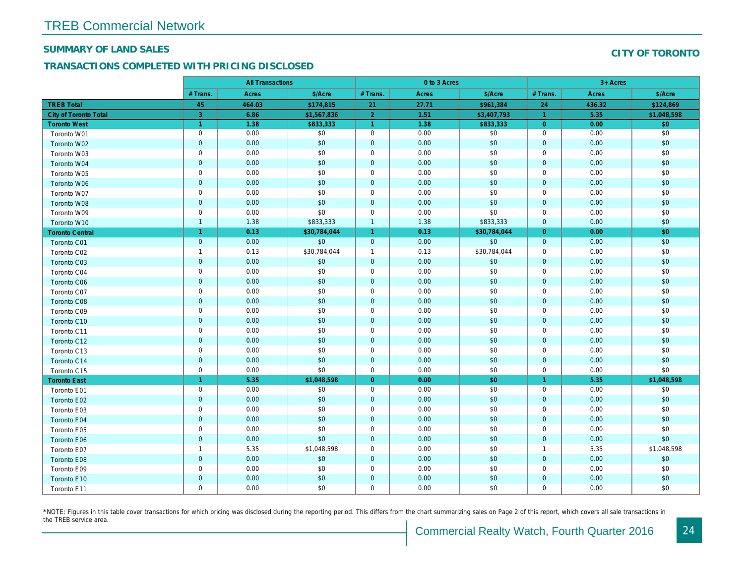## SUMMARY OF LAND SALES

**CITY OF TORONTO**

## TRANSACTIONS COMPLETED WITH PRICING DISCLOSED

| | All Transactions | | | 0 to 3 Acres | | | 3+ Acres | | |
|---|---|---|---|---|---|---|---|---|---|
| | # Trans. | Acres | $/Acre | # Trans. | Acres | $/Acre | # Trans. | Acres | $/Acre |
| **TREB Total** | **45** | **464.03** | **$174,815** | **21** | **27.71** | **$961,384** | **24** | **436.32** | **$124,869** |
| **City of Toronto Total** | **3** | **6.86** | **$1,567,836** | **2** | **1.51** | **$3,407,793** | **1** | **5.35** | **$1,048,598** |
| **Toronto West** | **1** | **1.38** | **$833,333** | **1** | **1.38** | **$833,333** | **0** | **0.00** | **$0** |
| Toronto W01 | 0 | 0.00 | $0 | 0 | 0.00 | $0 | 0 | 0.00 | $0 |
| Toronto W02 | 0 | 0.00 | $0 | 0 | 0.00 | $0 | 0 | 0.00 | $0 |
| Toronto W03 | 0 | 0.00 | $0 | 0 | 0.00 | $0 | 0 | 0.00 | $0 |
| Toronto W04 | 0 | 0.00 | $0 | 0 | 0.00 | $0 | 0 | 0.00 | $0 |
| Toronto W05 | 0 | 0.00 | $0 | 0 | 0.00 | $0 | 0 | 0.00 | $0 |
| Toronto W06 | 0 | 0.00 | $0 | 0 | 0.00 | $0 | 0 | 0.00 | $0 |
| Toronto W07 | 0 | 0.00 | $0 | 0 | 0.00 | $0 | 0 | 0.00 | $0 |
| Toronto W08 | 0 | 0.00 | $0 | 0 | 0.00 | $0 | 0 | 0.00 | $0 |
| Toronto W09 | 0 | 0.00 | $0 | 0 | 0.00 | $0 | 0 | 0.00 | $0 |
| Toronto W10 | 1 | 1.38 | $833,333 | 1 | 1.38 | $833,333 | 0 | 0.00 | $0 |
| **Toronto Central** | **1** | **0.13** | **$30,784,044** | **1** | **0.13** | **$30,784,044** | **0** | **0.00** | **$0** |
| Toronto C01 | 0 | 0.00 | $0 | 0 | 0.00 | $0 | 0 | 0.00 | $0 |
| Toronto C02 | 1 | 0.13 | $30,784,044 | 1 | 0.13 | $30,784,044 | 0 | 0.00 | $0 |
| Toronto C03 | 0 | 0.00 | $0 | 0 | 0.00 | $0 | 0 | 0.00 | $0 |
| Toronto C04 | 0 | 0.00 | $0 | 0 | 0.00 | $0 | 0 | 0.00 | $0 |
| Toronto C06 | 0 | 0.00 | $0 | 0 | 0.00 | $0 | 0 | 0.00 | $0 |
| Toronto C07 | 0 | 0.00 | $0 | 0 | 0.00 | $0 | 0 | 0.00 | $0 |
| Toronto C08 | 0 | 0.00 | $0 | 0 | 0.00 | $0 | 0 | 0.00 | $0 |
| Toronto C09 | 0 | 0.00 | $0 | 0 | 0.00 | $0 | 0 | 0.00 | $0 |
| Toronto C10 | 0 | 0.00 | $0 | 0 | 0.00 | $0 | 0 | 0.00 | $0 |
| Toronto C11 | 0 | 0.00 | $0 | 0 | 0.00 | $0 | 0 | 0.00 | $0 |
| Toronto C12 | 0 | 0.00 | $0 | 0 | 0.00 | $0 | 0 | 0.00 | $0 |
| Toronto C13 | 0 | 0.00 | $0 | 0 | 0.00 | $0 | 0 | 0.00 | $0 |
| Toronto C14 | 0 | 0.00 | $0 | 0 | 0.00 | $0 | 0 | 0.00 | $0 |
| Toronto C15 | 0 | 0.00 | $0 | 0 | 0.00 | $0 | 0 | 0.00 | $0 |
| **Toronto East** | **1** | **5.35** | **$1,048,598** | **0** | **0.00** | **$0** | **1** | **5.35** | **$1,048,598** |
| Toronto E01 | 0 | 0.00 | $0 | 0 | 0.00 | $0 | 0 | 0.00 | $0 |
| Toronto E02 | 0 | 0.00 | $0 | 0 | 0.00 | $0 | 0 | 0.00 | $0 |
| Toronto E03 | 0 | 0.00 | $0 | 0 | 0.00 | $0 | 0 | 0.00 | $0 |
| Toronto E04 | 0 | 0.00 | $0 | 0 | 0.00 | $0 | 0 | 0.00 | $0 |
| Toronto E05 | 0 | 0.00 | $0 | 0 | 0.00 | $0 | 0 | 0.00 | $0 |
| Toronto E06 | 0 | 0.00 | $0 | 0 | 0.00 | $0 | 0 | 0.00 | $0 |
| Toronto E07 | 1 | 5.35 | $1,048,598 | 0 | 0.00 | $0 | 1 | 5.35 | $1,048,598 |
| Toronto E08 | 0 | 0.00 | $0 | 0 | 0.00 | $0 | 0 | 0.00 | $0 |
| Toronto E09 | 0 | 0.00 | $0 | 0 | 0.00 | $0 | 0 | 0.00 | $0 |
| Toronto E10 | 0 | 0.00 | $0 | 0 | 0.00 | $0 | 0 | 0.00 | $0 |
| Toronto E11 | 0 | 0.00 | $0 | 0 | 0.00 | $0 | 0 | 0.00 | $0 |

*NOTE: Figures in this table cover transactions for which pricing was disclosed during the reporting period. This differs from the chart summarizing sales on Page 2 of this report, which covers all sale transactions in the TREB service area.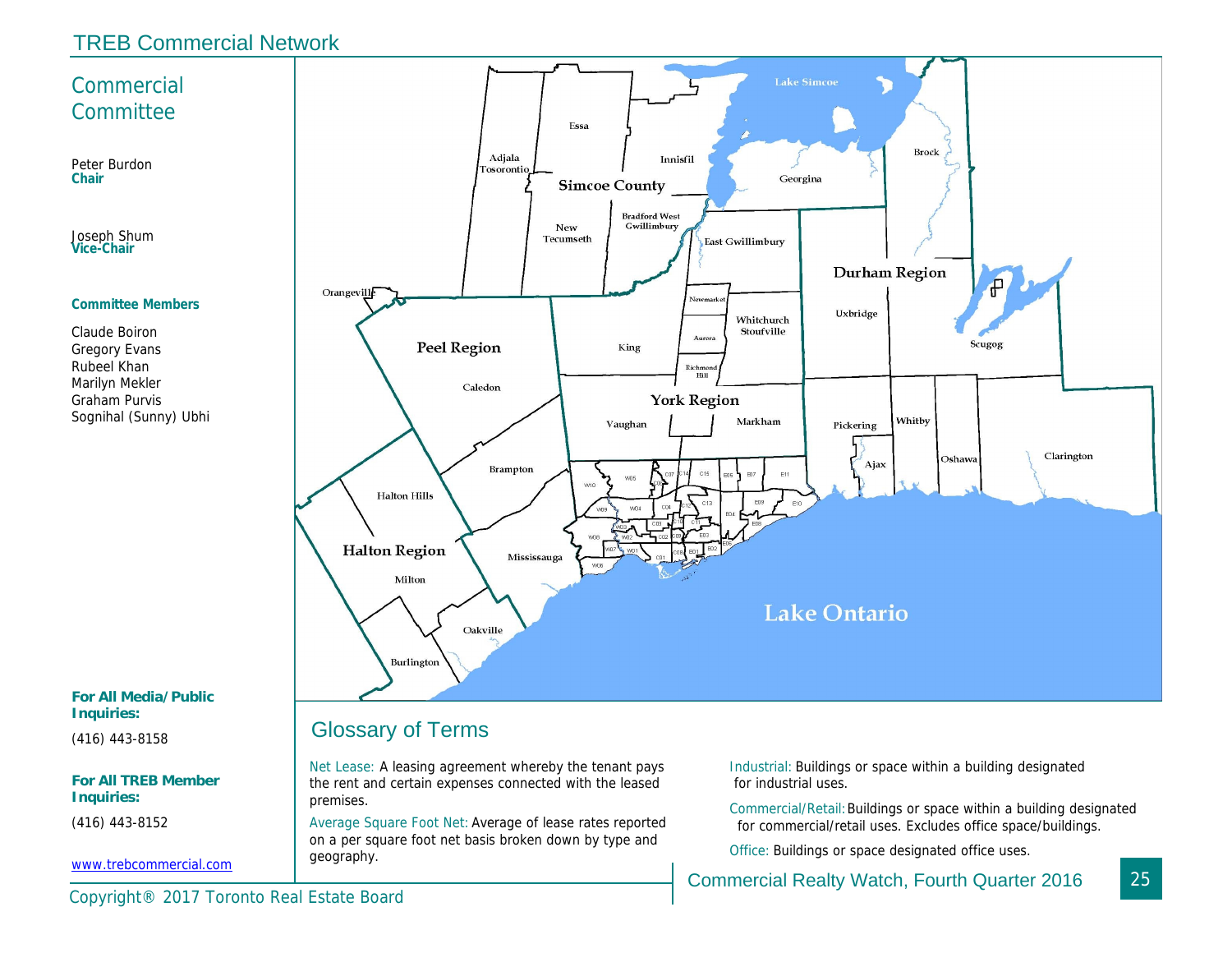# TREB Commercial Network

## Commercial Committee

Peter Burdon
**Chair**

Joseph Shum
**Vice-Chair**

**Committee Members**

Claude Boiron
Gregory Evans
Rubeel Khan
Marilyn Mekler
Graham Purvis
Sognihal (Sunny) Ubhi

Lake Simcoe
Essa
Adjala Tosorontio
Innisfil
Brock
Simcoe County
Georgina
Bradford West Gwillimbury
New Tecumseth
East Gwillimbury
Durham Region
Orangeville
Newmarket
Uxbridge
Whitchurch Stoufville
Aurora
Scugog
Peel Region
King
Richmond Hill
Caledon
York Region
Vaughan
Markham
Pickering
Whitby
Ajax
Oshawa
Clarington
Brampton
Halton Hills
Halton Region
Mississauga
Milton
Oakville
Burlington
Lake Ontario
W10 W05 W09 W04 W03 W02 W06 W07 W01 W08 C07 C14 C15 C06 C04 C12 C13 C03 C10 C11 C02 C09 C01 C08 E05 E07 E11 E09 E10 E04 E08 E03 E06 E01 E02

**For All Media/Public Inquiries:**

(416) 443-8158

**For All TREB Member Inquiries:**

(416) 443-8152

www.trebcommercial.com

## Glossary of Terms

Net Lease: A leasing agreement whereby the tenant pays the rent and certain expenses connected with the leased premises.

Average Square Foot Net: Average of lease rates reported on a per square foot net basis broken down by type and geography.

Industrial: Buildings or space within a building designated for industrial uses.

Commercial/Retail: Buildings or space within a building designated for commercial/retail uses. Excludes office space/buildings.

Office: Buildings or space designated office uses.

Copyright® 2017 Toronto Real Estate Board